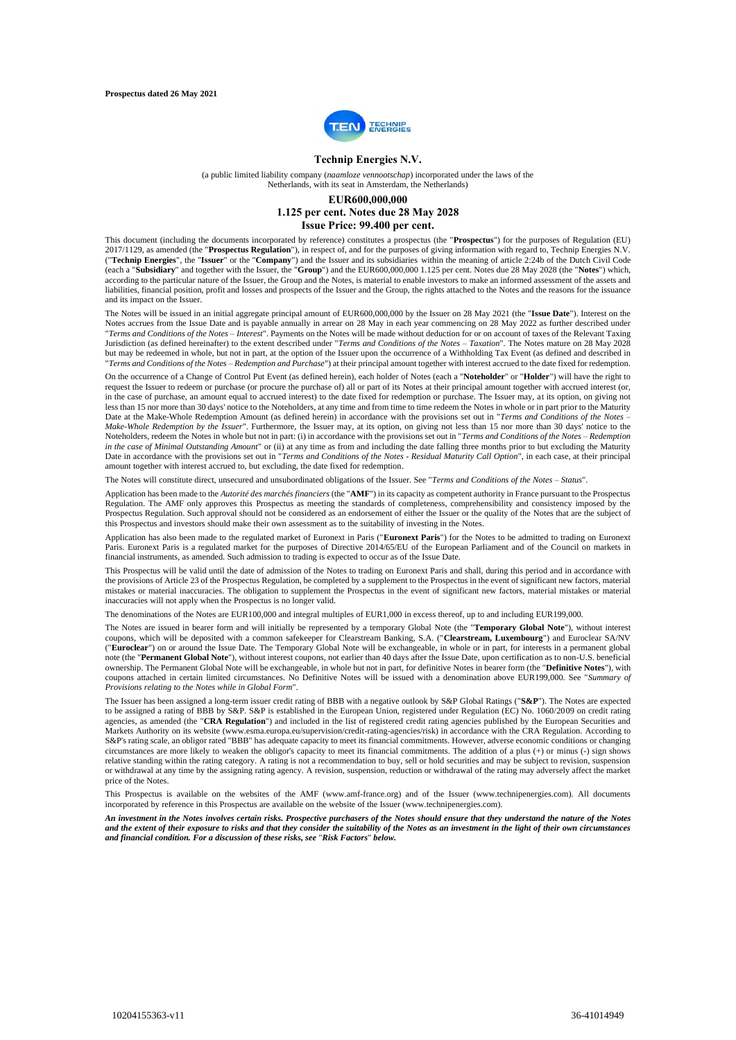**Prospectus dated 26 May 2021**

# Technip Energies N.V.

(a public limited liability company (*naamloze vennootschap*) incorporated under the laws of the Netherlands, with its seat in Amsterdam, the Netherlands)

## EUR600,000,000
## 1.125 per cent. Notes due 28 May 2028
## Issue Price: 99.400 per cent.

This document (including the documents incorporated by reference) constitutes a prospectus (the "**Prospectus**") for the purposes of Regulation (EU) 2017/1129, as amended (the "**Prospectus Regulation**"), in respect of, and for the purposes of giving information with regard to, Technip Energies N.V. ("**Technip Energies**", the "**Issuer**" or the "**Company**") and the Issuer and its subsidiaries within the meaning of article 2:24b of the Dutch Civil Code (each a "**Subsidiary**" and together with the Issuer, the "**Group**") and the EUR600,000,000 1.125 per cent. Notes due 28 May 2028 (the "**Notes**") which, according to the particular nature of the Issuer, the Group and the Notes, is material to enable investors to make an informed assessment of the assets and liabilities, financial position, profit and losses and prospects of the Issuer and the Group, the rights attached to the Notes and the reasons for the issuance and its impact on the Issuer.

The Notes will be issued in an initial aggregate principal amount of EUR600,000,000 by the Issuer on 28 May 2021 (the "**Issue Date**"). Interest on the Notes accrues from the Issue Date and is payable annually in arrear on 28 May in each year commencing on 28 May 2022 as further described under "*Terms and Conditions of the Notes – Interest*". Payments on the Notes will be made without deduction for or on account of taxes of the Relevant Taxing Jurisdiction (as defined hereinafter) to the extent described under "*Terms and Conditions of the Notes – Taxation*". The Notes mature on 28 May 2028 but may be redeemed in whole, but not in part, at the option of the Issuer upon the occurrence of a Withholding Tax Event (as defined and described in "*Terms and Conditions of the Notes – Redemption and Purchase*") at their principal amount together with interest accrued to the date fixed for redemption.

On the occurrence of a Change of Control Put Event (as defined herein), each holder of Notes (each a "**Noteholder**" or "**Holder**") will have the right to request the Issuer to redeem or purchase (or procure the purchase of) all or part of its Notes at their principal amount together with accrued interest (or, in the case of purchase, an amount equal to accrued interest) to the date fixed for redemption or purchase. The Issuer may, at its option, on giving not less than 15 nor more than 30 days' notice to the Noteholders, at any time and from time to time redeem the Notes in whole or in part prior to the Maturity Date at the Make-Whole Redemption Amount (as defined herein) in accordance with the provisions set out in "*Terms and Conditions of the Notes – Make-Whole Redemption by the Issuer*". Furthermore, the Issuer may, at its option, on giving not less than 15 nor more than 30 days' notice to the Noteholders, redeem the Notes in whole but not in part: (i) in accordance with the provisions set out in "*Terms and Conditions of the Notes – Redemption in the case of Minimal Outstanding Amount*" or (ii) at any time as from and including the date falling three months prior to but excluding the Maturity Date in accordance with the provisions set out in "*Terms and Conditions of the Notes - Residual Maturity Call Option*", in each case, at their principal amount together with interest accrued to, but excluding, the date fixed for redemption.

The Notes will constitute direct, unsecured and unsubordinated obligations of the Issuer. See "*Terms and Conditions of the Notes – Status*".

Application has been made to the *Autorité des marchés financiers* (the "**AMF**") in its capacity as competent authority in France pursuant to the Prospectus Regulation. The AMF only approves this Prospectus as meeting the standards of completeness, comprehensibility and consistency imposed by the Prospectus Regulation. Such approval should not be considered as an endorsement of either the Issuer or the quality of the Notes that are the subject of this Prospectus and investors should make their own assessment as to the suitability of investing in the Notes.

Application has also been made to the regulated market of Euronext in Paris ("**Euronext Paris**") for the Notes to be admitted to trading on Euronext Paris. Euronext Paris is a regulated market for the purposes of Directive 2014/65/EU of the European Parliament and of the Council on markets in financial instruments, as amended. Such admission to trading is expected to occur as of the Issue Date.

This Prospectus will be valid until the date of admission of the Notes to trading on Euronext Paris and shall, during this period and in accordance with the provisions of Article 23 of the Prospectus Regulation, be completed by a supplement to the Prospectus in the event of significant new factors, material mistakes or material inaccuracies. The obligation to supplement the Prospectus in the event of significant new factors, material mistakes or material inaccuracies will not apply when the Prospectus is no longer valid.

The denominations of the Notes are EUR100,000 and integral multiples of EUR1,000 in excess thereof, up to and including EUR199,000.

The Notes are issued in bearer form and will initially be represented by a temporary Global Note (the "**Temporary Global Note**"), without interest coupons, which will be deposited with a common safekeeper for Clearstream Banking, S.A. ("**Clearstream, Luxembourg**") and Euroclear SA/NV ("**Euroclear**") on or around the Issue Date. The Temporary Global Note will be exchangeable, in whole or in part, for interests in a permanent global note (the "**Permanent Global Note**"), without interest coupons, not earlier than 40 days after the Issue Date, upon certification as to non-U.S. beneficial ownership. The Permanent Global Note will be exchangeable, in whole but not in part, for definitive Notes in bearer form (the "**Definitive Notes**"), with coupons attached in certain limited circumstances. No Definitive Notes will be issued with a denomination above EUR199,000. See "*Summary of Provisions relating to the Notes while in Global Form*".

The Issuer has been assigned a long-term issuer credit rating of BBB with a negative outlook by S&P Global Ratings ("**S&P**"). The Notes are expected to be assigned a rating of BBB by S&P. S&P is established in the European Union, registered under Regulation (EC) No. 1060/2009 on credit rating agencies, as amended (the "**CRA Regulation**") and included in the list of registered credit rating agencies published by the European Securities and Markets Authority on its website (www.esma.europa.eu/supervision/credit-rating-agencies/risk) in accordance with the CRA Regulation. According to S&P's rating scale, an obligor rated "BBB" has adequate capacity to meet its financial commitments. However, adverse economic conditions or changing circumstances are more likely to weaken the obligor's capacity to meet its financial commitments. The addition of a plus (+) or minus (-) sign shows relative standing within the rating category. A rating is not a recommendation to buy, sell or hold securities and may be subject to revision, suspension or withdrawal at any time by the assigning rating agency. A revision, suspension, reduction or withdrawal of the rating may adversely affect the market price of the Notes.

This Prospectus is available on the websites of the AMF (www.amf-france.org) and of the Issuer (www.technipenergies.com). All documents incorporated by reference in this Prospectus are available on the website of the Issuer (www.technipenergies.com).

***An investment in the Notes involves certain risks. Prospective purchasers of the Notes should ensure that they understand the nature of the Notes and the extent of their exposure to risks and that they consider the suitability of the Notes as an investment in the light of their own circumstances and financial condition. For a discussion of these risks, see "Risk Factors" below.***

10204155363-v11 36-41014949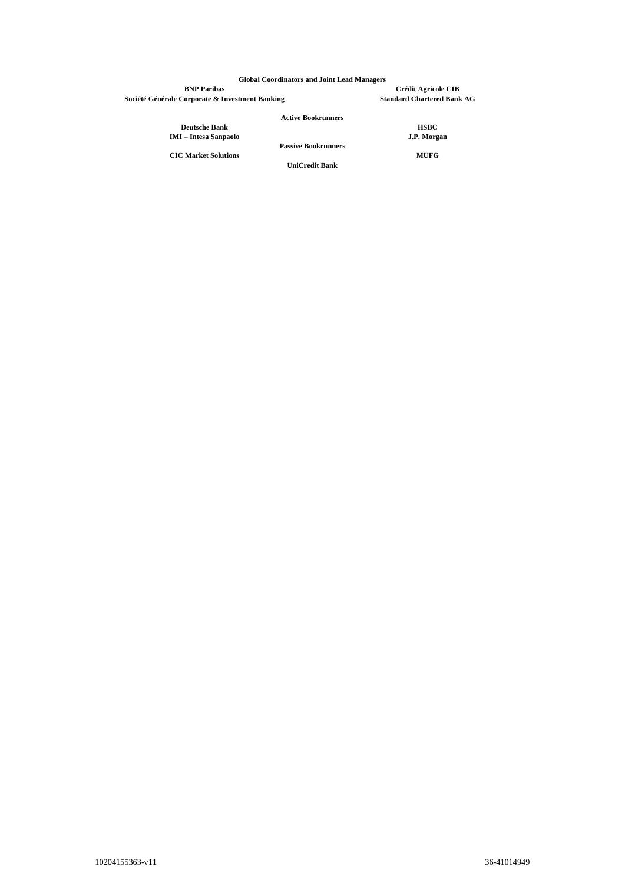**Global Coordinators and Joint Lead Managers**

**BNP Paribas**

**Crédit Agricole CIB**

**Société Générale Corporate & Investment Banking**

**Standard Chartered Bank AG**

**Active Bookrunners**

**Deutsche Bank**

**HSBC**

**IMI – Intesa Sanpaolo**

**J.P. Morgan**

**Passive Bookrunners**

**CIC Market Solutions**

**MUFG**

**UniCredit Bank**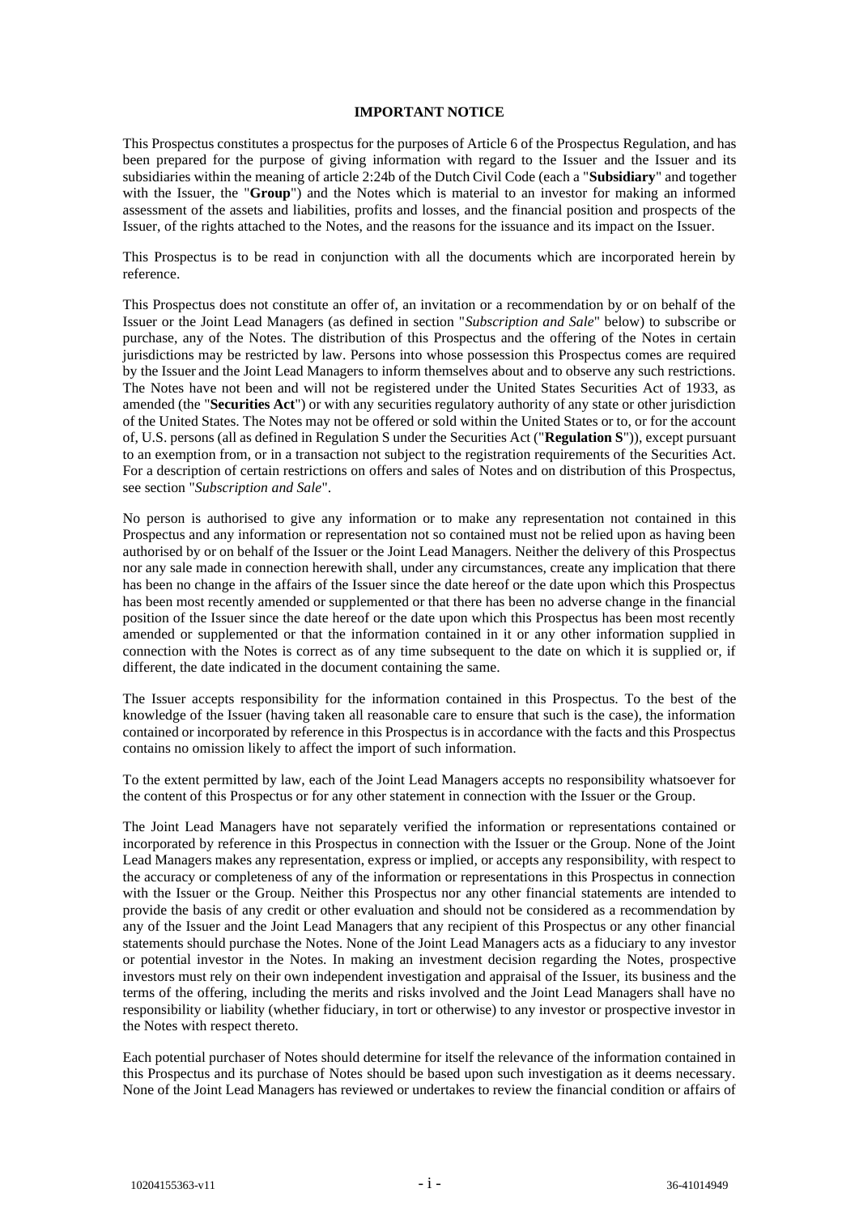**IMPORTANT NOTICE**

This Prospectus constitutes a prospectus for the purposes of Article 6 of the Prospectus Regulation, and has been prepared for the purpose of giving information with regard to the Issuer and the Issuer and its subsidiaries within the meaning of article 2:24b of the Dutch Civil Code (each a "**Subsidiary**" and together with the Issuer, the "**Group**") and the Notes which is material to an investor for making an informed assessment of the assets and liabilities, profits and losses, and the financial position and prospects of the Issuer, of the rights attached to the Notes, and the reasons for the issuance and its impact on the Issuer.

This Prospectus is to be read in conjunction with all the documents which are incorporated herein by reference.

This Prospectus does not constitute an offer of, an invitation or a recommendation by or on behalf of the Issuer or the Joint Lead Managers (as defined in section "*Subscription and Sale*" below) to subscribe or purchase, any of the Notes. The distribution of this Prospectus and the offering of the Notes in certain jurisdictions may be restricted by law. Persons into whose possession this Prospectus comes are required by the Issuer and the Joint Lead Managers to inform themselves about and to observe any such restrictions. The Notes have not been and will not be registered under the United States Securities Act of 1933, as amended (the "**Securities Act**") or with any securities regulatory authority of any state or other jurisdiction of the United States. The Notes may not be offered or sold within the United States or to, or for the account of, U.S. persons (all as defined in Regulation S under the Securities Act ("**Regulation S**")), except pursuant to an exemption from, or in a transaction not subject to the registration requirements of the Securities Act. For a description of certain restrictions on offers and sales of Notes and on distribution of this Prospectus, see section "*Subscription and Sale*".

No person is authorised to give any information or to make any representation not contained in this Prospectus and any information or representation not so contained must not be relied upon as having been authorised by or on behalf of the Issuer or the Joint Lead Managers. Neither the delivery of this Prospectus nor any sale made in connection herewith shall, under any circumstances, create any implication that there has been no change in the affairs of the Issuer since the date hereof or the date upon which this Prospectus has been most recently amended or supplemented or that there has been no adverse change in the financial position of the Issuer since the date hereof or the date upon which this Prospectus has been most recently amended or supplemented or that the information contained in it or any other information supplied in connection with the Notes is correct as of any time subsequent to the date on which it is supplied or, if different, the date indicated in the document containing the same.

The Issuer accepts responsibility for the information contained in this Prospectus. To the best of the knowledge of the Issuer (having taken all reasonable care to ensure that such is the case), the information contained or incorporated by reference in this Prospectus is in accordance with the facts and this Prospectus contains no omission likely to affect the import of such information.

To the extent permitted by law, each of the Joint Lead Managers accepts no responsibility whatsoever for the content of this Prospectus or for any other statement in connection with the Issuer or the Group.

The Joint Lead Managers have not separately verified the information or representations contained or incorporated by reference in this Prospectus in connection with the Issuer or the Group. None of the Joint Lead Managers makes any representation, express or implied, or accepts any responsibility, with respect to the accuracy or completeness of any of the information or representations in this Prospectus in connection with the Issuer or the Group. Neither this Prospectus nor any other financial statements are intended to provide the basis of any credit or other evaluation and should not be considered as a recommendation by any of the Issuer and the Joint Lead Managers that any recipient of this Prospectus or any other financial statements should purchase the Notes. None of the Joint Lead Managers acts as a fiduciary to any investor or potential investor in the Notes. In making an investment decision regarding the Notes, prospective investors must rely on their own independent investigation and appraisal of the Issuer, its business and the terms of the offering, including the merits and risks involved and the Joint Lead Managers shall have no responsibility or liability (whether fiduciary, in tort or otherwise) to any investor or prospective investor in the Notes with respect thereto.

Each potential purchaser of Notes should determine for itself the relevance of the information contained in this Prospectus and its purchase of Notes should be based upon such investigation as it deems necessary. None of the Joint Lead Managers has reviewed or undertakes to review the financial condition or affairs of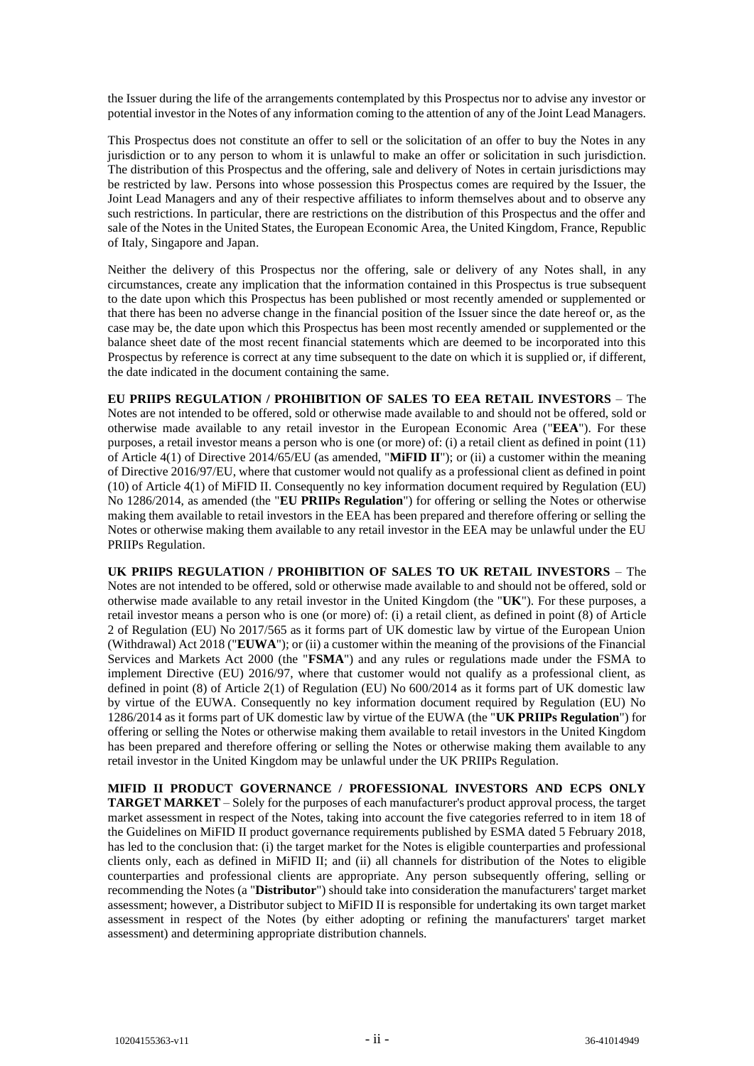the Issuer during the life of the arrangements contemplated by this Prospectus nor to advise any investor or potential investor in the Notes of any information coming to the attention of any of the Joint Lead Managers.

This Prospectus does not constitute an offer to sell or the solicitation of an offer to buy the Notes in any jurisdiction or to any person to whom it is unlawful to make an offer or solicitation in such jurisdiction. The distribution of this Prospectus and the offering, sale and delivery of Notes in certain jurisdictions may be restricted by law. Persons into whose possession this Prospectus comes are required by the Issuer, the Joint Lead Managers and any of their respective affiliates to inform themselves about and to observe any such restrictions. In particular, there are restrictions on the distribution of this Prospectus and the offer and sale of the Notes in the United States, the European Economic Area, the United Kingdom, France, Republic of Italy, Singapore and Japan.

Neither the delivery of this Prospectus nor the offering, sale or delivery of any Notes shall, in any circumstances, create any implication that the information contained in this Prospectus is true subsequent to the date upon which this Prospectus has been published or most recently amended or supplemented or that there has been no adverse change in the financial position of the Issuer since the date hereof or, as the case may be, the date upon which this Prospectus has been most recently amended or supplemented or the balance sheet date of the most recent financial statements which are deemed to be incorporated into this Prospectus by reference is correct at any time subsequent to the date on which it is supplied or, if different, the date indicated in the document containing the same.

**EU PRIIPS REGULATION / PROHIBITION OF SALES TO EEA RETAIL INVESTORS** – The Notes are not intended to be offered, sold or otherwise made available to and should not be offered, sold or otherwise made available to any retail investor in the European Economic Area ("**EEA**"). For these purposes, a retail investor means a person who is one (or more) of: (i) a retail client as defined in point (11) of Article 4(1) of Directive 2014/65/EU (as amended, "**MiFID II**"); or (ii) a customer within the meaning of Directive 2016/97/EU, where that customer would not qualify as a professional client as defined in point (10) of Article 4(1) of MiFID II. Consequently no key information document required by Regulation (EU) No 1286/2014, as amended (the "**EU PRIIPs Regulation**") for offering or selling the Notes or otherwise making them available to retail investors in the EEA has been prepared and therefore offering or selling the Notes or otherwise making them available to any retail investor in the EEA may be unlawful under the EU PRIIPs Regulation.

**UK PRIIPS REGULATION / PROHIBITION OF SALES TO UK RETAIL INVESTORS** – The Notes are not intended to be offered, sold or otherwise made available to and should not be offered, sold or otherwise made available to any retail investor in the United Kingdom (the "**UK**"). For these purposes, a retail investor means a person who is one (or more) of: (i) a retail client, as defined in point (8) of Article 2 of Regulation (EU) No 2017/565 as it forms part of UK domestic law by virtue of the European Union (Withdrawal) Act 2018 ("**EUWA**"); or (ii) a customer within the meaning of the provisions of the Financial Services and Markets Act 2000 (the "**FSMA**") and any rules or regulations made under the FSMA to implement Directive (EU) 2016/97, where that customer would not qualify as a professional client, as defined in point (8) of Article 2(1) of Regulation (EU) No 600/2014 as it forms part of UK domestic law by virtue of the EUWA. Consequently no key information document required by Regulation (EU) No 1286/2014 as it forms part of UK domestic law by virtue of the EUWA (the "**UK PRIIPs Regulation**") for offering or selling the Notes or otherwise making them available to retail investors in the United Kingdom has been prepared and therefore offering or selling the Notes or otherwise making them available to any retail investor in the United Kingdom may be unlawful under the UK PRIIPs Regulation.

**MIFID II PRODUCT GOVERNANCE / PROFESSIONAL INVESTORS AND ECPS ONLY TARGET MARKET** – Solely for the purposes of each manufacturer's product approval process, the target market assessment in respect of the Notes, taking into account the five categories referred to in item 18 of the Guidelines on MiFID II product governance requirements published by ESMA dated 5 February 2018, has led to the conclusion that: (i) the target market for the Notes is eligible counterparties and professional clients only, each as defined in MiFID II; and (ii) all channels for distribution of the Notes to eligible counterparties and professional clients are appropriate. Any person subsequently offering, selling or recommending the Notes (a "**Distributor**") should take into consideration the manufacturers' target market assessment; however, a Distributor subject to MiFID II is responsible for undertaking its own target market assessment in respect of the Notes (by either adopting or refining the manufacturers' target market assessment) and determining appropriate distribution channels.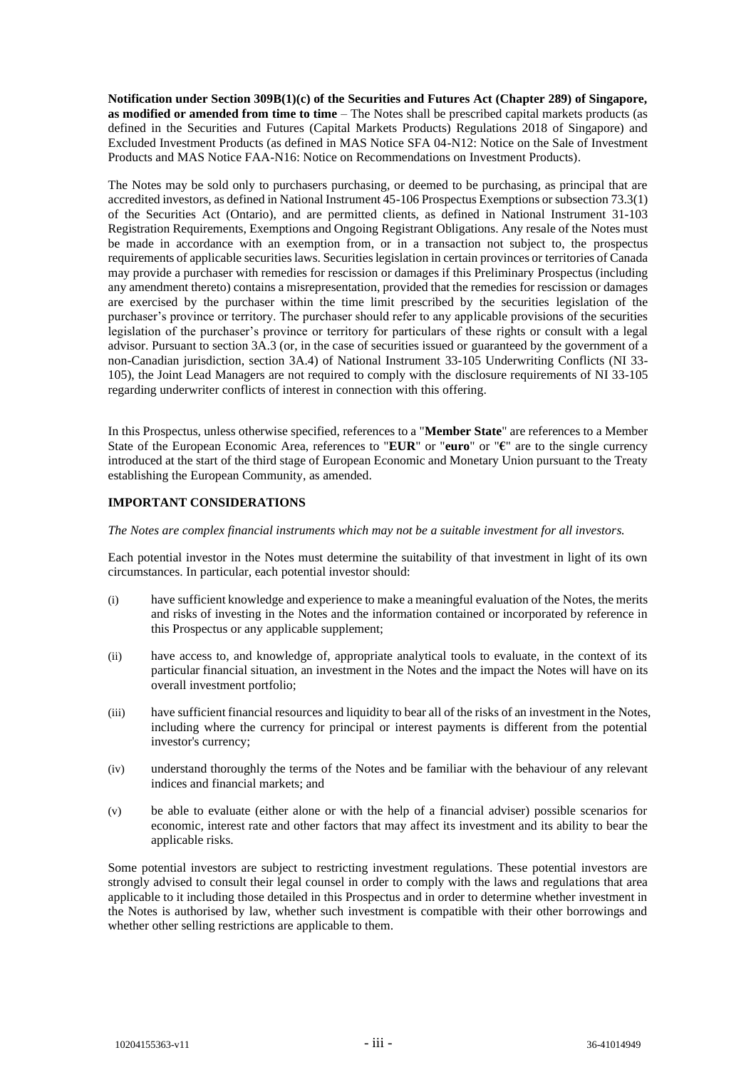**Notification under Section 309B(1)(c) of the Securities and Futures Act (Chapter 289) of Singapore, as modified or amended from time to time** – The Notes shall be prescribed capital markets products (as defined in the Securities and Futures (Capital Markets Products) Regulations 2018 of Singapore) and Excluded Investment Products (as defined in MAS Notice SFA 04-N12: Notice on the Sale of Investment Products and MAS Notice FAA-N16: Notice on Recommendations on Investment Products).

The Notes may be sold only to purchasers purchasing, or deemed to be purchasing, as principal that are accredited investors, as defined in National Instrument 45-106 Prospectus Exemptions or subsection 73.3(1) of the Securities Act (Ontario), and are permitted clients, as defined in National Instrument 31-103 Registration Requirements, Exemptions and Ongoing Registrant Obligations. Any resale of the Notes must be made in accordance with an exemption from, or in a transaction not subject to, the prospectus requirements of applicable securities laws. Securities legislation in certain provinces or territories of Canada may provide a purchaser with remedies for rescission or damages if this Preliminary Prospectus (including any amendment thereto) contains a misrepresentation, provided that the remedies for rescission or damages are exercised by the purchaser within the time limit prescribed by the securities legislation of the purchaser's province or territory. The purchaser should refer to any applicable provisions of the securities legislation of the purchaser's province or territory for particulars of these rights or consult with a legal advisor. Pursuant to section 3A.3 (or, in the case of securities issued or guaranteed by the government of a non-Canadian jurisdiction, section 3A.4) of National Instrument 33-105 Underwriting Conflicts (NI 33-105), the Joint Lead Managers are not required to comply with the disclosure requirements of NI 33-105 regarding underwriter conflicts of interest in connection with this offering.

In this Prospectus, unless otherwise specified, references to a "**Member State**" are references to a Member State of the European Economic Area, references to "**EUR**" or "**euro**" or "**€**" are to the single currency introduced at the start of the third stage of European Economic and Monetary Union pursuant to the Treaty establishing the European Community, as amended.

## IMPORTANT CONSIDERATIONS

*The Notes are complex financial instruments which may not be a suitable investment for all investors.*

Each potential investor in the Notes must determine the suitability of that investment in light of its own circumstances. In particular, each potential investor should:

(i) have sufficient knowledge and experience to make a meaningful evaluation of the Notes, the merits and risks of investing in the Notes and the information contained or incorporated by reference in this Prospectus or any applicable supplement;

(ii) have access to, and knowledge of, appropriate analytical tools to evaluate, in the context of its particular financial situation, an investment in the Notes and the impact the Notes will have on its overall investment portfolio;

(iii) have sufficient financial resources and liquidity to bear all of the risks of an investment in the Notes, including where the currency for principal or interest payments is different from the potential investor's currency;

(iv) understand thoroughly the terms of the Notes and be familiar with the behaviour of any relevant indices and financial markets; and

(v) be able to evaluate (either alone or with the help of a financial adviser) possible scenarios for economic, interest rate and other factors that may affect its investment and its ability to bear the applicable risks.

Some potential investors are subject to restricting investment regulations. These potential investors are strongly advised to consult their legal counsel in order to comply with the laws and regulations that area applicable to it including those detailed in this Prospectus and in order to determine whether investment in the Notes is authorised by law, whether such investment is compatible with their other borrowings and whether other selling restrictions are applicable to them.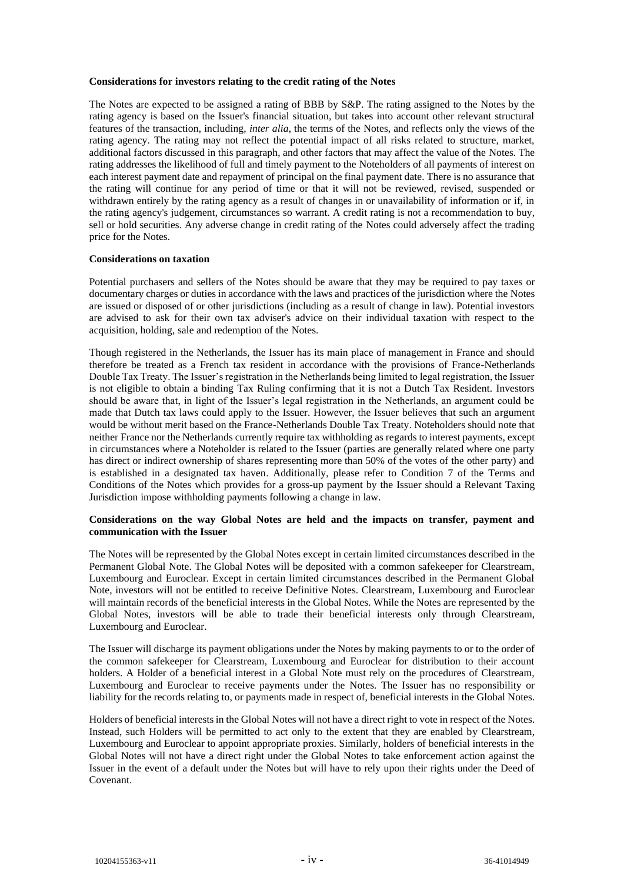**Considerations for investors relating to the credit rating of the Notes**

The Notes are expected to be assigned a rating of BBB by S&P. The rating assigned to the Notes by the rating agency is based on the Issuer's financial situation, but takes into account other relevant structural features of the transaction, including, *inter alia*, the terms of the Notes, and reflects only the views of the rating agency. The rating may not reflect the potential impact of all risks related to structure, market, additional factors discussed in this paragraph, and other factors that may affect the value of the Notes. The rating addresses the likelihood of full and timely payment to the Noteholders of all payments of interest on each interest payment date and repayment of principal on the final payment date. There is no assurance that the rating will continue for any period of time or that it will not be reviewed, revised, suspended or withdrawn entirely by the rating agency as a result of changes in or unavailability of information or if, in the rating agency's judgement, circumstances so warrant. A credit rating is not a recommendation to buy, sell or hold securities. Any adverse change in credit rating of the Notes could adversely affect the trading price for the Notes.

**Considerations on taxation**

Potential purchasers and sellers of the Notes should be aware that they may be required to pay taxes or documentary charges or duties in accordance with the laws and practices of the jurisdiction where the Notes are issued or disposed of or other jurisdictions (including as a result of change in law). Potential investors are advised to ask for their own tax adviser's advice on their individual taxation with respect to the acquisition, holding, sale and redemption of the Notes.

Though registered in the Netherlands, the Issuer has its main place of management in France and should therefore be treated as a French tax resident in accordance with the provisions of France-Netherlands Double Tax Treaty. The Issuer's registration in the Netherlands being limited to legal registration, the Issuer is not eligible to obtain a binding Tax Ruling confirming that it is not a Dutch Tax Resident. Investors should be aware that, in light of the Issuer's legal registration in the Netherlands, an argument could be made that Dutch tax laws could apply to the Issuer. However, the Issuer believes that such an argument would be without merit based on the France-Netherlands Double Tax Treaty. Noteholders should note that neither France nor the Netherlands currently require tax withholding as regards to interest payments, except in circumstances where a Noteholder is related to the Issuer (parties are generally related where one party has direct or indirect ownership of shares representing more than 50% of the votes of the other party) and is established in a designated tax haven. Additionally, please refer to Condition 7 of the Terms and Conditions of the Notes which provides for a gross-up payment by the Issuer should a Relevant Taxing Jurisdiction impose withholding payments following a change in law.

**Considerations on the way Global Notes are held and the impacts on transfer, payment and communication with the Issuer**

The Notes will be represented by the Global Notes except in certain limited circumstances described in the Permanent Global Note. The Global Notes will be deposited with a common safekeeper for Clearstream, Luxembourg and Euroclear. Except in certain limited circumstances described in the Permanent Global Note, investors will not be entitled to receive Definitive Notes. Clearstream, Luxembourg and Euroclear will maintain records of the beneficial interests in the Global Notes. While the Notes are represented by the Global Notes, investors will be able to trade their beneficial interests only through Clearstream, Luxembourg and Euroclear.

The Issuer will discharge its payment obligations under the Notes by making payments to or to the order of the common safekeeper for Clearstream, Luxembourg and Euroclear for distribution to their account holders. A Holder of a beneficial interest in a Global Note must rely on the procedures of Clearstream, Luxembourg and Euroclear to receive payments under the Notes. The Issuer has no responsibility or liability for the records relating to, or payments made in respect of, beneficial interests in the Global Notes.

Holders of beneficial interests in the Global Notes will not have a direct right to vote in respect of the Notes. Instead, such Holders will be permitted to act only to the extent that they are enabled by Clearstream, Luxembourg and Euroclear to appoint appropriate proxies. Similarly, holders of beneficial interests in the Global Notes will not have a direct right under the Global Notes to take enforcement action against the Issuer in the event of a default under the Notes but will have to rely upon their rights under the Deed of Covenant.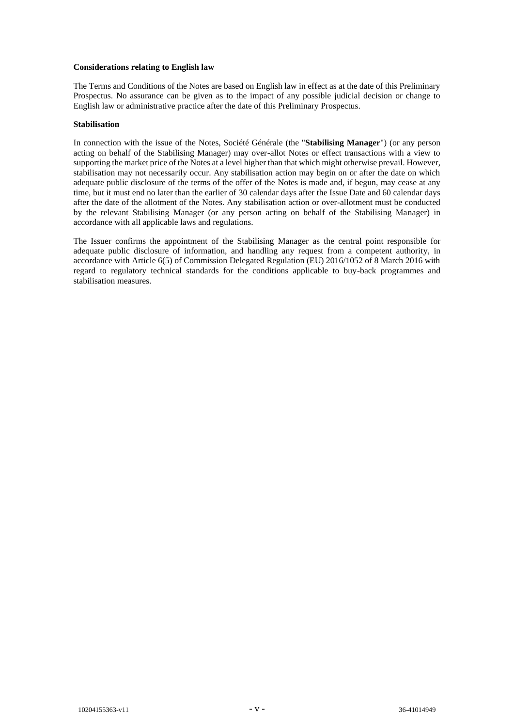**Considerations relating to English law**

The Terms and Conditions of the Notes are based on English law in effect as at the date of this Preliminary Prospectus. No assurance can be given as to the impact of any possible judicial decision or change to English law or administrative practice after the date of this Preliminary Prospectus.

**Stabilisation**

In connection with the issue of the Notes, Société Générale (the "**Stabilising Manager**") (or any person acting on behalf of the Stabilising Manager) may over-allot Notes or effect transactions with a view to supporting the market price of the Notes at a level higher than that which might otherwise prevail. However, stabilisation may not necessarily occur. Any stabilisation action may begin on or after the date on which adequate public disclosure of the terms of the offer of the Notes is made and, if begun, may cease at any time, but it must end no later than the earlier of 30 calendar days after the Issue Date and 60 calendar days after the date of the allotment of the Notes. Any stabilisation action or over-allotment must be conducted by the relevant Stabilising Manager (or any person acting on behalf of the Stabilising Manager) in accordance with all applicable laws and regulations.

The Issuer confirms the appointment of the Stabilising Manager as the central point responsible for adequate public disclosure of information, and handling any request from a competent authority, in accordance with Article 6(5) of Commission Delegated Regulation (EU) 2016/1052 of 8 March 2016 with regard to regulatory technical standards for the conditions applicable to buy-back programmes and stabilisation measures.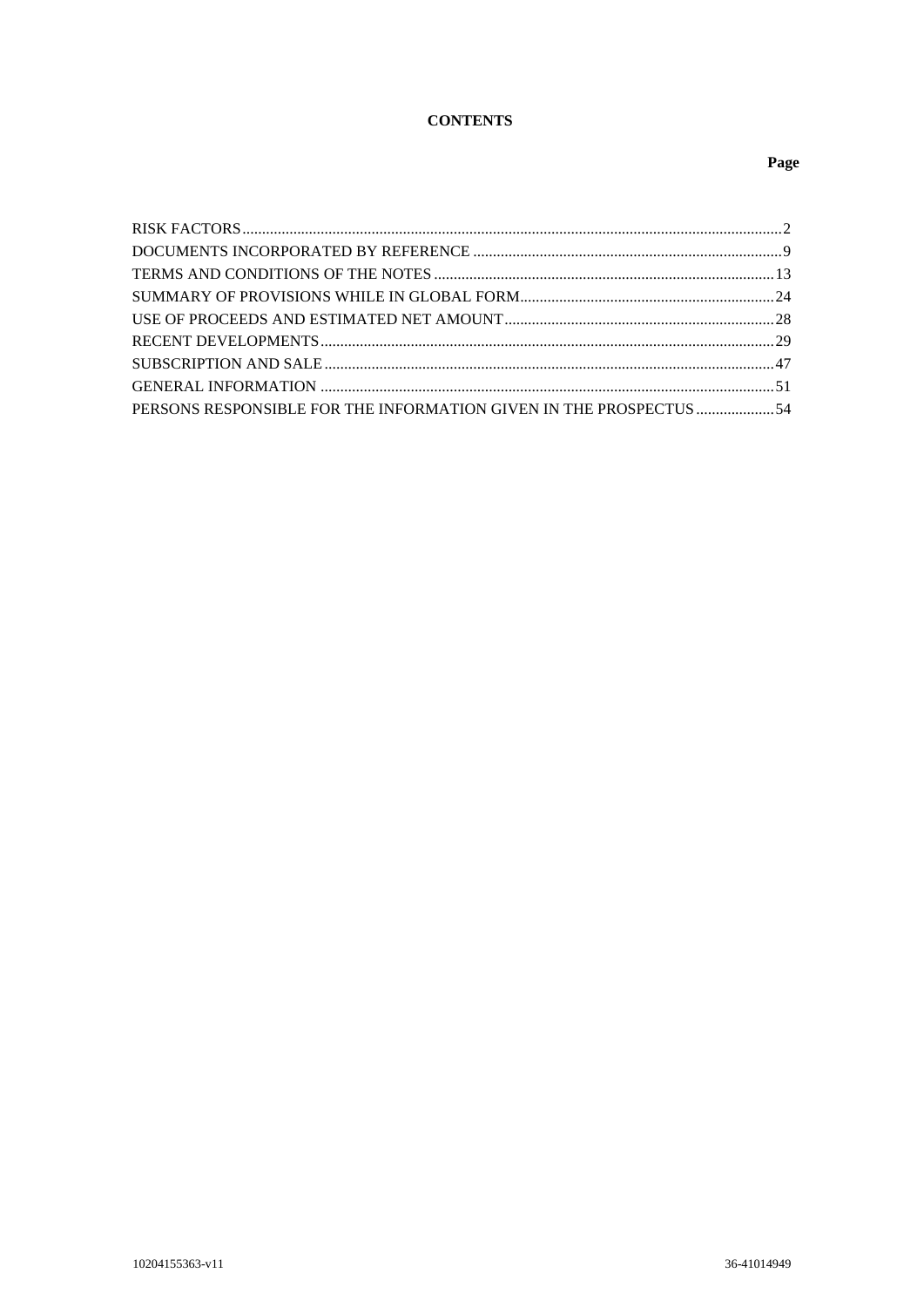**CONTENTS**

| | Page |
|---|---|
| RISK FACTORS | 2 |
| DOCUMENTS INCORPORATED BY REFERENCE | 9 |
| TERMS AND CONDITIONS OF THE NOTES | 13 |
| SUMMARY OF PROVISIONS WHILE IN GLOBAL FORM | 24 |
| USE OF PROCEEDS AND ESTIMATED NET AMOUNT | 28 |
| RECENT DEVELOPMENTS | 29 |
| SUBSCRIPTION AND SALE | 47 |
| GENERAL INFORMATION | 51 |
| PERSONS RESPONSIBLE FOR THE INFORMATION GIVEN IN THE PROSPECTUS | 54 |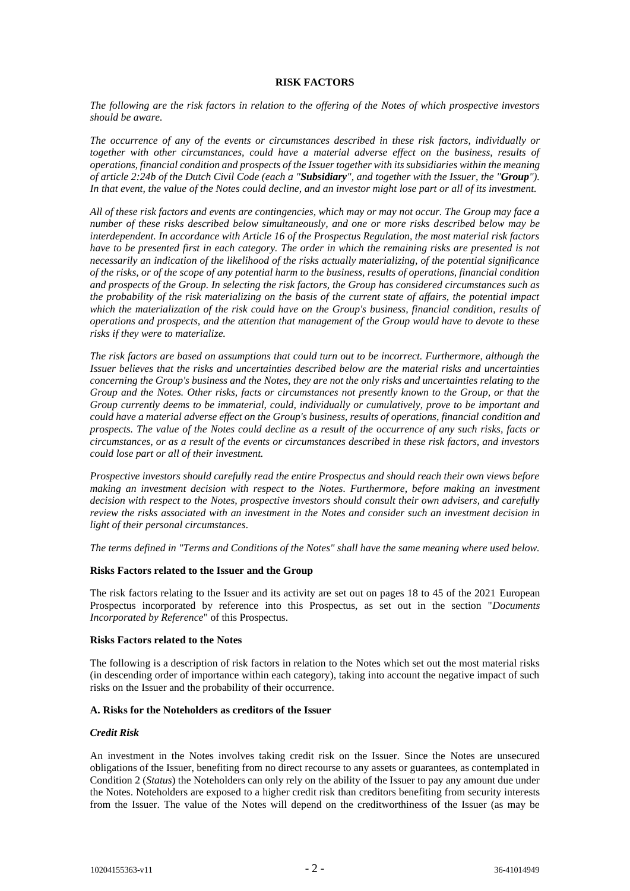## RISK FACTORS

*The following are the risk factors in relation to the offering of the Notes of which prospective investors should be aware.*

*The occurrence of any of the events or circumstances described in these risk factors, individually or together with other circumstances, could have a material adverse effect on the business, results of operations, financial condition and prospects of the Issuer together with its subsidiaries within the meaning of article 2:24b of the Dutch Civil Code (each a "**Subsidiary**", and together with the Issuer, the "**Group**"). In that event, the value of the Notes could decline, and an investor might lose part or all of its investment.*

*All of these risk factors and events are contingencies, which may or may not occur. The Group may face a number of these risks described below simultaneously, and one or more risks described below may be interdependent. In accordance with Article 16 of the Prospectus Regulation, the most material risk factors have to be presented first in each category. The order in which the remaining risks are presented is not necessarily an indication of the likelihood of the risks actually materializing, of the potential significance of the risks, or of the scope of any potential harm to the business, results of operations, financial condition and prospects of the Group. In selecting the risk factors, the Group has considered circumstances such as the probability of the risk materializing on the basis of the current state of affairs, the potential impact which the materialization of the risk could have on the Group's business, financial condition, results of operations and prospects, and the attention that management of the Group would have to devote to these risks if they were to materialize.*

*The risk factors are based on assumptions that could turn out to be incorrect. Furthermore, although the Issuer believes that the risks and uncertainties described below are the material risks and uncertainties concerning the Group's business and the Notes, they are not the only risks and uncertainties relating to the Group and the Notes. Other risks, facts or circumstances not presently known to the Group, or that the Group currently deems to be immaterial, could, individually or cumulatively, prove to be important and could have a material adverse effect on the Group's business, results of operations, financial condition and prospects. The value of the Notes could decline as a result of the occurrence of any such risks, facts or circumstances, or as a result of the events or circumstances described in these risk factors, and investors could lose part or all of their investment.*

*Prospective investors should carefully read the entire Prospectus and should reach their own views before making an investment decision with respect to the Notes. Furthermore, before making an investment decision with respect to the Notes, prospective investors should consult their own advisers, and carefully review the risks associated with an investment in the Notes and consider such an investment decision in light of their personal circumstances.*

*The terms defined in "Terms and Conditions of the Notes" shall have the same meaning where used below.*

### Risks Factors related to the Issuer and the Group

The risk factors relating to the Issuer and its activity are set out on pages 18 to 45 of the 2021 European Prospectus incorporated by reference into this Prospectus, as set out in the section "*Documents Incorporated by Reference*" of this Prospectus.

### Risks Factors related to the Notes

The following is a description of risk factors in relation to the Notes which set out the most material risks (in descending order of importance within each category), taking into account the negative impact of such risks on the Issuer and the probability of their occurrence.

### A. Risks for the Noteholders as creditors of the Issuer

#### *Credit Risk*

An investment in the Notes involves taking credit risk on the Issuer. Since the Notes are unsecured obligations of the Issuer, benefiting from no direct recourse to any assets or guarantees, as contemplated in Condition 2 (*Status*) the Noteholders can only rely on the ability of the Issuer to pay any amount due under the Notes. Noteholders are exposed to a higher credit risk than creditors benefiting from security interests from the Issuer. The value of the Notes will depend on the creditworthiness of the Issuer (as may be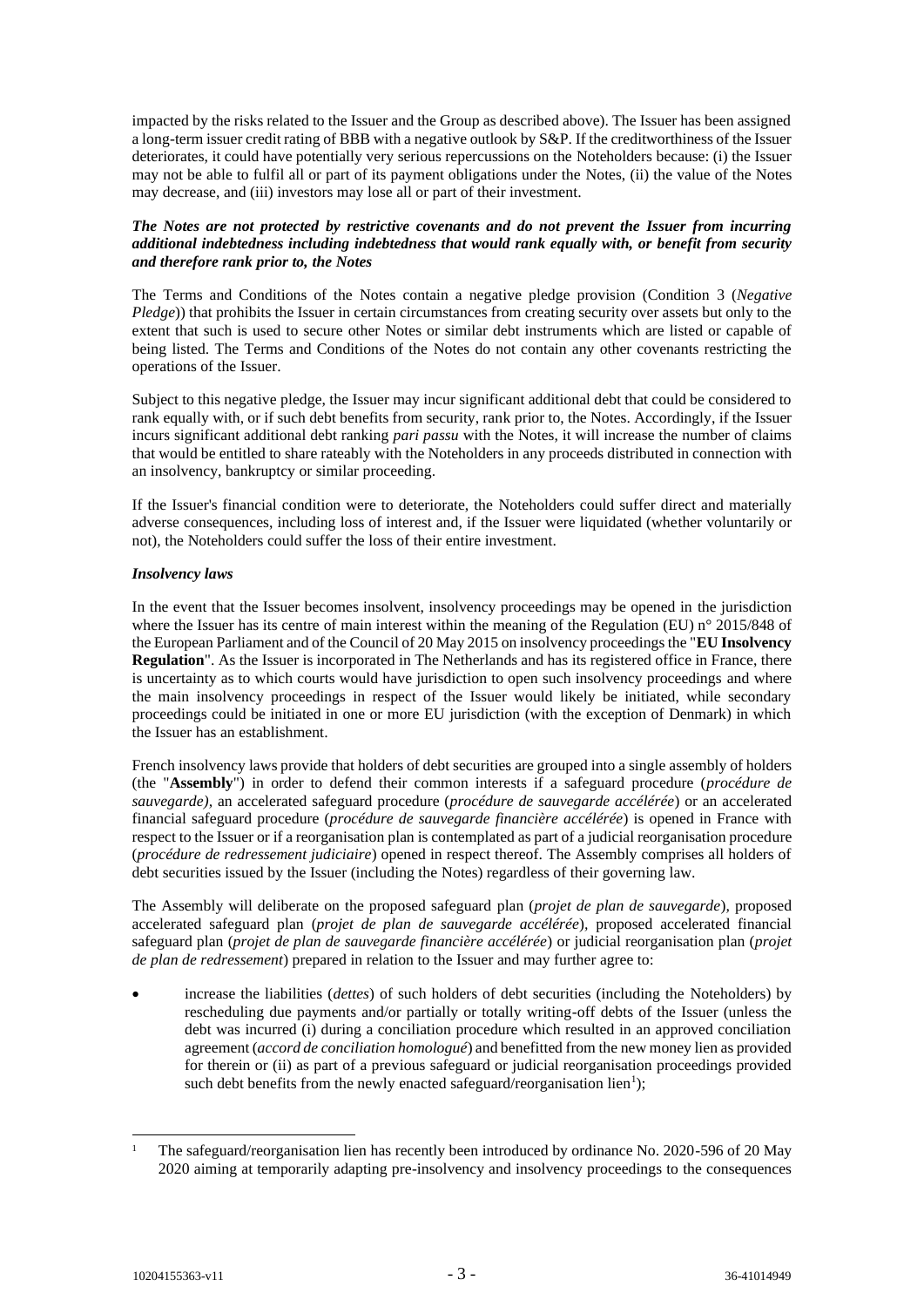impacted by the risks related to the Issuer and the Group as described above). The Issuer has been assigned a long-term issuer credit rating of BBB with a negative outlook by S&P. If the creditworthiness of the Issuer deteriorates, it could have potentially very serious repercussions on the Noteholders because: (i) the Issuer may not be able to fulfil all or part of its payment obligations under the Notes, (ii) the value of the Notes may decrease, and (iii) investors may lose all or part of their investment.

***The Notes are not protected by restrictive covenants and do not prevent the Issuer from incurring additional indebtedness including indebtedness that would rank equally with, or benefit from security and therefore rank prior to, the Notes***

The Terms and Conditions of the Notes contain a negative pledge provision (Condition 3 (*Negative Pledge*)) that prohibits the Issuer in certain circumstances from creating security over assets but only to the extent that such is used to secure other Notes or similar debt instruments which are listed or capable of being listed. The Terms and Conditions of the Notes do not contain any other covenants restricting the operations of the Issuer.

Subject to this negative pledge, the Issuer may incur significant additional debt that could be considered to rank equally with, or if such debt benefits from security, rank prior to, the Notes. Accordingly, if the Issuer incurs significant additional debt ranking *pari passu* with the Notes, it will increase the number of claims that would be entitled to share rateably with the Noteholders in any proceeds distributed in connection with an insolvency, bankruptcy or similar proceeding.

If the Issuer's financial condition were to deteriorate, the Noteholders could suffer direct and materially adverse consequences, including loss of interest and, if the Issuer were liquidated (whether voluntarily or not), the Noteholders could suffer the loss of their entire investment.

***Insolvency laws***

In the event that the Issuer becomes insolvent, insolvency proceedings may be opened in the jurisdiction where the Issuer has its centre of main interest within the meaning of the Regulation (EU) n° 2015/848 of the European Parliament and of the Council of 20 May 2015 on insolvency proceedings the "**EU Insolvency Regulation**". As the Issuer is incorporated in The Netherlands and has its registered office in France, there is uncertainty as to which courts would have jurisdiction to open such insolvency proceedings and where the main insolvency proceedings in respect of the Issuer would likely be initiated, while secondary proceedings could be initiated in one or more EU jurisdiction (with the exception of Denmark) in which the Issuer has an establishment.

French insolvency laws provide that holders of debt securities are grouped into a single assembly of holders (the "**Assembly**") in order to defend their common interests if a safeguard procedure (*procédure de sauvegarde)*, an accelerated safeguard procedure (*procédure de sauvegarde accélérée*) or an accelerated financial safeguard procedure (*procédure de sauvegarde financière accélérée*) is opened in France with respect to the Issuer or if a reorganisation plan is contemplated as part of a judicial reorganisation procedure (*procédure de redressement judiciaire*) opened in respect thereof. The Assembly comprises all holders of debt securities issued by the Issuer (including the Notes) regardless of their governing law.

The Assembly will deliberate on the proposed safeguard plan (*projet de plan de sauvegarde*), proposed accelerated safeguard plan (*projet de plan de sauvegarde accélérée*), proposed accelerated financial safeguard plan (*projet de plan de sauvegarde financière accélérée*) or judicial reorganisation plan (*projet de plan de redressement*) prepared in relation to the Issuer and may further agree to:

- increase the liabilities (*dettes*) of such holders of debt securities (including the Noteholders) by rescheduling due payments and/or partially or totally writing-off debts of the Issuer (unless the debt was incurred (i) during a conciliation procedure which resulted in an approved conciliation agreement (*accord de conciliation homologué*) and benefitted from the new money lien as provided for therein or (ii) as part of a previous safeguard or judicial reorganisation proceedings provided such debt benefits from the newly enacted safeguard/reorganisation lien[1]);

[1] The safeguard/reorganisation lien has recently been introduced by ordinance No. 2020-596 of 20 May 2020 aiming at temporarily adapting pre-insolvency and insolvency proceedings to the consequences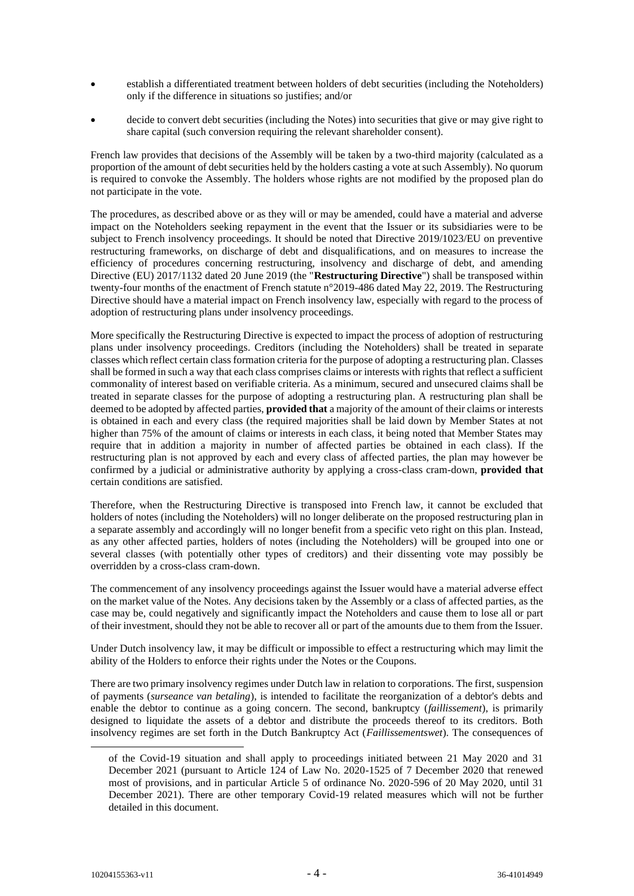- establish a differentiated treatment between holders of debt securities (including the Noteholders) only if the difference in situations so justifies; and/or
- decide to convert debt securities (including the Notes) into securities that give or may give right to share capital (such conversion requiring the relevant shareholder consent).

French law provides that decisions of the Assembly will be taken by a two-third majority (calculated as a proportion of the amount of debt securities held by the holders casting a vote at such Assembly). No quorum is required to convoke the Assembly. The holders whose rights are not modified by the proposed plan do not participate in the vote.

The procedures, as described above or as they will or may be amended, could have a material and adverse impact on the Noteholders seeking repayment in the event that the Issuer or its subsidiaries were to be subject to French insolvency proceedings. It should be noted that Directive 2019/1023/EU on preventive restructuring frameworks, on discharge of debt and disqualifications, and on measures to increase the efficiency of procedures concerning restructuring, insolvency and discharge of debt, and amending Directive (EU) 2017/1132 dated 20 June 2019 (the "**Restructuring Directive**") shall be transposed within twenty-four months of the enactment of French statute n°2019-486 dated May 22, 2019. The Restructuring Directive should have a material impact on French insolvency law, especially with regard to the process of adoption of restructuring plans under insolvency proceedings.

More specifically the Restructuring Directive is expected to impact the process of adoption of restructuring plans under insolvency proceedings. Creditors (including the Noteholders) shall be treated in separate classes which reflect certain class formation criteria for the purpose of adopting a restructuring plan. Classes shall be formed in such a way that each class comprises claims or interests with rights that reflect a sufficient commonality of interest based on verifiable criteria. As a minimum, secured and unsecured claims shall be treated in separate classes for the purpose of adopting a restructuring plan. A restructuring plan shall be deemed to be adopted by affected parties, **provided that** a majority of the amount of their claims or interests is obtained in each and every class (the required majorities shall be laid down by Member States at not higher than 75% of the amount of claims or interests in each class, it being noted that Member States may require that in addition a majority in number of affected parties be obtained in each class). If the restructuring plan is not approved by each and every class of affected parties, the plan may however be confirmed by a judicial or administrative authority by applying a cross-class cram-down, **provided that** certain conditions are satisfied.

Therefore, when the Restructuring Directive is transposed into French law, it cannot be excluded that holders of notes (including the Noteholders) will no longer deliberate on the proposed restructuring plan in a separate assembly and accordingly will no longer benefit from a specific veto right on this plan. Instead, as any other affected parties, holders of notes (including the Noteholders) will be grouped into one or several classes (with potentially other types of creditors) and their dissenting vote may possibly be overridden by a cross-class cram-down.

The commencement of any insolvency proceedings against the Issuer would have a material adverse effect on the market value of the Notes. Any decisions taken by the Assembly or a class of affected parties, as the case may be, could negatively and significantly impact the Noteholders and cause them to lose all or part of their investment, should they not be able to recover all or part of the amounts due to them from the Issuer.

Under Dutch insolvency law, it may be difficult or impossible to effect a restructuring which may limit the ability of the Holders to enforce their rights under the Notes or the Coupons.

There are two primary insolvency regimes under Dutch law in relation to corporations. The first, suspension of payments (*surseance van betaling*), is intended to facilitate the reorganization of a debtor's debts and enable the debtor to continue as a going concern. The second, bankruptcy (*faillissement*), is primarily designed to liquidate the assets of a debtor and distribute the proceeds thereof to its creditors. Both insolvency regimes are set forth in the Dutch Bankruptcy Act (*Faillissementswet*). The consequences of

of the Covid-19 situation and shall apply to proceedings initiated between 21 May 2020 and 31 December 2021 (pursuant to Article 124 of Law No. 2020-1525 of 7 December 2020 that renewed most of provisions, and in particular Article 5 of ordinance No. 2020-596 of 20 May 2020, until 31 December 2021). There are other temporary Covid-19 related measures which will not be further detailed in this document.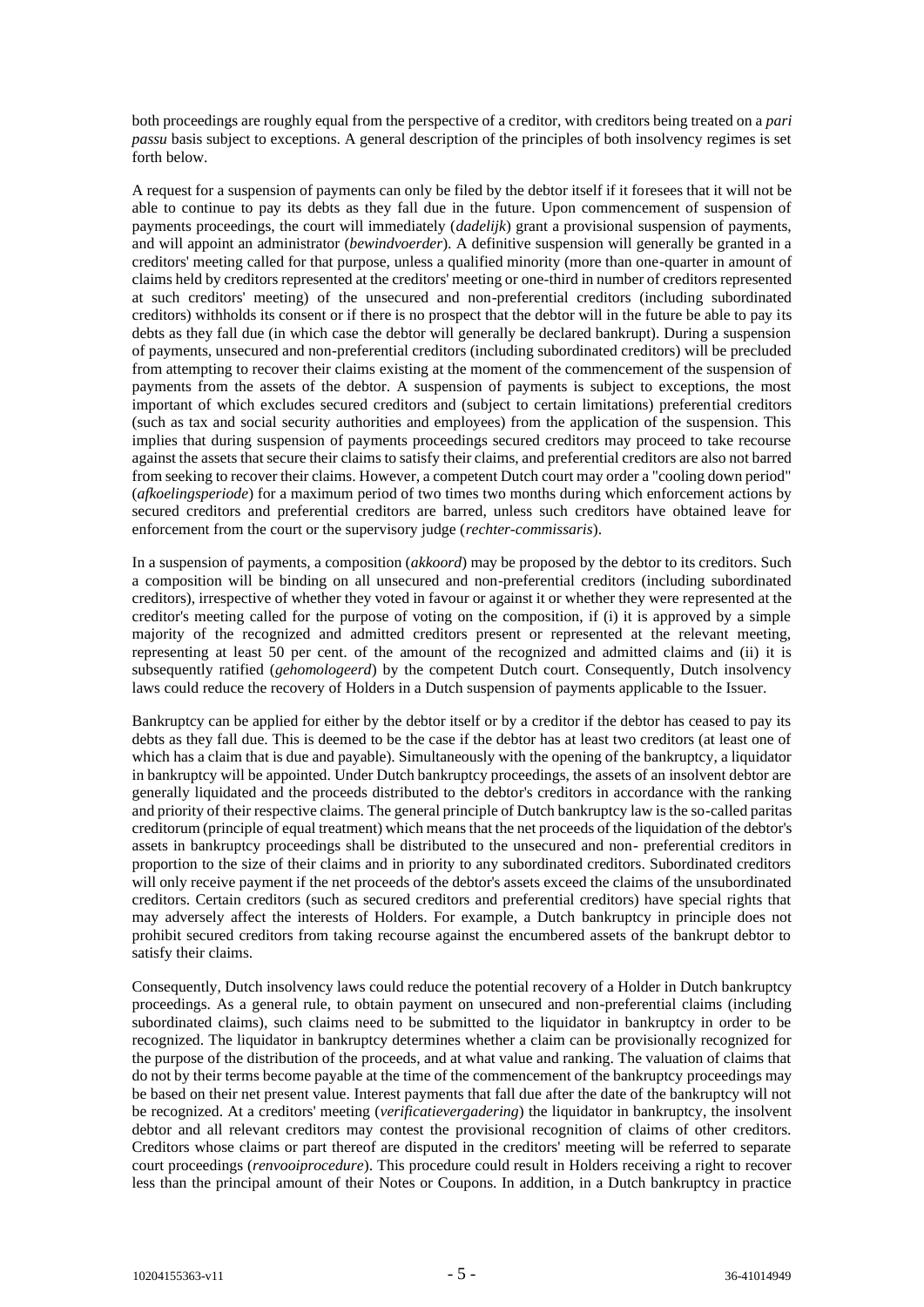both proceedings are roughly equal from the perspective of a creditor, with creditors being treated on a *pari passu* basis subject to exceptions. A general description of the principles of both insolvency regimes is set forth below.

A request for a suspension of payments can only be filed by the debtor itself if it foresees that it will not be able to continue to pay its debts as they fall due in the future. Upon commencement of suspension of payments proceedings, the court will immediately (*dadelijk*) grant a provisional suspension of payments, and will appoint an administrator (*bewindvoerder*). A definitive suspension will generally be granted in a creditors' meeting called for that purpose, unless a qualified minority (more than one-quarter in amount of claims held by creditors represented at the creditors' meeting or one-third in number of creditors represented at such creditors' meeting) of the unsecured and non-preferential creditors (including subordinated creditors) withholds its consent or if there is no prospect that the debtor will in the future be able to pay its debts as they fall due (in which case the debtor will generally be declared bankrupt). During a suspension of payments, unsecured and non-preferential creditors (including subordinated creditors) will be precluded from attempting to recover their claims existing at the moment of the commencement of the suspension of payments from the assets of the debtor. A suspension of payments is subject to exceptions, the most important of which excludes secured creditors and (subject to certain limitations) preferential creditors (such as tax and social security authorities and employees) from the application of the suspension. This implies that during suspension of payments proceedings secured creditors may proceed to take recourse against the assets that secure their claims to satisfy their claims, and preferential creditors are also not barred from seeking to recover their claims. However, a competent Dutch court may order a "cooling down period" (*afkoelingsperiode*) for a maximum period of two times two months during which enforcement actions by secured creditors and preferential creditors are barred, unless such creditors have obtained leave for enforcement from the court or the supervisory judge (*rechter-commissaris*).

In a suspension of payments, a composition (*akkoord*) may be proposed by the debtor to its creditors. Such a composition will be binding on all unsecured and non-preferential creditors (including subordinated creditors), irrespective of whether they voted in favour or against it or whether they were represented at the creditor's meeting called for the purpose of voting on the composition, if (i) it is approved by a simple majority of the recognized and admitted creditors present or represented at the relevant meeting, representing at least 50 per cent. of the amount of the recognized and admitted claims and (ii) it is subsequently ratified (*gehomologeerd*) by the competent Dutch court. Consequently, Dutch insolvency laws could reduce the recovery of Holders in a Dutch suspension of payments applicable to the Issuer.

Bankruptcy can be applied for either by the debtor itself or by a creditor if the debtor has ceased to pay its debts as they fall due. This is deemed to be the case if the debtor has at least two creditors (at least one of which has a claim that is due and payable). Simultaneously with the opening of the bankruptcy, a liquidator in bankruptcy will be appointed. Under Dutch bankruptcy proceedings, the assets of an insolvent debtor are generally liquidated and the proceeds distributed to the debtor's creditors in accordance with the ranking and priority of their respective claims. The general principle of Dutch bankruptcy law is the so-called paritas creditorum (principle of equal treatment) which means that the net proceeds of the liquidation of the debtor's assets in bankruptcy proceedings shall be distributed to the unsecured and non- preferential creditors in proportion to the size of their claims and in priority to any subordinated creditors. Subordinated creditors will only receive payment if the net proceeds of the debtor's assets exceed the claims of the unsubordinated creditors. Certain creditors (such as secured creditors and preferential creditors) have special rights that may adversely affect the interests of Holders. For example, a Dutch bankruptcy in principle does not prohibit secured creditors from taking recourse against the encumbered assets of the bankrupt debtor to satisfy their claims.

Consequently, Dutch insolvency laws could reduce the potential recovery of a Holder in Dutch bankruptcy proceedings. As a general rule, to obtain payment on unsecured and non-preferential claims (including subordinated claims), such claims need to be submitted to the liquidator in bankruptcy in order to be recognized. The liquidator in bankruptcy determines whether a claim can be provisionally recognized for the purpose of the distribution of the proceeds, and at what value and ranking. The valuation of claims that do not by their terms become payable at the time of the commencement of the bankruptcy proceedings may be based on their net present value. Interest payments that fall due after the date of the bankruptcy will not be recognized. At a creditors' meeting (*verificatievergadering*) the liquidator in bankruptcy, the insolvent debtor and all relevant creditors may contest the provisional recognition of claims of other creditors. Creditors whose claims or part thereof are disputed in the creditors' meeting will be referred to separate court proceedings (*renvooiprocedure*). This procedure could result in Holders receiving a right to recover less than the principal amount of their Notes or Coupons. In addition, in a Dutch bankruptcy in practice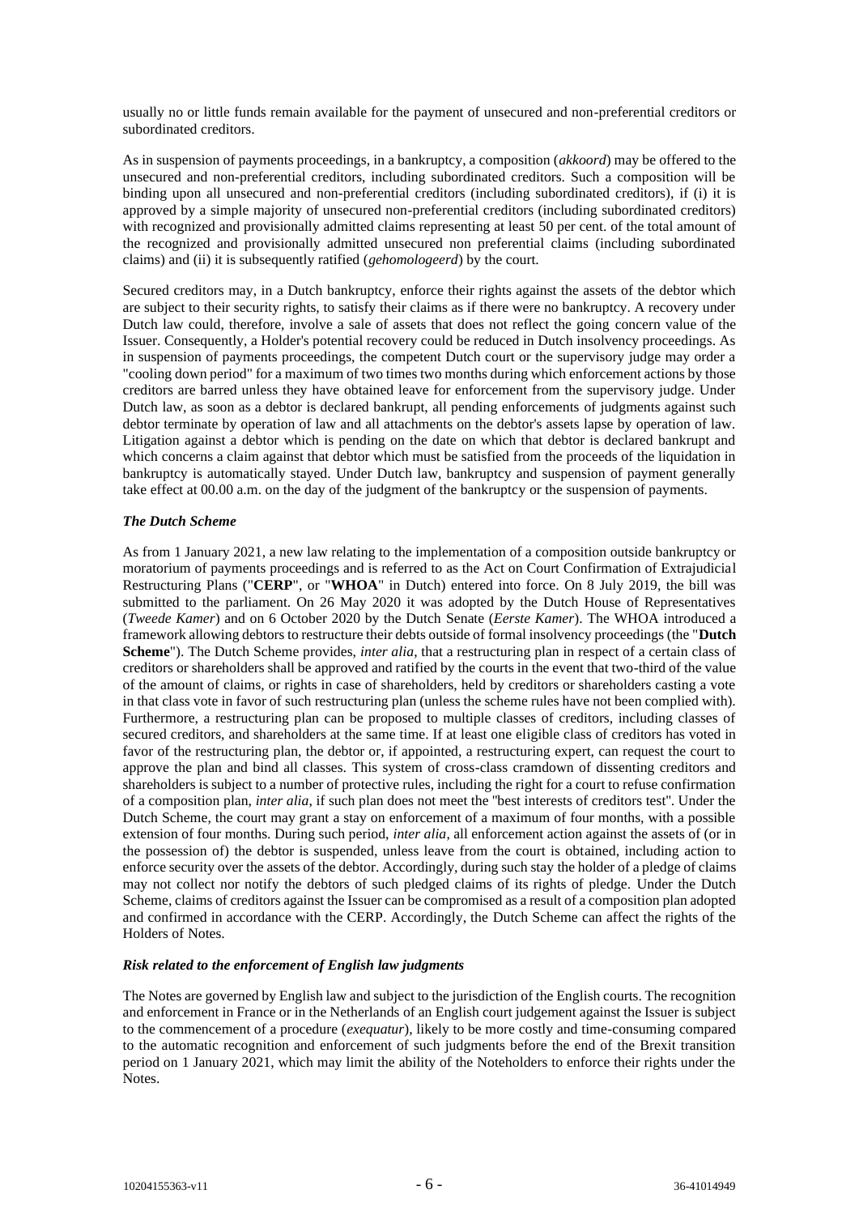usually no or little funds remain available for the payment of unsecured and non-preferential creditors or subordinated creditors.

As in suspension of payments proceedings, in a bankruptcy, a composition (*akkoord*) may be offered to the unsecured and non-preferential creditors, including subordinated creditors. Such a composition will be binding upon all unsecured and non-preferential creditors (including subordinated creditors), if (i) it is approved by a simple majority of unsecured non-preferential creditors (including subordinated creditors) with recognized and provisionally admitted claims representing at least 50 per cent. of the total amount of the recognized and provisionally admitted unsecured non preferential claims (including subordinated claims) and (ii) it is subsequently ratified (*gehomologeerd*) by the court.

Secured creditors may, in a Dutch bankruptcy, enforce their rights against the assets of the debtor which are subject to their security rights, to satisfy their claims as if there were no bankruptcy. A recovery under Dutch law could, therefore, involve a sale of assets that does not reflect the going concern value of the Issuer. Consequently, a Holder's potential recovery could be reduced in Dutch insolvency proceedings. As in suspension of payments proceedings, the competent Dutch court or the supervisory judge may order a "cooling down period" for a maximum of two times two months during which enforcement actions by those creditors are barred unless they have obtained leave for enforcement from the supervisory judge. Under Dutch law, as soon as a debtor is declared bankrupt, all pending enforcements of judgments against such debtor terminate by operation of law and all attachments on the debtor's assets lapse by operation of law. Litigation against a debtor which is pending on the date on which that debtor is declared bankrupt and which concerns a claim against that debtor which must be satisfied from the proceeds of the liquidation in bankruptcy is automatically stayed. Under Dutch law, bankruptcy and suspension of payment generally take effect at 00.00 a.m. on the day of the judgment of the bankruptcy or the suspension of payments.

***The Dutch Scheme***

As from 1 January 2021, a new law relating to the implementation of a composition outside bankruptcy or moratorium of payments proceedings and is referred to as the Act on Court Confirmation of Extrajudicial Restructuring Plans ("**CERP**", or "**WHOA**" in Dutch) entered into force. On 8 July 2019, the bill was submitted to the parliament. On 26 May 2020 it was adopted by the Dutch House of Representatives (*Tweede Kamer*) and on 6 October 2020 by the Dutch Senate (*Eerste Kamer*). The WHOA introduced a framework allowing debtors to restructure their debts outside of formal insolvency proceedings (the "**Dutch Scheme**"). The Dutch Scheme provides, *inter alia*, that a restructuring plan in respect of a certain class of creditors or shareholders shall be approved and ratified by the courts in the event that two-third of the value of the amount of claims, or rights in case of shareholders, held by creditors or shareholders casting a vote in that class vote in favor of such restructuring plan (unless the scheme rules have not been complied with). Furthermore, a restructuring plan can be proposed to multiple classes of creditors, including classes of secured creditors, and shareholders at the same time. If at least one eligible class of creditors has voted in favor of the restructuring plan, the debtor or, if appointed, a restructuring expert, can request the court to approve the plan and bind all classes. This system of cross-class cramdown of dissenting creditors and shareholders is subject to a number of protective rules, including the right for a court to refuse confirmation of a composition plan, *inter alia*, if such plan does not meet the "best interests of creditors test". Under the Dutch Scheme, the court may grant a stay on enforcement of a maximum of four months, with a possible extension of four months. During such period, *inter alia*, all enforcement action against the assets of (or in the possession of) the debtor is suspended, unless leave from the court is obtained, including action to enforce security over the assets of the debtor. Accordingly, during such stay the holder of a pledge of claims may not collect nor notify the debtors of such pledged claims of its rights of pledge. Under the Dutch Scheme, claims of creditors against the Issuer can be compromised as a result of a composition plan adopted and confirmed in accordance with the CERP. Accordingly, the Dutch Scheme can affect the rights of the Holders of Notes.

***Risk related to the enforcement of English law judgments***

The Notes are governed by English law and subject to the jurisdiction of the English courts. The recognition and enforcement in France or in the Netherlands of an English court judgement against the Issuer is subject to the commencement of a procedure (*exequatur*), likely to be more costly and time-consuming compared to the automatic recognition and enforcement of such judgments before the end of the Brexit transition period on 1 January 2021, which may limit the ability of the Noteholders to enforce their rights under the Notes.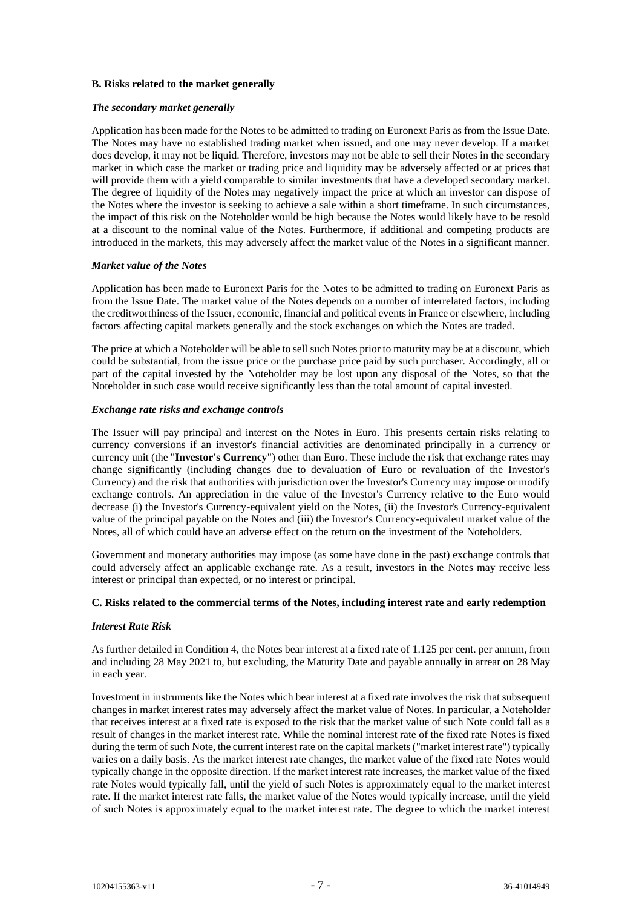### B. Risks related to the market generally

***The secondary market generally***

Application has been made for the Notes to be admitted to trading on Euronext Paris as from the Issue Date. The Notes may have no established trading market when issued, and one may never develop. If a market does develop, it may not be liquid. Therefore, investors may not be able to sell their Notes in the secondary market in which case the market or trading price and liquidity may be adversely affected or at prices that will provide them with a yield comparable to similar investments that have a developed secondary market. The degree of liquidity of the Notes may negatively impact the price at which an investor can dispose of the Notes where the investor is seeking to achieve a sale within a short timeframe. In such circumstances, the impact of this risk on the Noteholder would be high because the Notes would likely have to be resold at a discount to the nominal value of the Notes. Furthermore, if additional and competing products are introduced in the markets, this may adversely affect the market value of the Notes in a significant manner.

***Market value of the Notes***

Application has been made to Euronext Paris for the Notes to be admitted to trading on Euronext Paris as from the Issue Date. The market value of the Notes depends on a number of interrelated factors, including the creditworthiness of the Issuer, economic, financial and political events in France or elsewhere, including factors affecting capital markets generally and the stock exchanges on which the Notes are traded.

The price at which a Noteholder will be able to sell such Notes prior to maturity may be at a discount, which could be substantial, from the issue price or the purchase price paid by such purchaser. Accordingly, all or part of the capital invested by the Noteholder may be lost upon any disposal of the Notes, so that the Noteholder in such case would receive significantly less than the total amount of capital invested.

***Exchange rate risks and exchange controls***

The Issuer will pay principal and interest on the Notes in Euro. This presents certain risks relating to currency conversions if an investor's financial activities are denominated principally in a currency or currency unit (the "**Investor's Currency**") other than Euro. These include the risk that exchange rates may change significantly (including changes due to devaluation of Euro or revaluation of the Investor's Currency) and the risk that authorities with jurisdiction over the Investor's Currency may impose or modify exchange controls. An appreciation in the value of the Investor's Currency relative to the Euro would decrease (i) the Investor's Currency-equivalent yield on the Notes, (ii) the Investor's Currency-equivalent value of the principal payable on the Notes and (iii) the Investor's Currency-equivalent market value of the Notes, all of which could have an adverse effect on the return on the investment of the Noteholders.

Government and monetary authorities may impose (as some have done in the past) exchange controls that could adversely affect an applicable exchange rate. As a result, investors in the Notes may receive less interest or principal than expected, or no interest or principal.

### C. Risks related to the commercial terms of the Notes, including interest rate and early redemption

***Interest Rate Risk***

As further detailed in Condition 4, the Notes bear interest at a fixed rate of 1.125 per cent. per annum, from and including 28 May 2021 to, but excluding, the Maturity Date and payable annually in arrear on 28 May in each year.

Investment in instruments like the Notes which bear interest at a fixed rate involves the risk that subsequent changes in market interest rates may adversely affect the market value of Notes. In particular, a Noteholder that receives interest at a fixed rate is exposed to the risk that the market value of such Note could fall as a result of changes in the market interest rate. While the nominal interest rate of the fixed rate Notes is fixed during the term of such Note, the current interest rate on the capital markets ("market interest rate") typically varies on a daily basis. As the market interest rate changes, the market value of the fixed rate Notes would typically change in the opposite direction. If the market interest rate increases, the market value of the fixed rate Notes would typically fall, until the yield of such Notes is approximately equal to the market interest rate. If the market interest rate falls, the market value of the Notes would typically increase, until the yield of such Notes is approximately equal to the market interest rate. The degree to which the market interest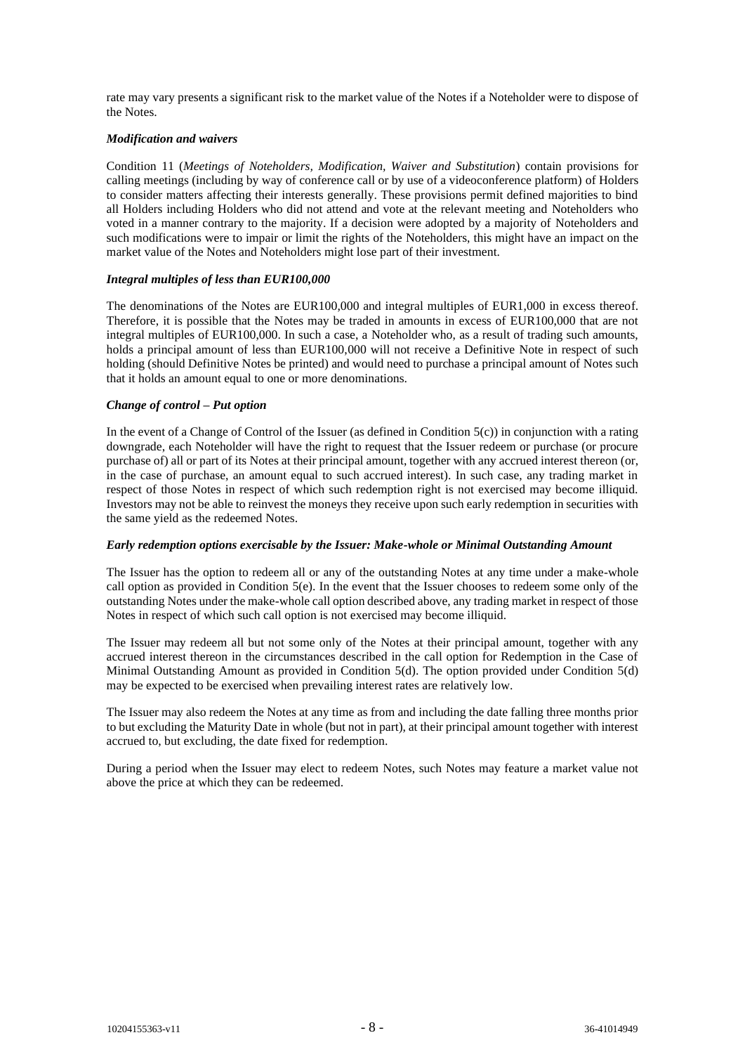rate may vary presents a significant risk to the market value of the Notes if a Noteholder were to dispose of the Notes.

***Modification and waivers***

Condition 11 (*Meetings of Noteholders, Modification, Waiver and Substitution*) contain provisions for calling meetings (including by way of conference call or by use of a videoconference platform) of Holders to consider matters affecting their interests generally. These provisions permit defined majorities to bind all Holders including Holders who did not attend and vote at the relevant meeting and Noteholders who voted in a manner contrary to the majority. If a decision were adopted by a majority of Noteholders and such modifications were to impair or limit the rights of the Noteholders, this might have an impact on the market value of the Notes and Noteholders might lose part of their investment.

***Integral multiples of less than EUR100,000***

The denominations of the Notes are EUR100,000 and integral multiples of EUR1,000 in excess thereof. Therefore, it is possible that the Notes may be traded in amounts in excess of EUR100,000 that are not integral multiples of EUR100,000. In such a case, a Noteholder who, as a result of trading such amounts, holds a principal amount of less than EUR100,000 will not receive a Definitive Note in respect of such holding (should Definitive Notes be printed) and would need to purchase a principal amount of Notes such that it holds an amount equal to one or more denominations.

***Change of control – Put option***

In the event of a Change of Control of the Issuer (as defined in Condition 5(c)) in conjunction with a rating downgrade, each Noteholder will have the right to request that the Issuer redeem or purchase (or procure purchase of) all or part of its Notes at their principal amount, together with any accrued interest thereon (or, in the case of purchase, an amount equal to such accrued interest). In such case, any trading market in respect of those Notes in respect of which such redemption right is not exercised may become illiquid. Investors may not be able to reinvest the moneys they receive upon such early redemption in securities with the same yield as the redeemed Notes.

***Early redemption options exercisable by the Issuer: Make-whole or Minimal Outstanding Amount***

The Issuer has the option to redeem all or any of the outstanding Notes at any time under a make-whole call option as provided in Condition 5(e). In the event that the Issuer chooses to redeem some only of the outstanding Notes under the make-whole call option described above, any trading market in respect of those Notes in respect of which such call option is not exercised may become illiquid.

The Issuer may redeem all but not some only of the Notes at their principal amount, together with any accrued interest thereon in the circumstances described in the call option for Redemption in the Case of Minimal Outstanding Amount as provided in Condition 5(d). The option provided under Condition 5(d) may be expected to be exercised when prevailing interest rates are relatively low.

The Issuer may also redeem the Notes at any time as from and including the date falling three months prior to but excluding the Maturity Date in whole (but not in part), at their principal amount together with interest accrued to, but excluding, the date fixed for redemption.

During a period when the Issuer may elect to redeem Notes, such Notes may feature a market value not above the price at which they can be redeemed.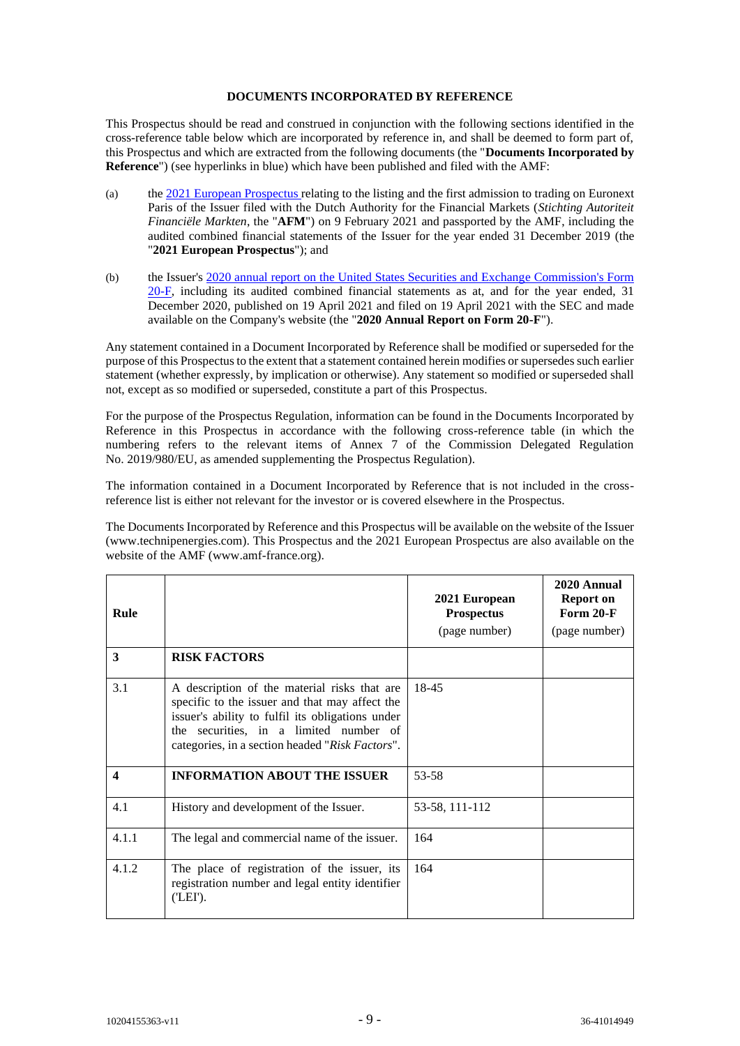## DOCUMENTS INCORPORATED BY REFERENCE

This Prospectus should be read and construed in conjunction with the following sections identified in the cross-reference table below which are incorporated by reference in, and shall be deemed to form part of, this Prospectus and which are extracted from the following documents (the "**Documents Incorporated by Reference**") (see hyperlinks in blue) which have been published and filed with the AMF:

(a) the 2021 European Prospectus relating to the listing and the first admission to trading on Euronext Paris of the Issuer filed with the Dutch Authority for the Financial Markets (*Stichting Autoriteit Financiële Markten*, the "**AFM**") on 9 February 2021 and passported by the AMF, including the audited combined financial statements of the Issuer for the year ended 31 December 2019 (the "**2021 European Prospectus**"); and

(b) the Issuer's 2020 annual report on the United States Securities and Exchange Commission's Form 20-F, including its audited combined financial statements as at, and for the year ended, 31 December 2020, published on 19 April 2021 and filed on 19 April 2021 with the SEC and made available on the Company's website (the "**2020 Annual Report on Form 20-F**").

Any statement contained in a Document Incorporated by Reference shall be modified or superseded for the purpose of this Prospectus to the extent that a statement contained herein modifies or supersedes such earlier statement (whether expressly, by implication or otherwise). Any statement so modified or superseded shall not, except as so modified or superseded, constitute a part of this Prospectus.

For the purpose of the Prospectus Regulation, information can be found in the Documents Incorporated by Reference in this Prospectus in accordance with the following cross-reference table (in which the numbering refers to the relevant items of Annex 7 of the Commission Delegated Regulation No. 2019/980/EU, as amended supplementing the Prospectus Regulation).

The information contained in a Document Incorporated by Reference that is not included in the cross-reference list is either not relevant for the investor or is covered elsewhere in the Prospectus.

The Documents Incorporated by Reference and this Prospectus will be available on the website of the Issuer (www.technipenergies.com). This Prospectus and the 2021 European Prospectus are also available on the website of the AMF (www.amf-france.org).

| Rule | | 2021 European Prospectus (page number) | 2020 Annual Report on Form 20-F (page number) |
|---|---|---|---|
| **3** | **RISK FACTORS** | | |
| 3.1 | A description of the material risks that are specific to the issuer and that may affect the issuer's ability to fulfil its obligations under the securities, in a limited number of categories, in a section headed "*Risk Factors*". | 18-45 | |
| **4** | **INFORMATION ABOUT THE ISSUER** | 53-58 | |
| 4.1 | History and development of the Issuer. | 53-58, 111-112 | |
| 4.1.1 | The legal and commercial name of the issuer. | 164 | |
| 4.1.2 | The place of registration of the issuer, its registration number and legal entity identifier ('LEI'). | 164 | |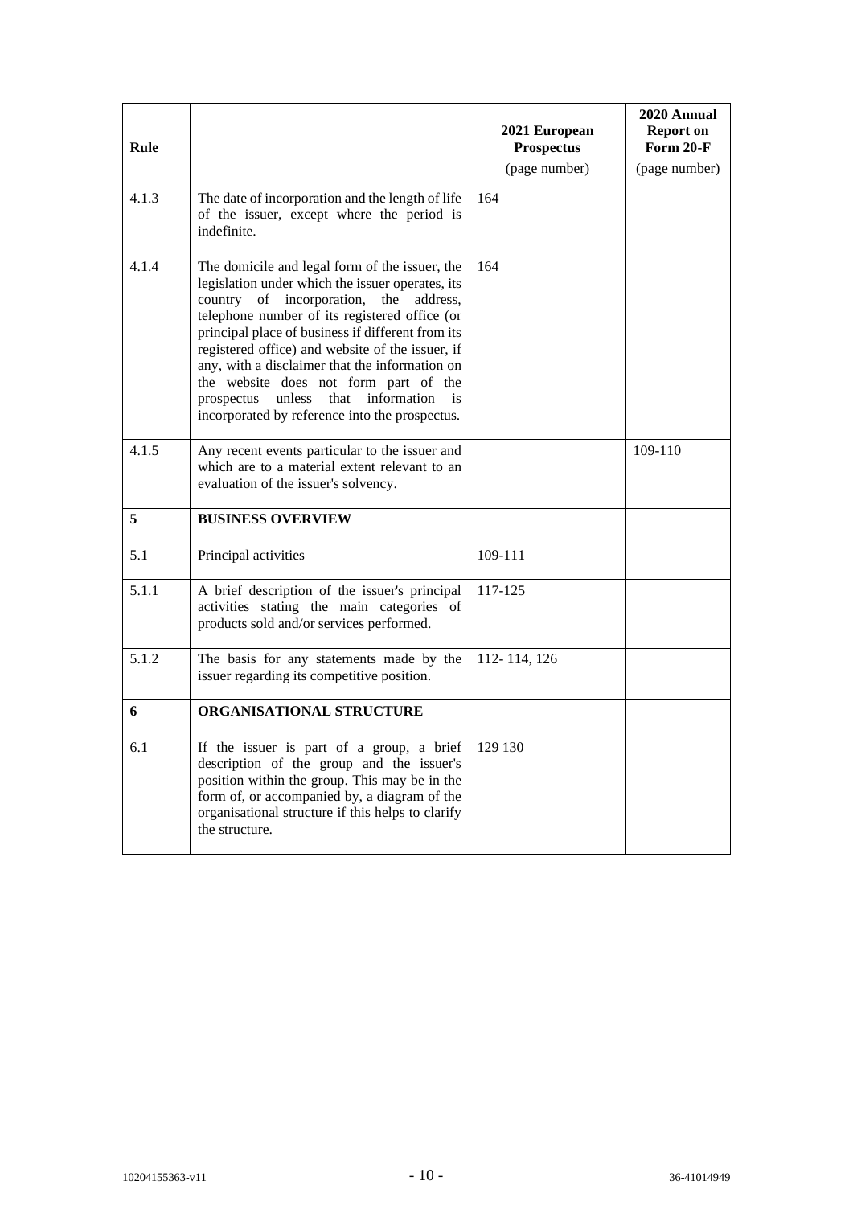| Rule | | 2021 European Prospectus (page number) | 2020 Annual Report on Form 20-F (page number) |
|---|---|---|---|
| 4.1.3 | The date of incorporation and the length of life of the issuer, except where the period is indefinite. | 164 | |
| 4.1.4 | The domicile and legal form of the issuer, the legislation under which the issuer operates, its country of incorporation, the address, telephone number of its registered office (or principal place of business if different from its registered office) and website of the issuer, if any, with a disclaimer that the information on the website does not form part of the prospectus unless that information is incorporated by reference into the prospectus. | 164 | |
| 4.1.5 | Any recent events particular to the issuer and which are to a material extent relevant to an evaluation of the issuer's solvency. | | 109-110 |
| **5** | **BUSINESS OVERVIEW** | | |
| 5.1 | Principal activities | 109-111 | |
| 5.1.1 | A brief description of the issuer's principal activities stating the main categories of products sold and/or services performed. | 117-125 | |
| 5.1.2 | The basis for any statements made by the issuer regarding its competitive position. | 112- 114, 126 | |
| **6** | **ORGANISATIONAL STRUCTURE** | | |
| 6.1 | If the issuer is part of a group, a brief description of the group and the issuer's position within the group. This may be in the form of, or accompanied by, a diagram of the organisational structure if this helps to clarify the structure. | 129 130 | |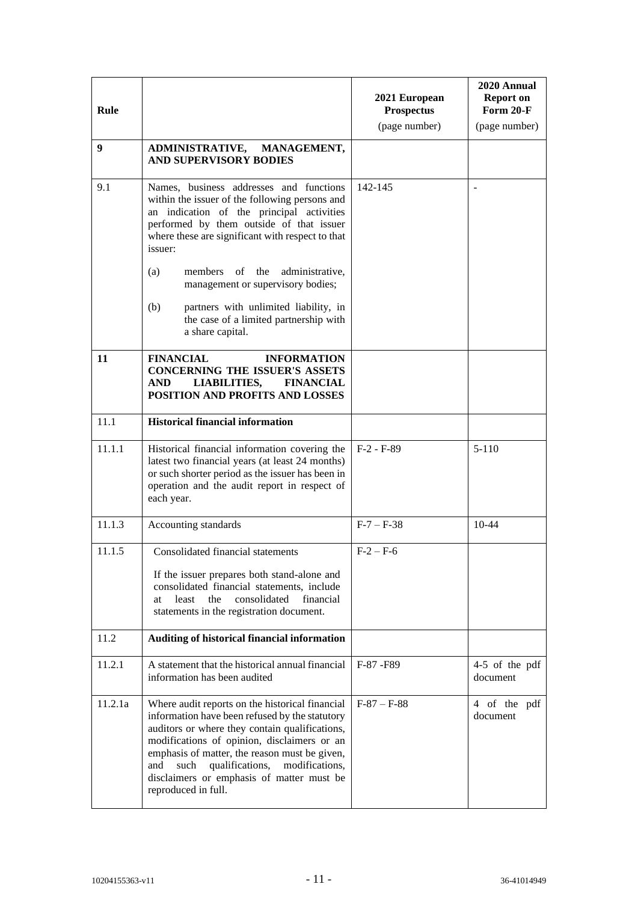| Rule | | 2021 European Prospectus (page number) | 2020 Annual Report on Form 20-F (page number) |
|---|---|---|---|
| **9** | **ADMINISTRATIVE, MANAGEMENT, AND SUPERVISORY BODIES** | | |
| 9.1 | Names, business addresses and functions within the issuer of the following persons and an indication of the principal activities performed by them outside of that issuer where these are significant with respect to that issuer:<br><br>(a) members of the administrative, management or supervisory bodies;<br><br>(b) partners with unlimited liability, in the case of a limited partnership with a share capital. | 142-145 | - |
| **11** | **FINANCIAL INFORMATION CONCERNING THE ISSUER'S ASSETS AND LIABILITIES, FINANCIAL POSITION AND PROFITS AND LOSSES** | | |
| 11.1 | **Historical financial information** | | |
| 11.1.1 | Historical financial information covering the latest two financial years (at least 24 months) or such shorter period as the issuer has been in operation and the audit report in respect of each year. | F-2 - F-89 | 5-110 |
| 11.1.3 | Accounting standards | F-7 – F-38 | 10-44 |
| 11.1.5 | Consolidated financial statements<br><br>If the issuer prepares both stand-alone and consolidated financial statements, include at least the consolidated financial statements in the registration document. | F-2 – F-6 | |
| 11.2 | **Auditing of historical financial information** | | |
| 11.2.1 | A statement that the historical annual financial information has been audited | F-87 -F89 | 4-5 of the pdf document |
| 11.2.1a | Where audit reports on the historical financial information have been refused by the statutory auditors or where they contain qualifications, modifications of opinion, disclaimers or an emphasis of matter, the reason must be given, and such qualifications, modifications, disclaimers or emphasis of matter must be reproduced in full. | F-87 – F-88 | 4 of the pdf document |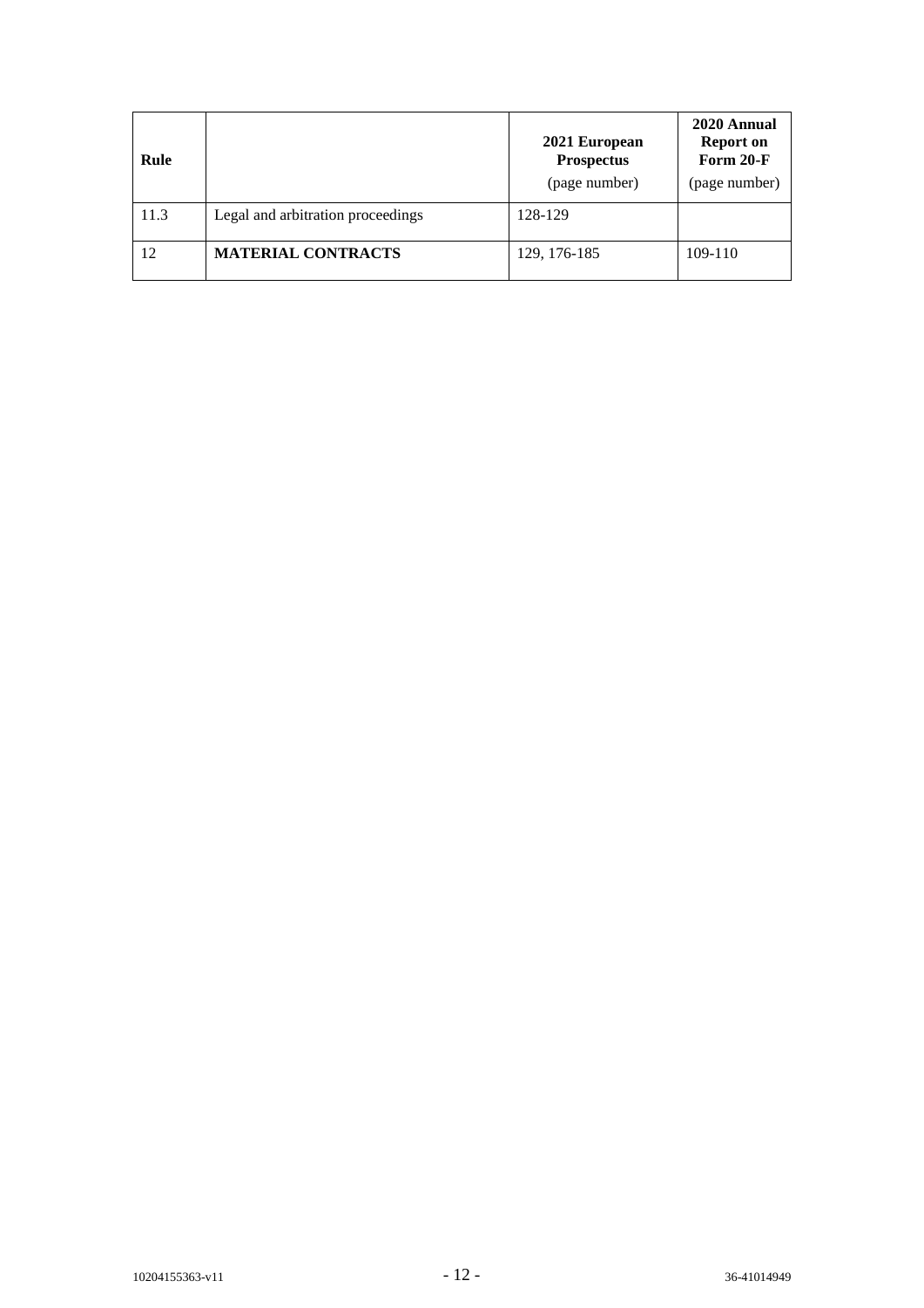| Rule | | 2021 European Prospectus (page number) | 2020 Annual Report on Form 20-F (page number) |
|---|---|---|---|
| 11.3 | Legal and arbitration proceedings | 128-129 | |
| 12 | **MATERIAL CONTRACTS** | 129, 176-185 | 109-110 |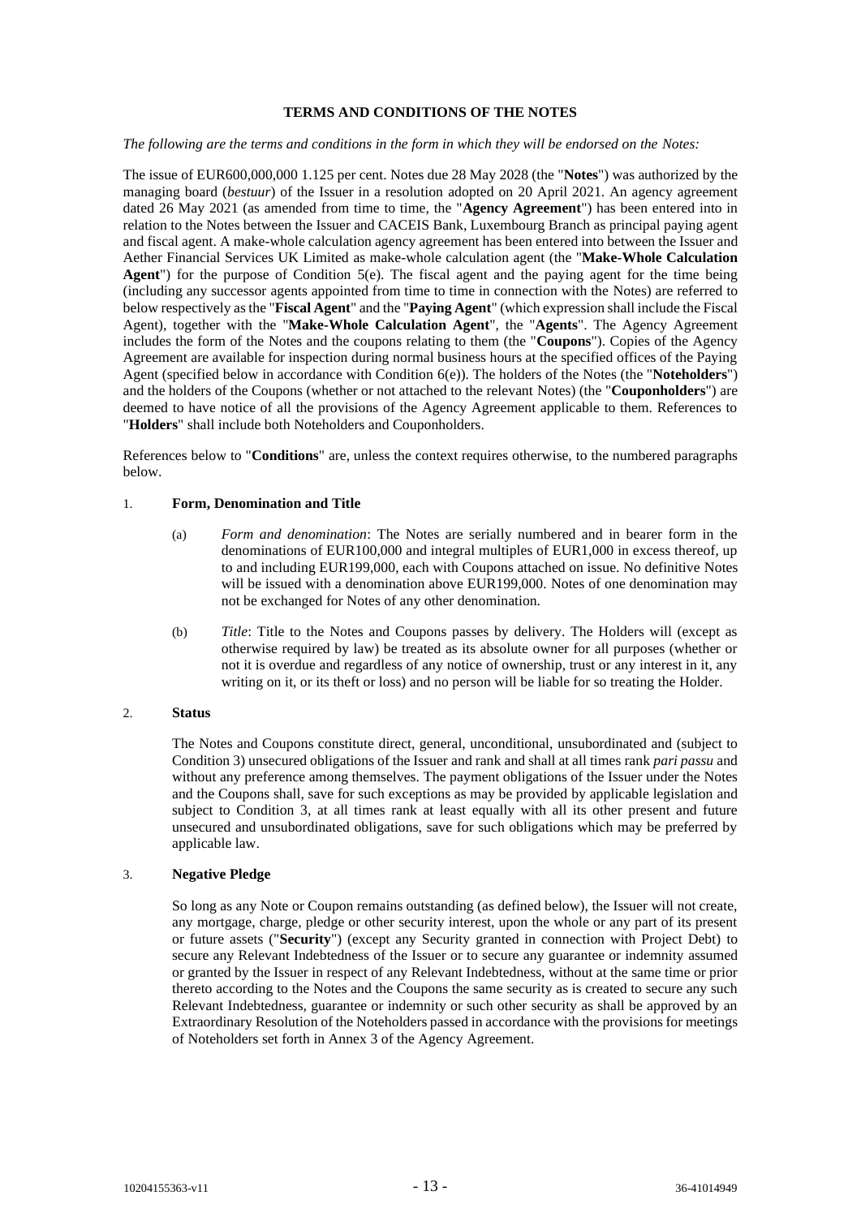**TERMS AND CONDITIONS OF THE NOTES**

*The following are the terms and conditions in the form in which they will be endorsed on the Notes:*

The issue of EUR600,000,000 1.125 per cent. Notes due 28 May 2028 (the "**Notes**") was authorized by the managing board (*bestuur*) of the Issuer in a resolution adopted on 20 April 2021. An agency agreement dated 26 May 2021 (as amended from time to time, the "**Agency Agreement**") has been entered into in relation to the Notes between the Issuer and CACEIS Bank, Luxembourg Branch as principal paying agent and fiscal agent. A make-whole calculation agency agreement has been entered into between the Issuer and Aether Financial Services UK Limited as make-whole calculation agent (the "**Make-Whole Calculation Agent**") for the purpose of Condition 5(e). The fiscal agent and the paying agent for the time being (including any successor agents appointed from time to time in connection with the Notes) are referred to below respectively as the "**Fiscal Agent**" and the "**Paying Agent**" (which expression shall include the Fiscal Agent), together with the "**Make-Whole Calculation Agent**", the "**Agents**". The Agency Agreement includes the form of the Notes and the coupons relating to them (the "**Coupons**"). Copies of the Agency Agreement are available for inspection during normal business hours at the specified offices of the Paying Agent (specified below in accordance with Condition 6(e)). The holders of the Notes (the "**Noteholders**") and the holders of the Coupons (whether or not attached to the relevant Notes) (the "**Couponholders**") are deemed to have notice of all the provisions of the Agency Agreement applicable to them. References to "**Holders**" shall include both Noteholders and Couponholders.

References below to "**Conditions**" are, unless the context requires otherwise, to the numbered paragraphs below.

1. **Form, Denomination and Title**

   (a) *Form and denomination*: The Notes are serially numbered and in bearer form in the denominations of EUR100,000 and integral multiples of EUR1,000 in excess thereof, up to and including EUR199,000, each with Coupons attached on issue. No definitive Notes will be issued with a denomination above EUR199,000. Notes of one denomination may not be exchanged for Notes of any other denomination.

   (b) *Title*: Title to the Notes and Coupons passes by delivery. The Holders will (except as otherwise required by law) be treated as its absolute owner for all purposes (whether or not it is overdue and regardless of any notice of ownership, trust or any interest in it, any writing on it, or its theft or loss) and no person will be liable for so treating the Holder.

2. **Status**

   The Notes and Coupons constitute direct, general, unconditional, unsubordinated and (subject to Condition 3) unsecured obligations of the Issuer and rank and shall at all times rank *pari passu* and without any preference among themselves. The payment obligations of the Issuer under the Notes and the Coupons shall, save for such exceptions as may be provided by applicable legislation and subject to Condition 3, at all times rank at least equally with all its other present and future unsecured and unsubordinated obligations, save for such obligations which may be preferred by applicable law.

3. **Negative Pledge**

   So long as any Note or Coupon remains outstanding (as defined below), the Issuer will not create, any mortgage, charge, pledge or other security interest, upon the whole or any part of its present or future assets ("**Security**") (except any Security granted in connection with Project Debt) to secure any Relevant Indebtedness of the Issuer or to secure any guarantee or indemnity assumed or granted by the Issuer in respect of any Relevant Indebtedness, without at the same time or prior thereto according to the Notes and the Coupons the same security as is created to secure any such Relevant Indebtedness, guarantee or indemnity or such other security as shall be approved by an Extraordinary Resolution of the Noteholders passed in accordance with the provisions for meetings of Noteholders set forth in Annex 3 of the Agency Agreement.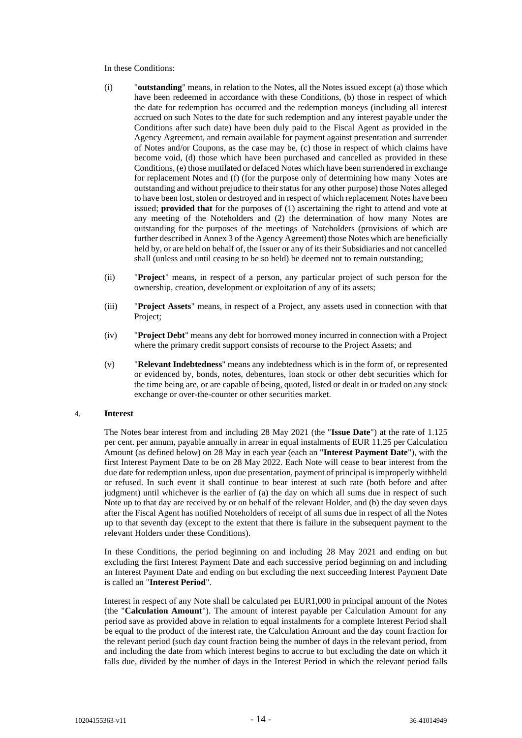In these Conditions:

(i) "**outstanding**" means, in relation to the Notes, all the Notes issued except (a) those which have been redeemed in accordance with these Conditions, (b) those in respect of which the date for redemption has occurred and the redemption moneys (including all interest accrued on such Notes to the date for such redemption and any interest payable under the Conditions after such date) have been duly paid to the Fiscal Agent as provided in the Agency Agreement, and remain available for payment against presentation and surrender of Notes and/or Coupons, as the case may be, (c) those in respect of which claims have become void, (d) those which have been purchased and cancelled as provided in these Conditions, (e) those mutilated or defaced Notes which have been surrendered in exchange for replacement Notes and (f) (for the purpose only of determining how many Notes are outstanding and without prejudice to their status for any other purpose) those Notes alleged to have been lost, stolen or destroyed and in respect of which replacement Notes have been issued; **provided that** for the purposes of (1) ascertaining the right to attend and vote at any meeting of the Noteholders and (2) the determination of how many Notes are outstanding for the purposes of the meetings of Noteholders (provisions of which are further described in Annex 3 of the Agency Agreement) those Notes which are beneficially held by, or are held on behalf of, the Issuer or any of its their Subsidiaries and not cancelled shall (unless and until ceasing to be so held) be deemed not to remain outstanding;

(ii) "**Project**" means, in respect of a person, any particular project of such person for the ownership, creation, development or exploitation of any of its assets;

(iii) "**Project Assets**" means, in respect of a Project, any assets used in connection with that Project;

(iv) "**Project Debt**" means any debt for borrowed money incurred in connection with a Project where the primary credit support consists of recourse to the Project Assets; and

(v) "**Relevant Indebtedness**" means any indebtedness which is in the form of, or represented or evidenced by, bonds, notes, debentures, loan stock or other debt securities which for the time being are, or are capable of being, quoted, listed or dealt in or traded on any stock exchange or over-the-counter or other securities market.

## 4. Interest

The Notes bear interest from and including 28 May 2021 (the "**Issue Date**") at the rate of 1.125 per cent. per annum, payable annually in arrear in equal instalments of EUR 11.25 per Calculation Amount (as defined below) on 28 May in each year (each an "**Interest Payment Date**"), with the first Interest Payment Date to be on 28 May 2022. Each Note will cease to bear interest from the due date for redemption unless, upon due presentation, payment of principal is improperly withheld or refused. In such event it shall continue to bear interest at such rate (both before and after judgment) until whichever is the earlier of (a) the day on which all sums due in respect of such Note up to that day are received by or on behalf of the relevant Holder, and (b) the day seven days after the Fiscal Agent has notified Noteholders of receipt of all sums due in respect of all the Notes up to that seventh day (except to the extent that there is failure in the subsequent payment to the relevant Holders under these Conditions).

In these Conditions, the period beginning on and including 28 May 2021 and ending on but excluding the first Interest Payment Date and each successive period beginning on and including an Interest Payment Date and ending on but excluding the next succeeding Interest Payment Date is called an "**Interest Period**".

Interest in respect of any Note shall be calculated per EUR1,000 in principal amount of the Notes (the "**Calculation Amount**"). The amount of interest payable per Calculation Amount for any period save as provided above in relation to equal instalments for a complete Interest Period shall be equal to the product of the interest rate, the Calculation Amount and the day count fraction for the relevant period (such day count fraction being the number of days in the relevant period, from and including the date from which interest begins to accrue to but excluding the date on which it falls due, divided by the number of days in the Interest Period in which the relevant period falls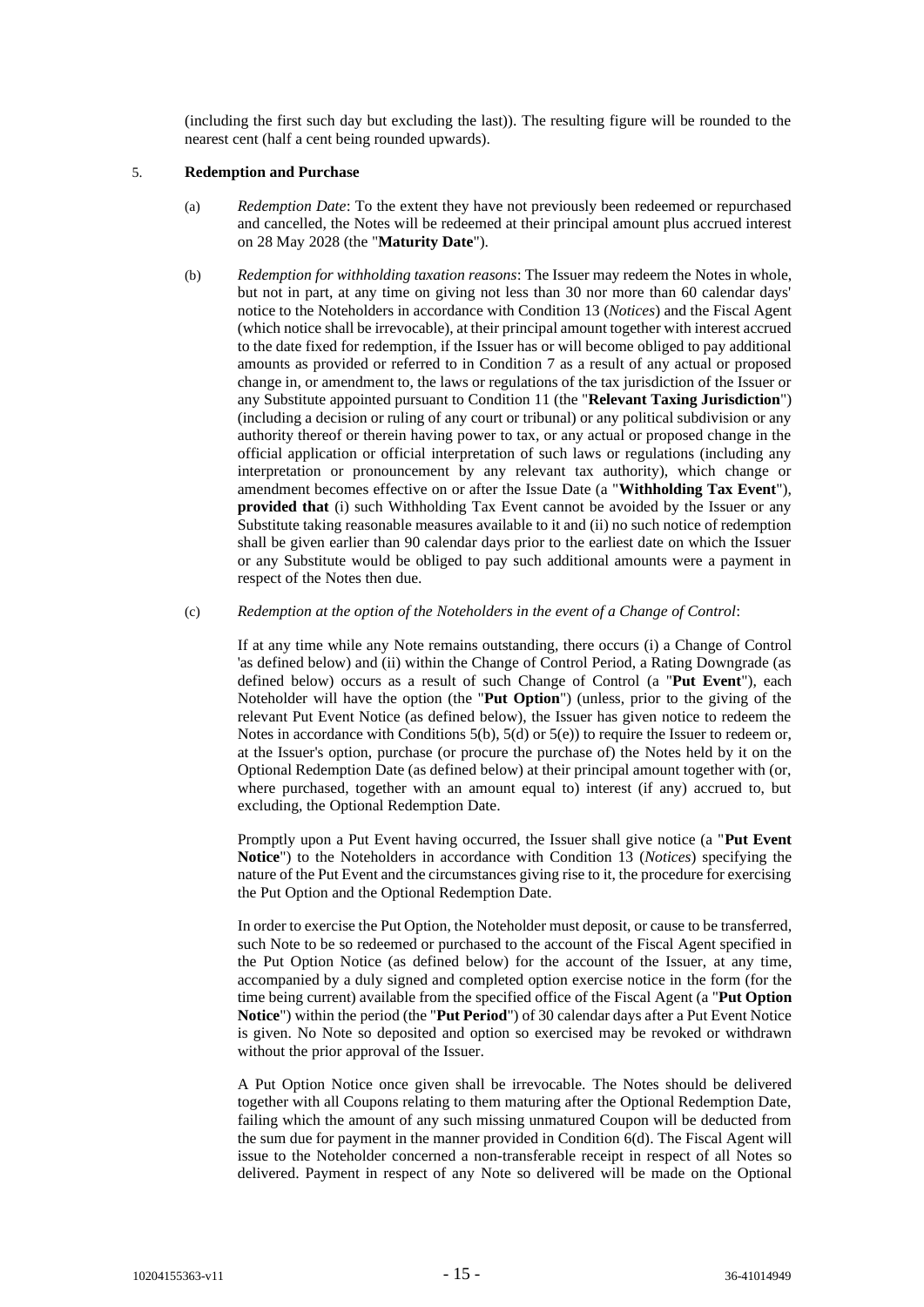(including the first such day but excluding the last)). The resulting figure will be rounded to the nearest cent (half a cent being rounded upwards).

5. **Redemption and Purchase**

(a) *Redemption Date*: To the extent they have not previously been redeemed or repurchased and cancelled, the Notes will be redeemed at their principal amount plus accrued interest on 28 May 2028 (the "**Maturity Date**").

(b) *Redemption for withholding taxation reasons*: The Issuer may redeem the Notes in whole, but not in part, at any time on giving not less than 30 nor more than 60 calendar days' notice to the Noteholders in accordance with Condition 13 (*Notices*) and the Fiscal Agent (which notice shall be irrevocable), at their principal amount together with interest accrued to the date fixed for redemption, if the Issuer has or will become obliged to pay additional amounts as provided or referred to in Condition 7 as a result of any actual or proposed change in, or amendment to, the laws or regulations of the tax jurisdiction of the Issuer or any Substitute appointed pursuant to Condition 11 (the "**Relevant Taxing Jurisdiction**") (including a decision or ruling of any court or tribunal) or any political subdivision or any authority thereof or therein having power to tax, or any actual or proposed change in the official application or official interpretation of such laws or regulations (including any interpretation or pronouncement by any relevant tax authority), which change or amendment becomes effective on or after the Issue Date (a "**Withholding Tax Event**"), **provided that** (i) such Withholding Tax Event cannot be avoided by the Issuer or any Substitute taking reasonable measures available to it and (ii) no such notice of redemption shall be given earlier than 90 calendar days prior to the earliest date on which the Issuer or any Substitute would be obliged to pay such additional amounts were a payment in respect of the Notes then due.

(c) *Redemption at the option of the Noteholders in the event of a Change of Control*:

If at any time while any Note remains outstanding, there occurs (i) a Change of Control 'as defined below) and (ii) within the Change of Control Period, a Rating Downgrade (as defined below) occurs as a result of such Change of Control (a "**Put Event**"), each Noteholder will have the option (the "**Put Option**") (unless, prior to the giving of the relevant Put Event Notice (as defined below), the Issuer has given notice to redeem the Notes in accordance with Conditions 5(b), 5(d) or 5(e)) to require the Issuer to redeem or, at the Issuer's option, purchase (or procure the purchase of) the Notes held by it on the Optional Redemption Date (as defined below) at their principal amount together with (or, where purchased, together with an amount equal to) interest (if any) accrued to, but excluding, the Optional Redemption Date.

Promptly upon a Put Event having occurred, the Issuer shall give notice (a "**Put Event Notice**") to the Noteholders in accordance with Condition 13 (*Notices*) specifying the nature of the Put Event and the circumstances giving rise to it, the procedure for exercising the Put Option and the Optional Redemption Date.

In order to exercise the Put Option, the Noteholder must deposit, or cause to be transferred, such Note to be so redeemed or purchased to the account of the Fiscal Agent specified in the Put Option Notice (as defined below) for the account of the Issuer, at any time, accompanied by a duly signed and completed option exercise notice in the form (for the time being current) available from the specified office of the Fiscal Agent (a "**Put Option Notice**") within the period (the "**Put Period**") of 30 calendar days after a Put Event Notice is given. No Note so deposited and option so exercised may be revoked or withdrawn without the prior approval of the Issuer.

A Put Option Notice once given shall be irrevocable. The Notes should be delivered together with all Coupons relating to them maturing after the Optional Redemption Date, failing which the amount of any such missing unmatured Coupon will be deducted from the sum due for payment in the manner provided in Condition 6(d). The Fiscal Agent will issue to the Noteholder concerned a non-transferable receipt in respect of all Notes so delivered. Payment in respect of any Note so delivered will be made on the Optional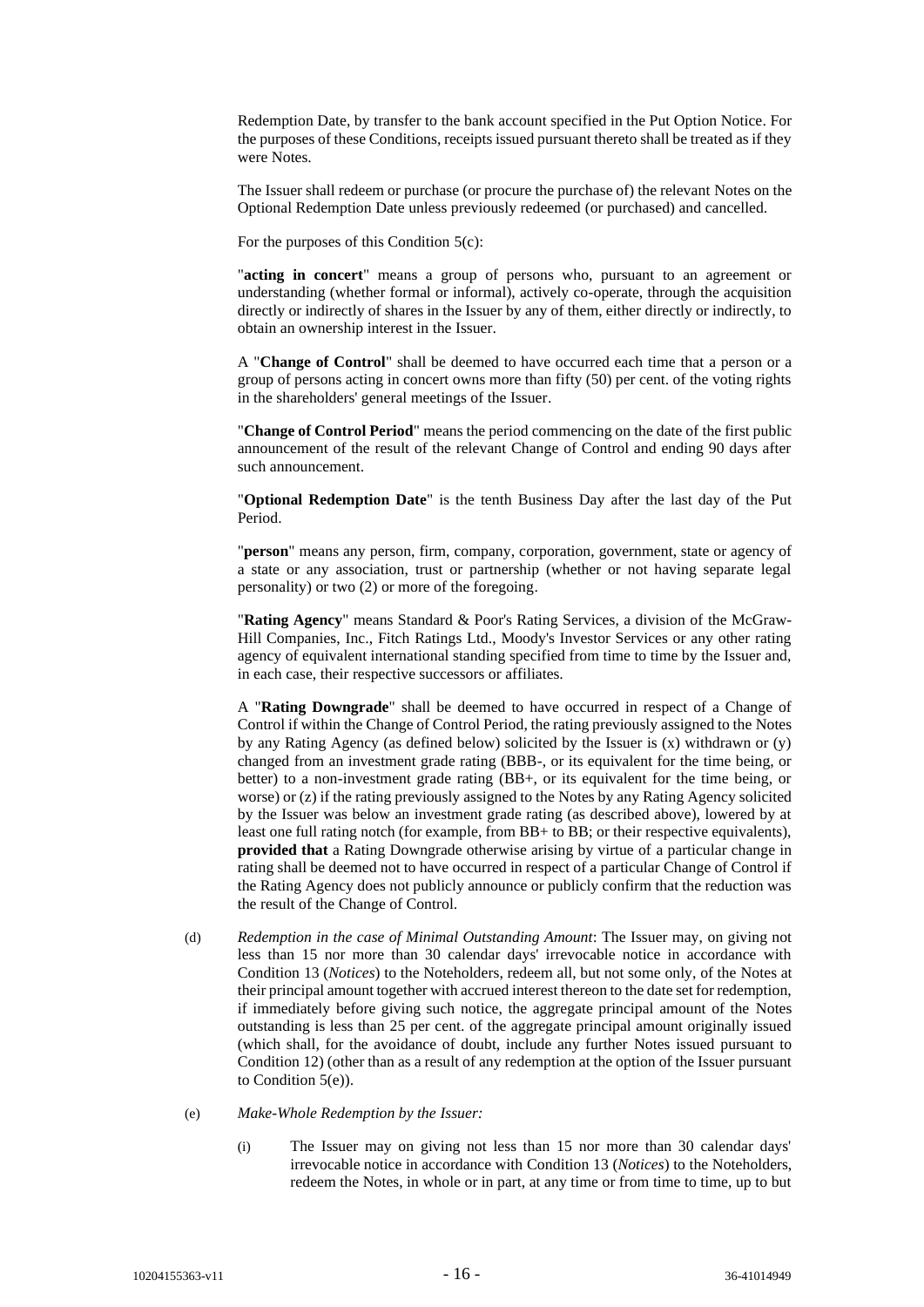Redemption Date, by transfer to the bank account specified in the Put Option Notice. For the purposes of these Conditions, receipts issued pursuant thereto shall be treated as if they were Notes.

The Issuer shall redeem or purchase (or procure the purchase of) the relevant Notes on the Optional Redemption Date unless previously redeemed (or purchased) and cancelled.

For the purposes of this Condition 5(c):

"**acting in concert**" means a group of persons who, pursuant to an agreement or understanding (whether formal or informal), actively co-operate, through the acquisition directly or indirectly of shares in the Issuer by any of them, either directly or indirectly, to obtain an ownership interest in the Issuer.

A "**Change of Control**" shall be deemed to have occurred each time that a person or a group of persons acting in concert owns more than fifty (50) per cent. of the voting rights in the shareholders' general meetings of the Issuer.

"**Change of Control Period**" means the period commencing on the date of the first public announcement of the result of the relevant Change of Control and ending 90 days after such announcement.

"**Optional Redemption Date**" is the tenth Business Day after the last day of the Put Period.

"**person**" means any person, firm, company, corporation, government, state or agency of a state or any association, trust or partnership (whether or not having separate legal personality) or two (2) or more of the foregoing.

"**Rating Agency**" means Standard & Poor's Rating Services, a division of the McGraw-Hill Companies, Inc., Fitch Ratings Ltd., Moody's Investor Services or any other rating agency of equivalent international standing specified from time to time by the Issuer and, in each case, their respective successors or affiliates.

A "**Rating Downgrade**" shall be deemed to have occurred in respect of a Change of Control if within the Change of Control Period, the rating previously assigned to the Notes by any Rating Agency (as defined below) solicited by the Issuer is (x) withdrawn or (y) changed from an investment grade rating (BBB-, or its equivalent for the time being, or better) to a non-investment grade rating (BB+, or its equivalent for the time being, or worse) or (z) if the rating previously assigned to the Notes by any Rating Agency solicited by the Issuer was below an investment grade rating (as described above), lowered by at least one full rating notch (for example, from BB+ to BB; or their respective equivalents), **provided that** a Rating Downgrade otherwise arising by virtue of a particular change in rating shall be deemed not to have occurred in respect of a particular Change of Control if the Rating Agency does not publicly announce or publicly confirm that the reduction was the result of the Change of Control.

(d) *Redemption in the case of Minimal Outstanding Amount*: The Issuer may, on giving not less than 15 nor more than 30 calendar days' irrevocable notice in accordance with Condition 13 (*Notices*) to the Noteholders, redeem all, but not some only, of the Notes at their principal amount together with accrued interest thereon to the date set for redemption, if immediately before giving such notice, the aggregate principal amount of the Notes outstanding is less than 25 per cent. of the aggregate principal amount originally issued (which shall, for the avoidance of doubt, include any further Notes issued pursuant to Condition 12) (other than as a result of any redemption at the option of the Issuer pursuant to Condition 5(e)).

(e) *Make-Whole Redemption by the Issuer:*

(i) The Issuer may on giving not less than 15 nor more than 30 calendar days' irrevocable notice in accordance with Condition 13 (*Notices*) to the Noteholders, redeem the Notes, in whole or in part, at any time or from time to time, up to but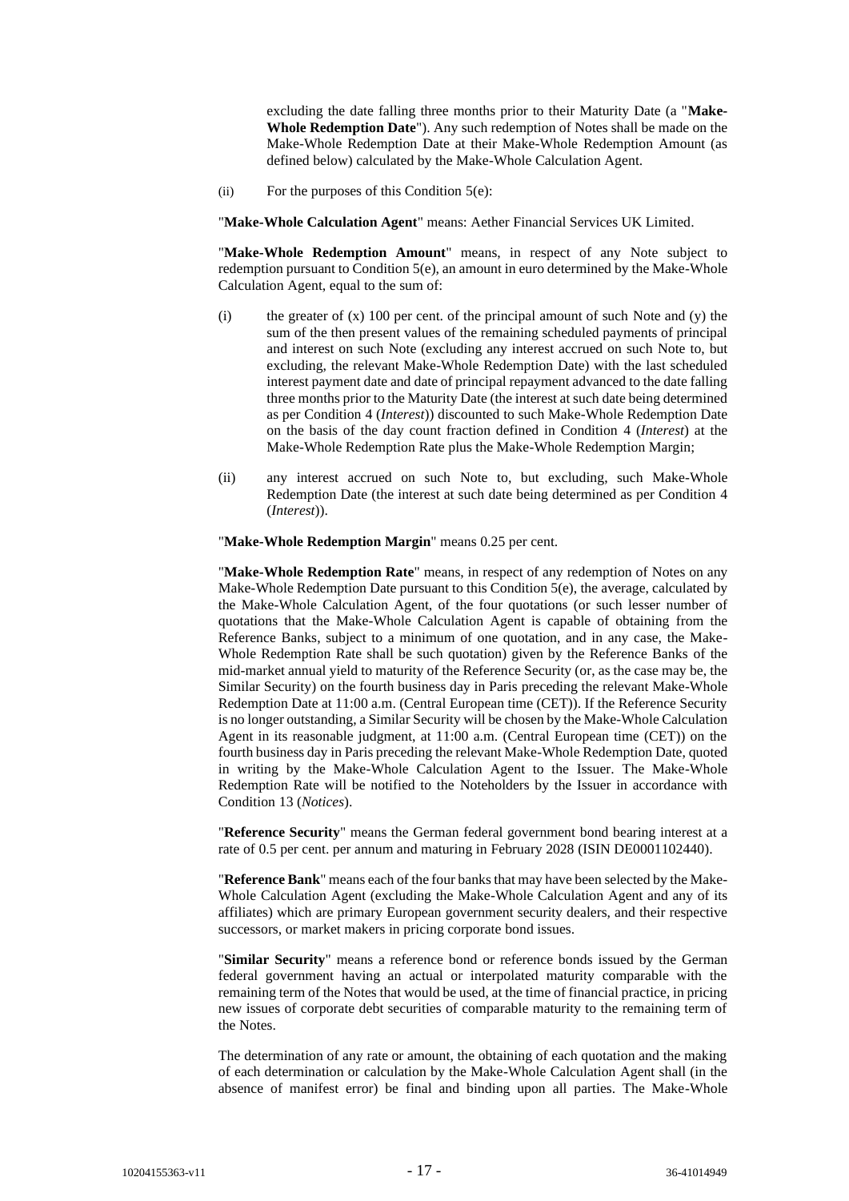excluding the date falling three months prior to their Maturity Date (a "**Make-Whole Redemption Date**"). Any such redemption of Notes shall be made on the Make-Whole Redemption Date at their Make-Whole Redemption Amount (as defined below) calculated by the Make-Whole Calculation Agent.

(ii) For the purposes of this Condition 5(e):

"**Make-Whole Calculation Agent**" means: Aether Financial Services UK Limited.

"**Make-Whole Redemption Amount**" means, in respect of any Note subject to redemption pursuant to Condition 5(e), an amount in euro determined by the Make-Whole Calculation Agent, equal to the sum of:

(i) the greater of (x) 100 per cent. of the principal amount of such Note and (y) the sum of the then present values of the remaining scheduled payments of principal and interest on such Note (excluding any interest accrued on such Note to, but excluding, the relevant Make-Whole Redemption Date) with the last scheduled interest payment date and date of principal repayment advanced to the date falling three months prior to the Maturity Date (the interest at such date being determined as per Condition 4 (*Interest*)) discounted to such Make-Whole Redemption Date on the basis of the day count fraction defined in Condition 4 (*Interest*) at the Make-Whole Redemption Rate plus the Make-Whole Redemption Margin;

(ii) any interest accrued on such Note to, but excluding, such Make-Whole Redemption Date (the interest at such date being determined as per Condition 4 (*Interest*)).

"**Make-Whole Redemption Margin**" means 0.25 per cent.

"**Make-Whole Redemption Rate**" means, in respect of any redemption of Notes on any Make-Whole Redemption Date pursuant to this Condition 5(e), the average, calculated by the Make-Whole Calculation Agent, of the four quotations (or such lesser number of quotations that the Make-Whole Calculation Agent is capable of obtaining from the Reference Banks, subject to a minimum of one quotation, and in any case, the Make-Whole Redemption Rate shall be such quotation) given by the Reference Banks of the mid-market annual yield to maturity of the Reference Security (or, as the case may be, the Similar Security) on the fourth business day in Paris preceding the relevant Make-Whole Redemption Date at 11:00 a.m. (Central European time (CET)). If the Reference Security is no longer outstanding, a Similar Security will be chosen by the Make-Whole Calculation Agent in its reasonable judgment, at 11:00 a.m. (Central European time (CET)) on the fourth business day in Paris preceding the relevant Make-Whole Redemption Date, quoted in writing by the Make-Whole Calculation Agent to the Issuer. The Make-Whole Redemption Rate will be notified to the Noteholders by the Issuer in accordance with Condition 13 (*Notices*).

"**Reference Security**" means the German federal government bond bearing interest at a rate of 0.5 per cent. per annum and maturing in February 2028 (ISIN DE0001102440).

"**Reference Bank**" means each of the four banks that may have been selected by the Make-Whole Calculation Agent (excluding the Make-Whole Calculation Agent and any of its affiliates) which are primary European government security dealers, and their respective successors, or market makers in pricing corporate bond issues.

"**Similar Security**" means a reference bond or reference bonds issued by the German federal government having an actual or interpolated maturity comparable with the remaining term of the Notes that would be used, at the time of financial practice, in pricing new issues of corporate debt securities of comparable maturity to the remaining term of the Notes.

The determination of any rate or amount, the obtaining of each quotation and the making of each determination or calculation by the Make-Whole Calculation Agent shall (in the absence of manifest error) be final and binding upon all parties. The Make-Whole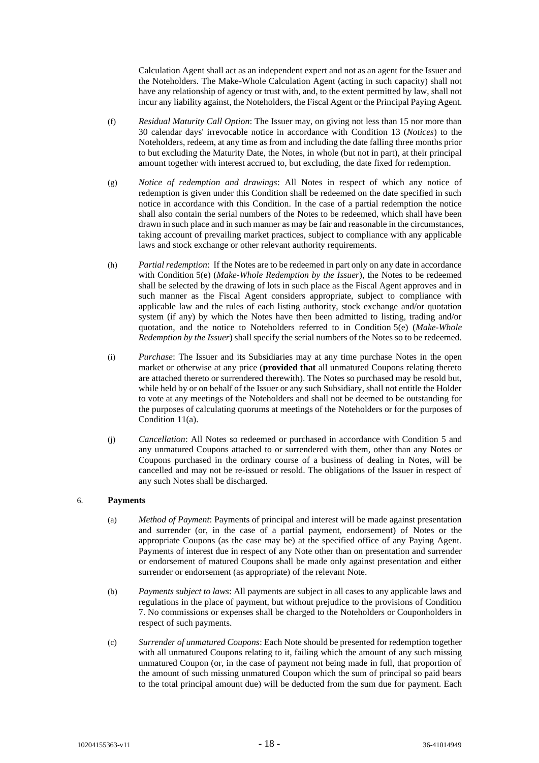Calculation Agent shall act as an independent expert and not as an agent for the Issuer and the Noteholders. The Make-Whole Calculation Agent (acting in such capacity) shall not have any relationship of agency or trust with, and, to the extent permitted by law, shall not incur any liability against, the Noteholders, the Fiscal Agent or the Principal Paying Agent.

(f) *Residual Maturity Call Option*: The Issuer may, on giving not less than 15 nor more than 30 calendar days' irrevocable notice in accordance with Condition 13 (*Notices*) to the Noteholders, redeem, at any time as from and including the date falling three months prior to but excluding the Maturity Date, the Notes, in whole (but not in part), at their principal amount together with interest accrued to, but excluding, the date fixed for redemption.

(g) *Notice of redemption and drawings*: All Notes in respect of which any notice of redemption is given under this Condition shall be redeemed on the date specified in such notice in accordance with this Condition. In the case of a partial redemption the notice shall also contain the serial numbers of the Notes to be redeemed, which shall have been drawn in such place and in such manner as may be fair and reasonable in the circumstances, taking account of prevailing market practices, subject to compliance with any applicable laws and stock exchange or other relevant authority requirements.

(h) *Partial redemption*: If the Notes are to be redeemed in part only on any date in accordance with Condition 5(e) (*Make-Whole Redemption by the Issuer*), the Notes to be redeemed shall be selected by the drawing of lots in such place as the Fiscal Agent approves and in such manner as the Fiscal Agent considers appropriate, subject to compliance with applicable law and the rules of each listing authority, stock exchange and/or quotation system (if any) by which the Notes have then been admitted to listing, trading and/or quotation, and the notice to Noteholders referred to in Condition 5(e) (*Make-Whole Redemption by the Issuer*) shall specify the serial numbers of the Notes so to be redeemed.

(i) *Purchase*: The Issuer and its Subsidiaries may at any time purchase Notes in the open market or otherwise at any price (**provided that** all unmatured Coupons relating thereto are attached thereto or surrendered therewith). The Notes so purchased may be resold but, while held by or on behalf of the Issuer or any such Subsidiary, shall not entitle the Holder to vote at any meetings of the Noteholders and shall not be deemed to be outstanding for the purposes of calculating quorums at meetings of the Noteholders or for the purposes of Condition 11(a).

(j) *Cancellation*: All Notes so redeemed or purchased in accordance with Condition 5 and any unmatured Coupons attached to or surrendered with them, other than any Notes or Coupons purchased in the ordinary course of a business of dealing in Notes, will be cancelled and may not be re-issued or resold. The obligations of the Issuer in respect of any such Notes shall be discharged.

## 6. **Payments**

(a) *Method of Payment*: Payments of principal and interest will be made against presentation and surrender (or, in the case of a partial payment, endorsement) of Notes or the appropriate Coupons (as the case may be) at the specified office of any Paying Agent. Payments of interest due in respect of any Note other than on presentation and surrender or endorsement of matured Coupons shall be made only against presentation and either surrender or endorsement (as appropriate) of the relevant Note.

(b) *Payments subject to laws*: All payments are subject in all cases to any applicable laws and regulations in the place of payment, but without prejudice to the provisions of Condition 7. No commissions or expenses shall be charged to the Noteholders or Couponholders in respect of such payments.

(c) *Surrender of unmatured Coupons*: Each Note should be presented for redemption together with all unmatured Coupons relating to it, failing which the amount of any such missing unmatured Coupon (or, in the case of payment not being made in full, that proportion of the amount of such missing unmatured Coupon which the sum of principal so paid bears to the total principal amount due) will be deducted from the sum due for payment. Each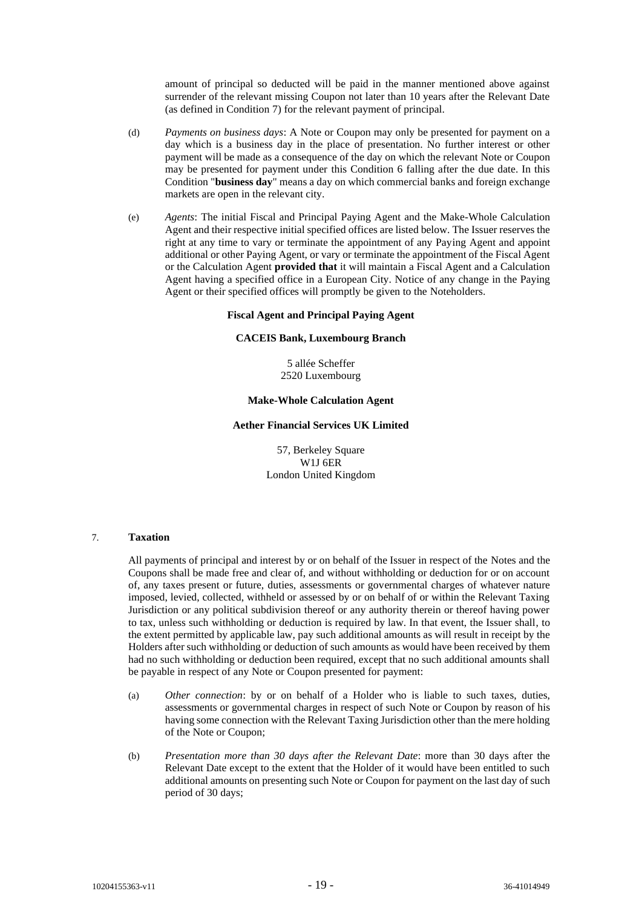amount of principal so deducted will be paid in the manner mentioned above against surrender of the relevant missing Coupon not later than 10 years after the Relevant Date (as defined in Condition 7) for the relevant payment of principal.

(d) *Payments on business days*: A Note or Coupon may only be presented for payment on a day which is a business day in the place of presentation. No further interest or other payment will be made as a consequence of the day on which the relevant Note or Coupon may be presented for payment under this Condition 6 falling after the due date. In this Condition "**business day**" means a day on which commercial banks and foreign exchange markets are open in the relevant city.

(e) *Agents*: The initial Fiscal and Principal Paying Agent and the Make-Whole Calculation Agent and their respective initial specified offices are listed below. The Issuer reserves the right at any time to vary or terminate the appointment of any Paying Agent and appoint additional or other Paying Agent, or vary or terminate the appointment of the Fiscal Agent or the Calculation Agent **provided that** it will maintain a Fiscal Agent and a Calculation Agent having a specified office in a European City. Notice of any change in the Paying Agent or their specified offices will promptly be given to the Noteholders.

**Fiscal Agent and Principal Paying Agent**

**CACEIS Bank, Luxembourg Branch**

5 allée Scheffer
2520 Luxembourg

**Make-Whole Calculation Agent**

**Aether Financial Services UK Limited**

57, Berkeley Square
W1J 6ER
London United Kingdom

## 7. Taxation

All payments of principal and interest by or on behalf of the Issuer in respect of the Notes and the Coupons shall be made free and clear of, and without withholding or deduction for or on account of, any taxes present or future, duties, assessments or governmental charges of whatever nature imposed, levied, collected, withheld or assessed by or on behalf of or within the Relevant Taxing Jurisdiction or any political subdivision thereof or any authority therein or thereof having power to tax, unless such withholding or deduction is required by law. In that event, the Issuer shall, to the extent permitted by applicable law, pay such additional amounts as will result in receipt by the Holders after such withholding or deduction of such amounts as would have been received by them had no such withholding or deduction been required, except that no such additional amounts shall be payable in respect of any Note or Coupon presented for payment:

(a) *Other connection*: by or on behalf of a Holder who is liable to such taxes, duties, assessments or governmental charges in respect of such Note or Coupon by reason of his having some connection with the Relevant Taxing Jurisdiction other than the mere holding of the Note or Coupon;

(b) *Presentation more than 30 days after the Relevant Date*: more than 30 days after the Relevant Date except to the extent that the Holder of it would have been entitled to such additional amounts on presenting such Note or Coupon for payment on the last day of such period of 30 days;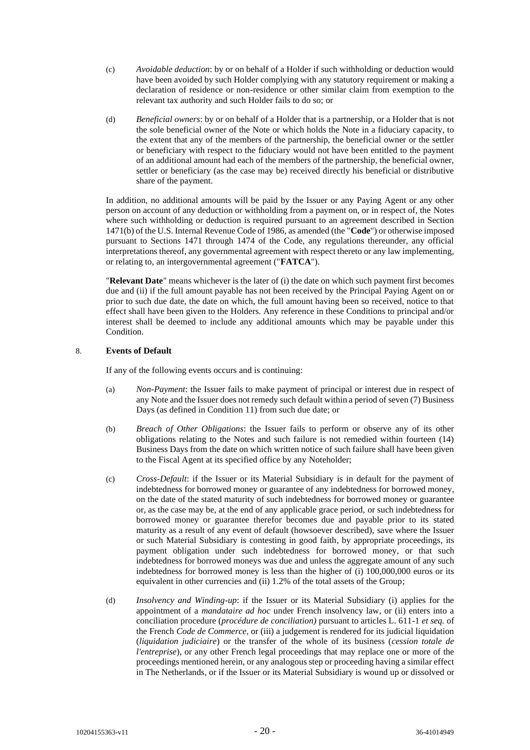(c) *Avoidable deduction*: by or on behalf of a Holder if such withholding or deduction would have been avoided by such Holder complying with any statutory requirement or making a declaration of residence or non-residence or other similar claim from exemption to the relevant tax authority and such Holder fails to do so; or

(d) *Beneficial owners*: by or on behalf of a Holder that is a partnership, or a Holder that is not the sole beneficial owner of the Note or which holds the Note in a fiduciary capacity, to the extent that any of the members of the partnership, the beneficial owner or the settler or beneficiary with respect to the fiduciary would not have been entitled to the payment of an additional amount had each of the members of the partnership, the beneficial owner, settler or beneficiary (as the case may be) received directly his beneficial or distributive share of the payment.

In addition, no additional amounts will be paid by the Issuer or any Paying Agent or any other person on account of any deduction or withholding from a payment on, or in respect of, the Notes where such withholding or deduction is required pursuant to an agreement described in Section 1471(b) of the U.S. Internal Revenue Code of 1986, as amended (the "**Code**") or otherwise imposed pursuant to Sections 1471 through 1474 of the Code, any regulations thereunder, any official interpretations thereof, any governmental agreement with respect thereto or any law implementing, or relating to, an intergovernmental agreement ("**FATCA**").

"**Relevant Date**" means whichever is the later of (i) the date on which such payment first becomes due and (ii) if the full amount payable has not been received by the Principal Paying Agent on or prior to such due date, the date on which, the full amount having been so received, notice to that effect shall have been given to the Holders. Any reference in these Conditions to principal and/or interest shall be deemed to include any additional amounts which may be payable under this Condition.

## 8. **Events of Default**

If any of the following events occurs and is continuing:

(a) *Non-Payment*: the Issuer fails to make payment of principal or interest due in respect of any Note and the Issuer does not remedy such default within a period of seven (7) Business Days (as defined in Condition 11) from such due date; or

(b) *Breach of Other Obligations*: the Issuer fails to perform or observe any of its other obligations relating to the Notes and such failure is not remedied within fourteen (14) Business Days from the date on which written notice of such failure shall have been given to the Fiscal Agent at its specified office by any Noteholder;

(c) *Cross-Default*: if the Issuer or its Material Subsidiary is in default for the payment of indebtedness for borrowed money or guarantee of any indebtedness for borrowed money, on the date of the stated maturity of such indebtedness for borrowed money or guarantee or, as the case may be, at the end of any applicable grace period, or such indebtedness for borrowed money or guarantee therefor becomes due and payable prior to its stated maturity as a result of any event of default (howsoever described), save where the Issuer or such Material Subsidiary is contesting in good faith, by appropriate proceedings, its payment obligation under such indebtedness for borrowed money, or that such indebtedness for borrowed moneys was due and unless the aggregate amount of any such indebtedness for borrowed money is less than the higher of (i) 100,000,000 euros or its equivalent in other currencies and (ii) 1.2% of the total assets of the Group;

(d) *Insolvency and Winding-up*: if the Issuer or its Material Subsidiary (i) applies for the appointment of a *mandataire ad hoc* under French insolvency law, or (ii) enters into a conciliation procedure (*procédure de conciliation)* pursuant to articles L. 611-1 *et seq.* of the French *Code de Commerce*, or (iii) a judgement is rendered for its judicial liquidation (*liquidation judiciaire*) or the transfer of the whole of its business (*cession totale de l'entreprise*), or any other French legal proceedings that may replace one or more of the proceedings mentioned herein, or any analogous step or proceeding having a similar effect in The Netherlands, or if the Issuer or its Material Subsidiary is wound up or dissolved or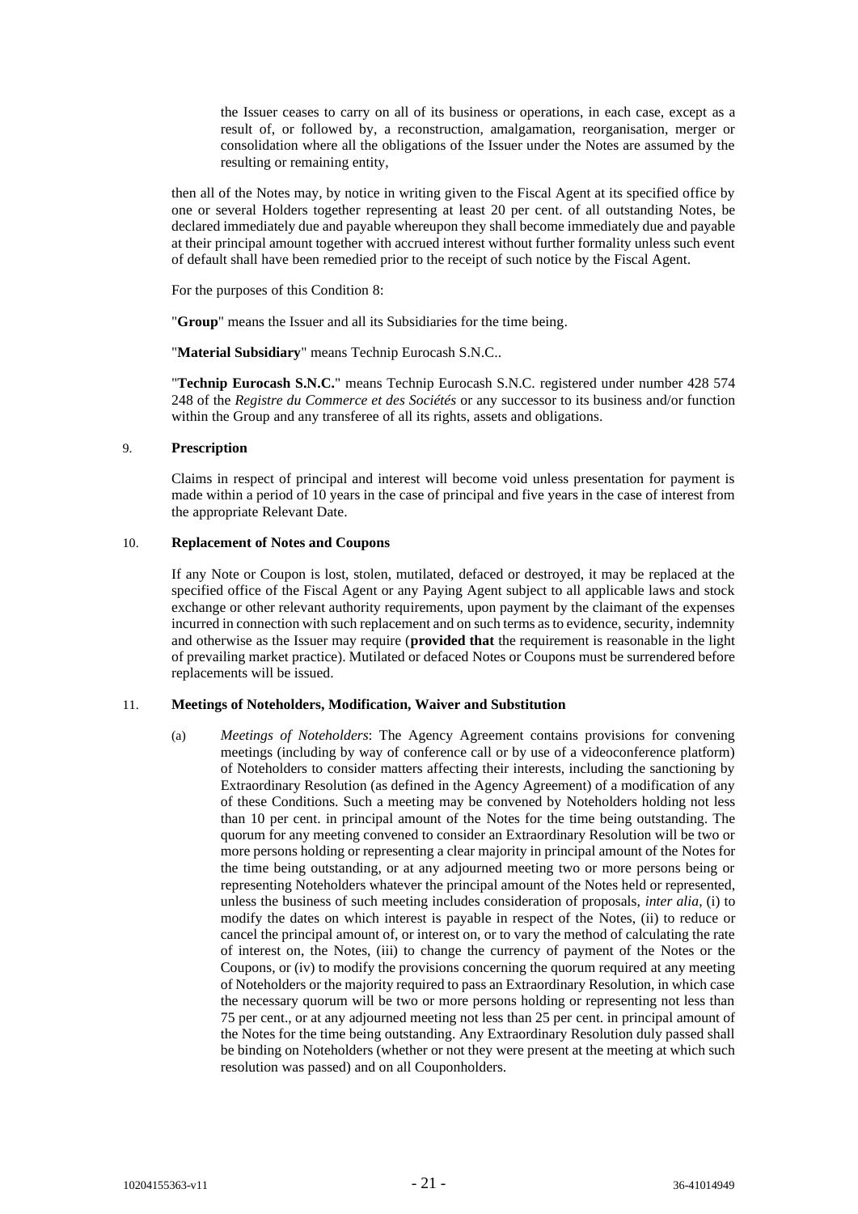the Issuer ceases to carry on all of its business or operations, in each case, except as a result of, or followed by, a reconstruction, amalgamation, reorganisation, merger or consolidation where all the obligations of the Issuer under the Notes are assumed by the resulting or remaining entity,

then all of the Notes may, by notice in writing given to the Fiscal Agent at its specified office by one or several Holders together representing at least 20 per cent. of all outstanding Notes, be declared immediately due and payable whereupon they shall become immediately due and payable at their principal amount together with accrued interest without further formality unless such event of default shall have been remedied prior to the receipt of such notice by the Fiscal Agent.

For the purposes of this Condition 8:

"**Group**" means the Issuer and all its Subsidiaries for the time being.

"**Material Subsidiary**" means Technip Eurocash S.N.C..

"**Technip Eurocash S.N.C.**" means Technip Eurocash S.N.C. registered under number 428 574 248 of the *Registre du Commerce et des Sociétés* or any successor to its business and/or function within the Group and any transferee of all its rights, assets and obligations.

## 9. Prescription

Claims in respect of principal and interest will become void unless presentation for payment is made within a period of 10 years in the case of principal and five years in the case of interest from the appropriate Relevant Date.

## 10. Replacement of Notes and Coupons

If any Note or Coupon is lost, stolen, mutilated, defaced or destroyed, it may be replaced at the specified office of the Fiscal Agent or any Paying Agent subject to all applicable laws and stock exchange or other relevant authority requirements, upon payment by the claimant of the expenses incurred in connection with such replacement and on such terms as to evidence, security, indemnity and otherwise as the Issuer may require (**provided that** the requirement is reasonable in the light of prevailing market practice). Mutilated or defaced Notes or Coupons must be surrendered before replacements will be issued.

## 11. Meetings of Noteholders, Modification, Waiver and Substitution

(a) *Meetings of Noteholders*: The Agency Agreement contains provisions for convening meetings (including by way of conference call or by use of a videoconference platform) of Noteholders to consider matters affecting their interests, including the sanctioning by Extraordinary Resolution (as defined in the Agency Agreement) of a modification of any of these Conditions. Such a meeting may be convened by Noteholders holding not less than 10 per cent. in principal amount of the Notes for the time being outstanding. The quorum for any meeting convened to consider an Extraordinary Resolution will be two or more persons holding or representing a clear majority in principal amount of the Notes for the time being outstanding, or at any adjourned meeting two or more persons being or representing Noteholders whatever the principal amount of the Notes held or represented, unless the business of such meeting includes consideration of proposals, *inter alia*, (i) to modify the dates on which interest is payable in respect of the Notes, (ii) to reduce or cancel the principal amount of, or interest on, or to vary the method of calculating the rate of interest on, the Notes, (iii) to change the currency of payment of the Notes or the Coupons, or (iv) to modify the provisions concerning the quorum required at any meeting of Noteholders or the majority required to pass an Extraordinary Resolution, in which case the necessary quorum will be two or more persons holding or representing not less than 75 per cent., or at any adjourned meeting not less than 25 per cent. in principal amount of the Notes for the time being outstanding. Any Extraordinary Resolution duly passed shall be binding on Noteholders (whether or not they were present at the meeting at which such resolution was passed) and on all Couponholders.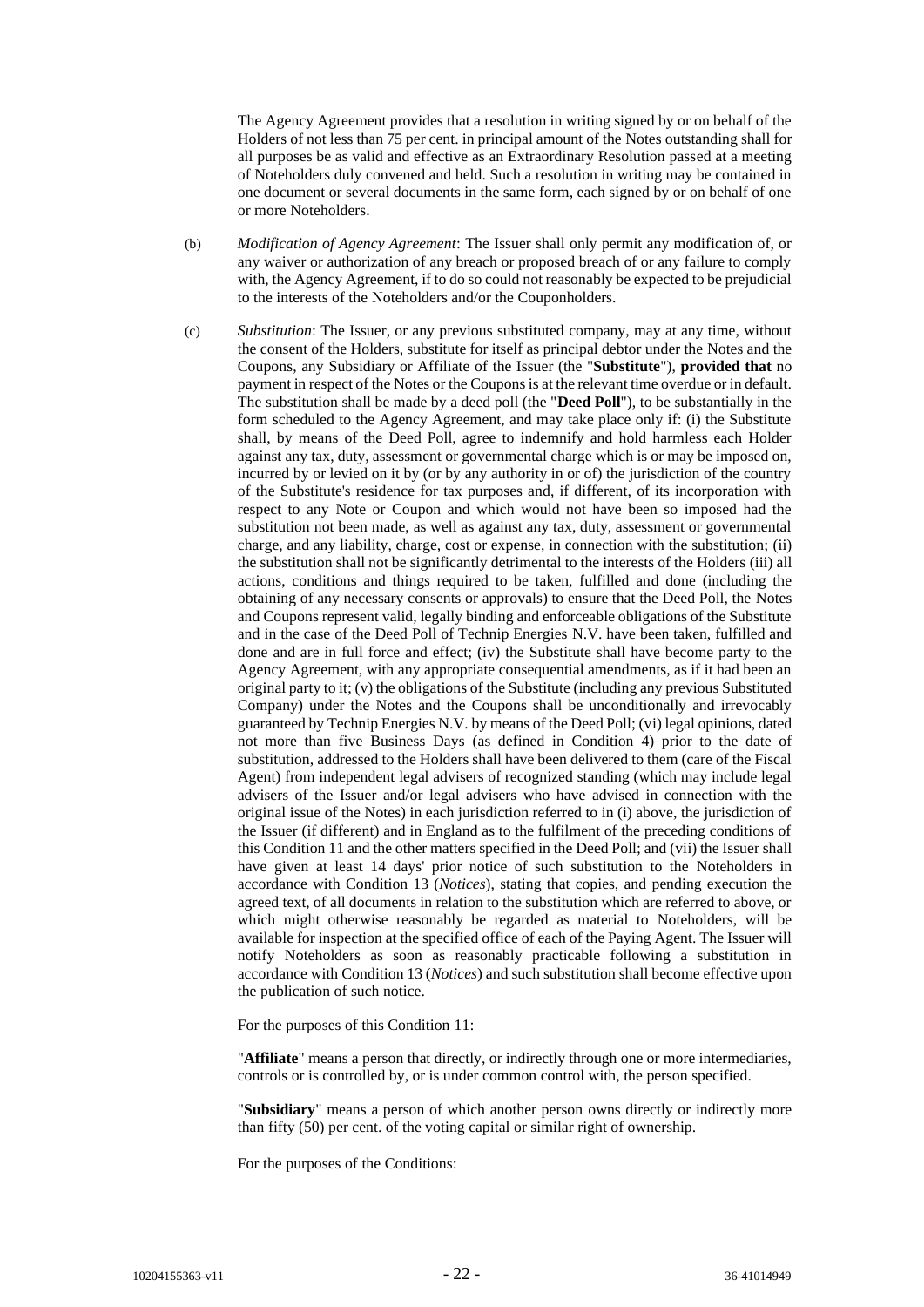The Agency Agreement provides that a resolution in writing signed by or on behalf of the Holders of not less than 75 per cent. in principal amount of the Notes outstanding shall for all purposes be as valid and effective as an Extraordinary Resolution passed at a meeting of Noteholders duly convened and held. Such a resolution in writing may be contained in one document or several documents in the same form, each signed by or on behalf of one or more Noteholders.

(b) *Modification of Agency Agreement*: The Issuer shall only permit any modification of, or any waiver or authorization of any breach or proposed breach of or any failure to comply with, the Agency Agreement, if to do so could not reasonably be expected to be prejudicial to the interests of the Noteholders and/or the Couponholders.

(c) *Substitution*: The Issuer, or any previous substituted company, may at any time, without the consent of the Holders, substitute for itself as principal debtor under the Notes and the Coupons, any Subsidiary or Affiliate of the Issuer (the "**Substitute**"), **provided that** no payment in respect of the Notes or the Coupons is at the relevant time overdue or in default. The substitution shall be made by a deed poll (the "**Deed Poll**"), to be substantially in the form scheduled to the Agency Agreement, and may take place only if: (i) the Substitute shall, by means of the Deed Poll, agree to indemnify and hold harmless each Holder against any tax, duty, assessment or governmental charge which is or may be imposed on, incurred by or levied on it by (or by any authority in or of) the jurisdiction of the country of the Substitute's residence for tax purposes and, if different, of its incorporation with respect to any Note or Coupon and which would not have been so imposed had the substitution not been made, as well as against any tax, duty, assessment or governmental charge, and any liability, charge, cost or expense, in connection with the substitution; (ii) the substitution shall not be significantly detrimental to the interests of the Holders (iii) all actions, conditions and things required to be taken, fulfilled and done (including the obtaining of any necessary consents or approvals) to ensure that the Deed Poll, the Notes and Coupons represent valid, legally binding and enforceable obligations of the Substitute and in the case of the Deed Poll of Technip Energies N.V. have been taken, fulfilled and done and are in full force and effect; (iv) the Substitute shall have become party to the Agency Agreement, with any appropriate consequential amendments, as if it had been an original party to it; (v) the obligations of the Substitute (including any previous Substituted Company) under the Notes and the Coupons shall be unconditionally and irrevocably guaranteed by Technip Energies N.V. by means of the Deed Poll; (vi) legal opinions, dated not more than five Business Days (as defined in Condition 4) prior to the date of substitution, addressed to the Holders shall have been delivered to them (care of the Fiscal Agent) from independent legal advisers of recognized standing (which may include legal advisers of the Issuer and/or legal advisers who have advised in connection with the original issue of the Notes) in each jurisdiction referred to in (i) above, the jurisdiction of the Issuer (if different) and in England as to the fulfilment of the preceding conditions of this Condition 11 and the other matters specified in the Deed Poll; and (vii) the Issuer shall have given at least 14 days' prior notice of such substitution to the Noteholders in accordance with Condition 13 (*Notices*), stating that copies, and pending execution the agreed text, of all documents in relation to the substitution which are referred to above, or which might otherwise reasonably be regarded as material to Noteholders, will be available for inspection at the specified office of each of the Paying Agent. The Issuer will notify Noteholders as soon as reasonably practicable following a substitution in accordance with Condition 13 (*Notices*) and such substitution shall become effective upon the publication of such notice.

For the purposes of this Condition 11:

"**Affiliate**" means a person that directly, or indirectly through one or more intermediaries, controls or is controlled by, or is under common control with, the person specified.

"**Subsidiary**" means a person of which another person owns directly or indirectly more than fifty (50) per cent. of the voting capital or similar right of ownership.

For the purposes of the Conditions: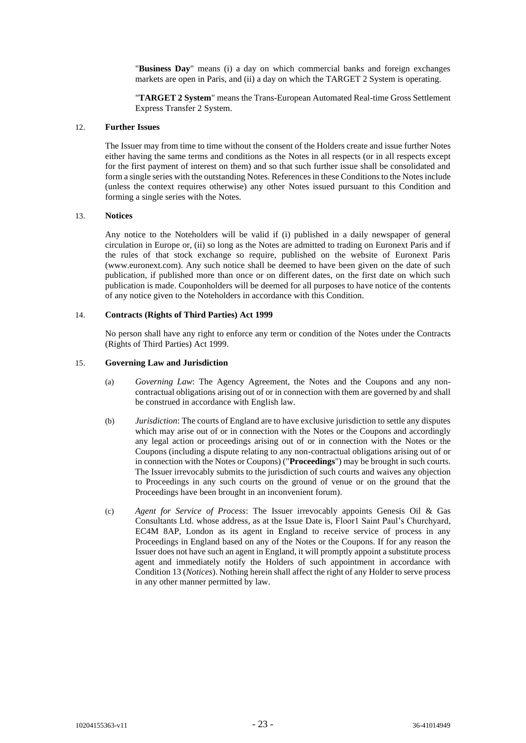"**Business Day**" means (i) a day on which commercial banks and foreign exchanges markets are open in Paris, and (ii) a day on which the TARGET 2 System is operating.

"**TARGET 2 System**" means the Trans-European Automated Real-time Gross Settlement Express Transfer 2 System.

## 12. **Further Issues**

The Issuer may from time to time without the consent of the Holders create and issue further Notes either having the same terms and conditions as the Notes in all respects (or in all respects except for the first payment of interest on them) and so that such further issue shall be consolidated and form a single series with the outstanding Notes. References in these Conditions to the Notes include (unless the context requires otherwise) any other Notes issued pursuant to this Condition and forming a single series with the Notes.

## 13. **Notices**

Any notice to the Noteholders will be valid if (i) published in a daily newspaper of general circulation in Europe or, (ii) so long as the Notes are admitted to trading on Euronext Paris and if the rules of that stock exchange so require, published on the website of Euronext Paris (www.euronext.com). Any such notice shall be deemed to have been given on the date of such publication, if published more than once or on different dates, on the first date on which such publication is made. Couponholders will be deemed for all purposes to have notice of the contents of any notice given to the Noteholders in accordance with this Condition.

## 14. **Contracts (Rights of Third Parties) Act 1999**

No person shall have any right to enforce any term or condition of the Notes under the Contracts (Rights of Third Parties) Act 1999.

## 15. **Governing Law and Jurisdiction**

(a) *Governing Law*: The Agency Agreement, the Notes and the Coupons and any non-contractual obligations arising out of or in connection with them are governed by and shall be construed in accordance with English law.

(b) *Jurisdiction*: The courts of England are to have exclusive jurisdiction to settle any disputes which may arise out of or in connection with the Notes or the Coupons and accordingly any legal action or proceedings arising out of or in connection with the Notes or the Coupons (including a dispute relating to any non-contractual obligations arising out of or in connection with the Notes or Coupons) ("**Proceedings**") may be brought in such courts. The Issuer irrevocably submits to the jurisdiction of such courts and waives any objection to Proceedings in any such courts on the ground of venue or on the ground that the Proceedings have been brought in an inconvenient forum).

(c) *Agent for Service of Process*: The Issuer irrevocably appoints Genesis Oil & Gas Consultants Ltd. whose address, as at the Issue Date is, Floor1 Saint Paul's Churchyard, EC4M 8AP, London as its agent in England to receive service of process in any Proceedings in England based on any of the Notes or the Coupons. If for any reason the Issuer does not have such an agent in England, it will promptly appoint a substitute process agent and immediately notify the Holders of such appointment in accordance with Condition 13 (*Notices*). Nothing herein shall affect the right of any Holder to serve process in any other manner permitted by law.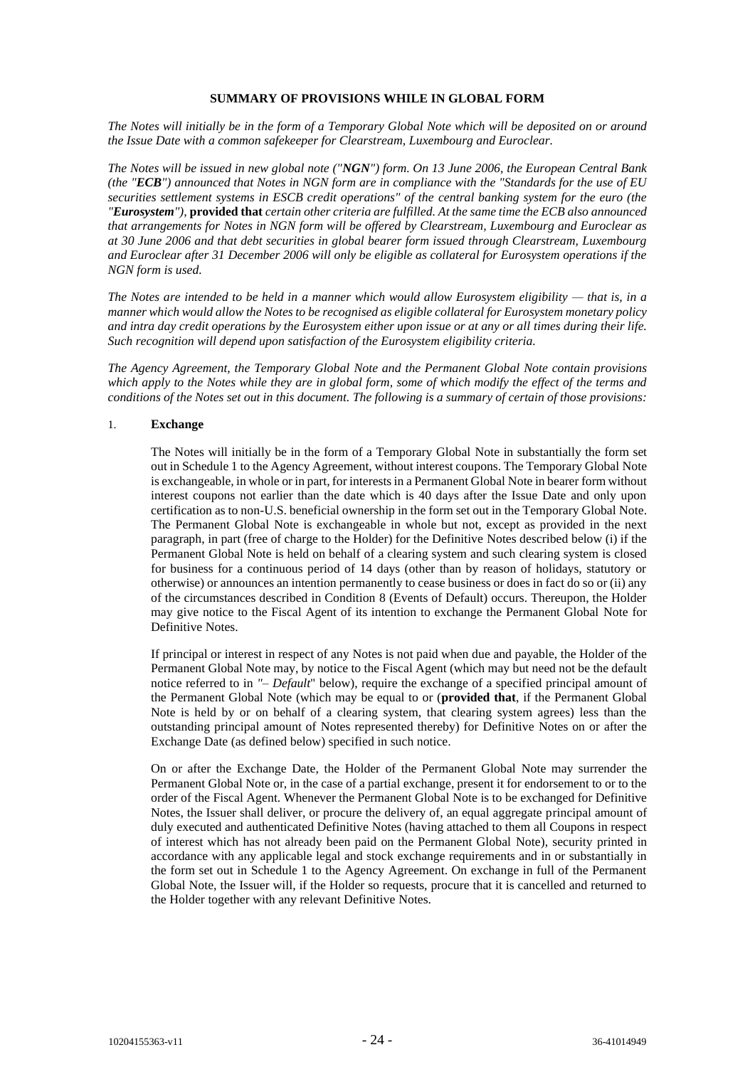## SUMMARY OF PROVISIONS WHILE IN GLOBAL FORM

*The Notes will initially be in the form of a Temporary Global Note which will be deposited on or around the Issue Date with a common safekeeper for Clearstream, Luxembourg and Euroclear.*

*The Notes will be issued in new global note ("**NGN**") form. On 13 June 2006, the European Central Bank (the "**ECB**") announced that Notes in NGN form are in compliance with the "Standards for the use of EU securities settlement systems in ESCB credit operations" of the central banking system for the euro (the "**Eurosystem**"),* **provided that** *certain other criteria are fulfilled. At the same time the ECB also announced that arrangements for Notes in NGN form will be offered by Clearstream, Luxembourg and Euroclear as at 30 June 2006 and that debt securities in global bearer form issued through Clearstream, Luxembourg and Euroclear after 31 December 2006 will only be eligible as collateral for Eurosystem operations if the NGN form is used.*

*The Notes are intended to be held in a manner which would allow Eurosystem eligibility — that is, in a manner which would allow the Notes to be recognised as eligible collateral for Eurosystem monetary policy and intra day credit operations by the Eurosystem either upon issue or at any or all times during their life. Such recognition will depend upon satisfaction of the Eurosystem eligibility criteria.*

*The Agency Agreement, the Temporary Global Note and the Permanent Global Note contain provisions which apply to the Notes while they are in global form, some of which modify the effect of the terms and conditions of the Notes set out in this document. The following is a summary of certain of those provisions:*

1. **Exchange**

The Notes will initially be in the form of a Temporary Global Note in substantially the form set out in Schedule 1 to the Agency Agreement, without interest coupons. The Temporary Global Note is exchangeable, in whole or in part, for interests in a Permanent Global Note in bearer form without interest coupons not earlier than the date which is 40 days after the Issue Date and only upon certification as to non-U.S. beneficial ownership in the form set out in the Temporary Global Note. The Permanent Global Note is exchangeable in whole but not, except as provided in the next paragraph, in part (free of charge to the Holder) for the Definitive Notes described below (i) if the Permanent Global Note is held on behalf of a clearing system and such clearing system is closed for business for a continuous period of 14 days (other than by reason of holidays, statutory or otherwise) or announces an intention permanently to cease business or does in fact do so or (ii) any of the circumstances described in Condition 8 (Events of Default) occurs. Thereupon, the Holder may give notice to the Fiscal Agent of its intention to exchange the Permanent Global Note for Definitive Notes.

If principal or interest in respect of any Notes is not paid when due and payable, the Holder of the Permanent Global Note may, by notice to the Fiscal Agent (which may but need not be the default notice referred to in *"– Default*" below), require the exchange of a specified principal amount of the Permanent Global Note (which may be equal to or (**provided that**, if the Permanent Global Note is held by or on behalf of a clearing system, that clearing system agrees) less than the outstanding principal amount of Notes represented thereby) for Definitive Notes on or after the Exchange Date (as defined below) specified in such notice.

On or after the Exchange Date, the Holder of the Permanent Global Note may surrender the Permanent Global Note or, in the case of a partial exchange, present it for endorsement to or to the order of the Fiscal Agent. Whenever the Permanent Global Note is to be exchanged for Definitive Notes, the Issuer shall deliver, or procure the delivery of, an equal aggregate principal amount of duly executed and authenticated Definitive Notes (having attached to them all Coupons in respect of interest which has not already been paid on the Permanent Global Note), security printed in accordance with any applicable legal and stock exchange requirements and in or substantially in the form set out in Schedule 1 to the Agency Agreement. On exchange in full of the Permanent Global Note, the Issuer will, if the Holder so requests, procure that it is cancelled and returned to the Holder together with any relevant Definitive Notes.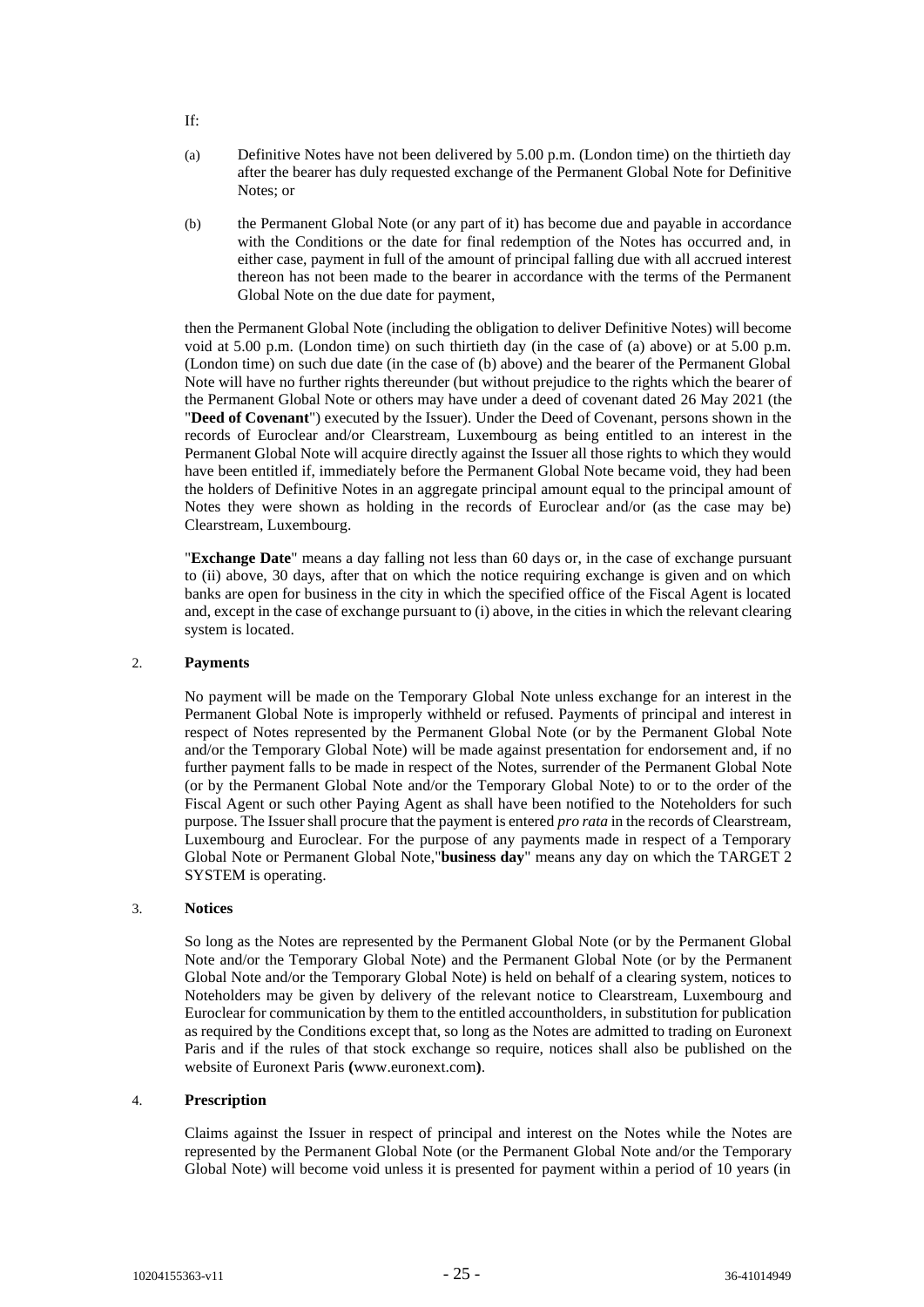If:

(a) Definitive Notes have not been delivered by 5.00 p.m. (London time) on the thirtieth day after the bearer has duly requested exchange of the Permanent Global Note for Definitive Notes; or

(b) the Permanent Global Note (or any part of it) has become due and payable in accordance with the Conditions or the date for final redemption of the Notes has occurred and, in either case, payment in full of the amount of principal falling due with all accrued interest thereon has not been made to the bearer in accordance with the terms of the Permanent Global Note on the due date for payment,

then the Permanent Global Note (including the obligation to deliver Definitive Notes) will become void at 5.00 p.m. (London time) on such thirtieth day (in the case of (a) above) or at 5.00 p.m. (London time) on such due date (in the case of (b) above) and the bearer of the Permanent Global Note will have no further rights thereunder (but without prejudice to the rights which the bearer of the Permanent Global Note or others may have under a deed of covenant dated 26 May 2021 (the "**Deed of Covenant**") executed by the Issuer). Under the Deed of Covenant, persons shown in the records of Euroclear and/or Clearstream, Luxembourg as being entitled to an interest in the Permanent Global Note will acquire directly against the Issuer all those rights to which they would have been entitled if, immediately before the Permanent Global Note became void, they had been the holders of Definitive Notes in an aggregate principal amount equal to the principal amount of Notes they were shown as holding in the records of Euroclear and/or (as the case may be) Clearstream, Luxembourg.

"**Exchange Date**" means a day falling not less than 60 days or, in the case of exchange pursuant to (ii) above, 30 days, after that on which the notice requiring exchange is given and on which banks are open for business in the city in which the specified office of the Fiscal Agent is located and, except in the case of exchange pursuant to (i) above, in the cities in which the relevant clearing system is located.

## 2. Payments

No payment will be made on the Temporary Global Note unless exchange for an interest in the Permanent Global Note is improperly withheld or refused. Payments of principal and interest in respect of Notes represented by the Permanent Global Note (or by the Permanent Global Note and/or the Temporary Global Note) will be made against presentation for endorsement and, if no further payment falls to be made in respect of the Notes, surrender of the Permanent Global Note (or by the Permanent Global Note and/or the Temporary Global Note) to or to the order of the Fiscal Agent or such other Paying Agent as shall have been notified to the Noteholders for such purpose. The Issuer shall procure that the payment is entered *pro rata* in the records of Clearstream, Luxembourg and Euroclear. For the purpose of any payments made in respect of a Temporary Global Note or Permanent Global Note,"**business day**" means any day on which the TARGET 2 SYSTEM is operating.

## 3. Notices

So long as the Notes are represented by the Permanent Global Note (or by the Permanent Global Note and/or the Temporary Global Note) and the Permanent Global Note (or by the Permanent Global Note and/or the Temporary Global Note) is held on behalf of a clearing system, notices to Noteholders may be given by delivery of the relevant notice to Clearstream, Luxembourg and Euroclear for communication by them to the entitled accountholders, in substitution for publication as required by the Conditions except that, so long as the Notes are admitted to trading on Euronext Paris and if the rules of that stock exchange so require, notices shall also be published on the website of Euronext Paris **(**www.euronext.com**)**.

## 4. Prescription

Claims against the Issuer in respect of principal and interest on the Notes while the Notes are represented by the Permanent Global Note (or the Permanent Global Note and/or the Temporary Global Note) will become void unless it is presented for payment within a period of 10 years (in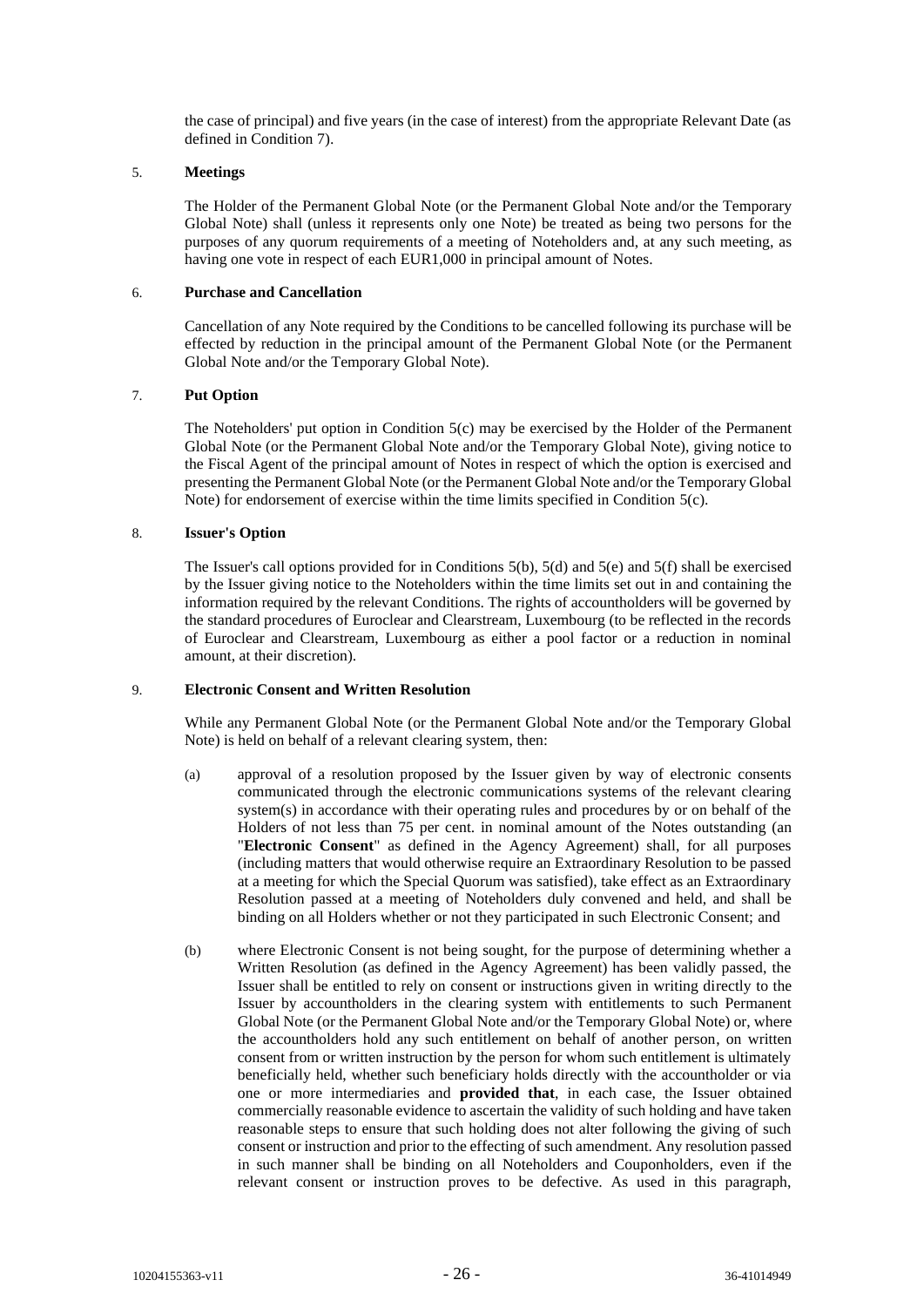the case of principal) and five years (in the case of interest) from the appropriate Relevant Date (as defined in Condition 7).

5. **Meetings**

The Holder of the Permanent Global Note (or the Permanent Global Note and/or the Temporary Global Note) shall (unless it represents only one Note) be treated as being two persons for the purposes of any quorum requirements of a meeting of Noteholders and, at any such meeting, as having one vote in respect of each EUR1,000 in principal amount of Notes.

6. **Purchase and Cancellation**

Cancellation of any Note required by the Conditions to be cancelled following its purchase will be effected by reduction in the principal amount of the Permanent Global Note (or the Permanent Global Note and/or the Temporary Global Note).

7. **Put Option**

The Noteholders' put option in Condition 5(c) may be exercised by the Holder of the Permanent Global Note (or the Permanent Global Note and/or the Temporary Global Note), giving notice to the Fiscal Agent of the principal amount of Notes in respect of which the option is exercised and presenting the Permanent Global Note (or the Permanent Global Note and/or the Temporary Global Note) for endorsement of exercise within the time limits specified in Condition 5(c).

8. **Issuer's Option**

The Issuer's call options provided for in Conditions 5(b), 5(d) and 5(e) and 5(f) shall be exercised by the Issuer giving notice to the Noteholders within the time limits set out in and containing the information required by the relevant Conditions. The rights of accountholders will be governed by the standard procedures of Euroclear and Clearstream, Luxembourg (to be reflected in the records of Euroclear and Clearstream, Luxembourg as either a pool factor or a reduction in nominal amount, at their discretion).

9. **Electronic Consent and Written Resolution**

While any Permanent Global Note (or the Permanent Global Note and/or the Temporary Global Note) is held on behalf of a relevant clearing system, then:

(a) approval of a resolution proposed by the Issuer given by way of electronic consents communicated through the electronic communications systems of the relevant clearing system(s) in accordance with their operating rules and procedures by or on behalf of the Holders of not less than 75 per cent. in nominal amount of the Notes outstanding (an "**Electronic Consent**" as defined in the Agency Agreement) shall, for all purposes (including matters that would otherwise require an Extraordinary Resolution to be passed at a meeting for which the Special Quorum was satisfied), take effect as an Extraordinary Resolution passed at a meeting of Noteholders duly convened and held, and shall be binding on all Holders whether or not they participated in such Electronic Consent; and

(b) where Electronic Consent is not being sought, for the purpose of determining whether a Written Resolution (as defined in the Agency Agreement) has been validly passed, the Issuer shall be entitled to rely on consent or instructions given in writing directly to the Issuer by accountholders in the clearing system with entitlements to such Permanent Global Note (or the Permanent Global Note and/or the Temporary Global Note) or, where the accountholders hold any such entitlement on behalf of another person, on written consent from or written instruction by the person for whom such entitlement is ultimately beneficially held, whether such beneficiary holds directly with the accountholder or via one or more intermediaries and **provided that**, in each case, the Issuer obtained commercially reasonable evidence to ascertain the validity of such holding and have taken reasonable steps to ensure that such holding does not alter following the giving of such consent or instruction and prior to the effecting of such amendment. Any resolution passed in such manner shall be binding on all Noteholders and Couponholders, even if the relevant consent or instruction proves to be defective. As used in this paragraph,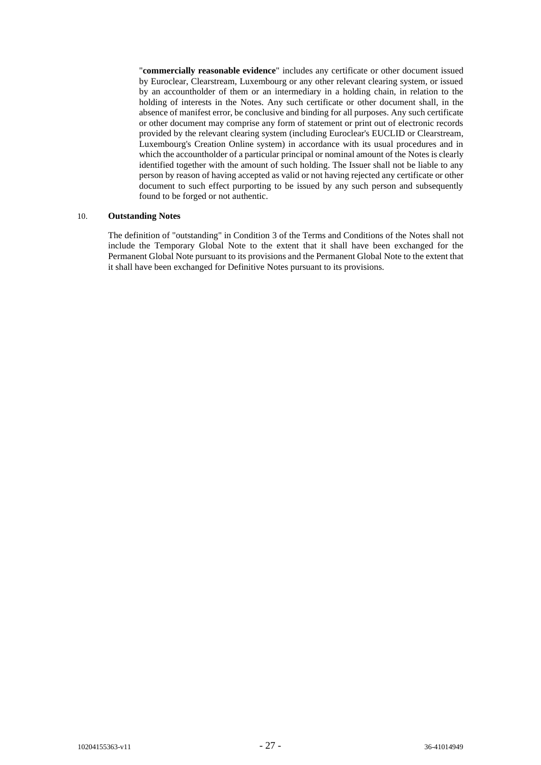"**commercially reasonable evidence**" includes any certificate or other document issued by Euroclear, Clearstream, Luxembourg or any other relevant clearing system, or issued by an accountholder of them or an intermediary in a holding chain, in relation to the holding of interests in the Notes. Any such certificate or other document shall, in the absence of manifest error, be conclusive and binding for all purposes. Any such certificate or other document may comprise any form of statement or print out of electronic records provided by the relevant clearing system (including Euroclear's EUCLID or Clearstream, Luxembourg's Creation Online system) in accordance with its usual procedures and in which the accountholder of a particular principal or nominal amount of the Notes is clearly identified together with the amount of such holding. The Issuer shall not be liable to any person by reason of having accepted as valid or not having rejected any certificate or other document to such effect purporting to be issued by any such person and subsequently found to be forged or not authentic.

10. **Outstanding Notes**

The definition of "outstanding" in Condition 3 of the Terms and Conditions of the Notes shall not include the Temporary Global Note to the extent that it shall have been exchanged for the Permanent Global Note pursuant to its provisions and the Permanent Global Note to the extent that it shall have been exchanged for Definitive Notes pursuant to its provisions.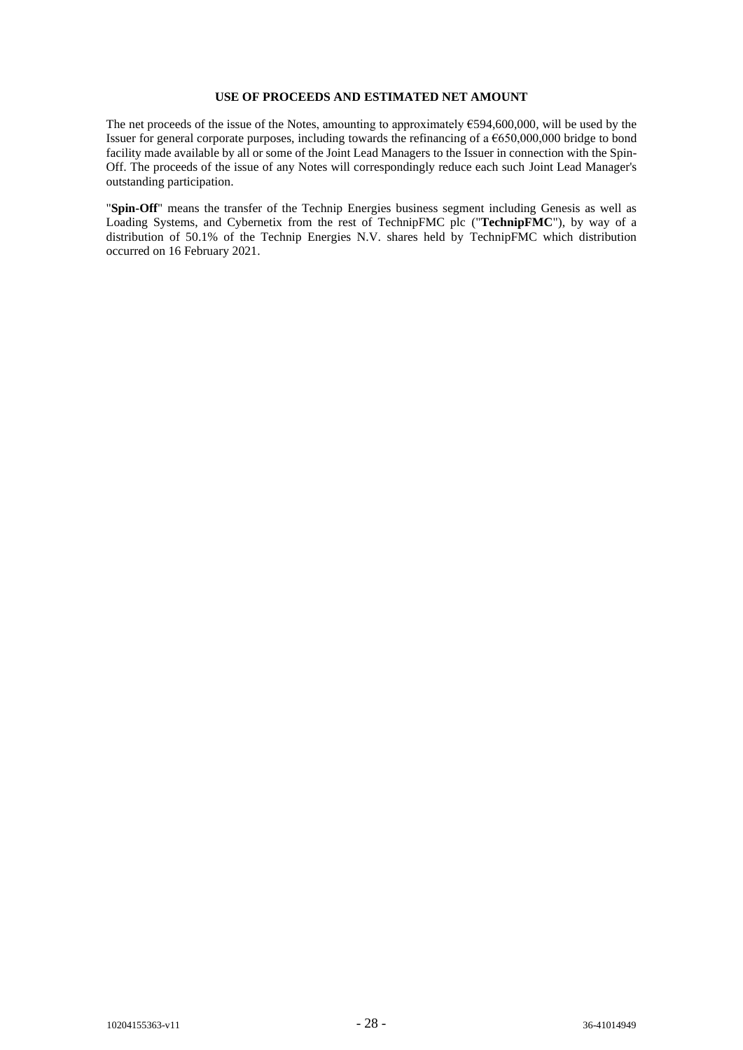## USE OF PROCEEDS AND ESTIMATED NET AMOUNT

The net proceeds of the issue of the Notes, amounting to approximately €594,600,000, will be used by the Issuer for general corporate purposes, including towards the refinancing of a €650,000,000 bridge to bond facility made available by all or some of the Joint Lead Managers to the Issuer in connection with the Spin-Off. The proceeds of the issue of any Notes will correspondingly reduce each such Joint Lead Manager's outstanding participation.

"**Spin-Off**" means the transfer of the Technip Energies business segment including Genesis as well as Loading Systems, and Cybernetix from the rest of TechnipFMC plc ("**TechnipFMC**"), by way of a distribution of 50.1% of the Technip Energies N.V. shares held by TechnipFMC which distribution occurred on 16 February 2021.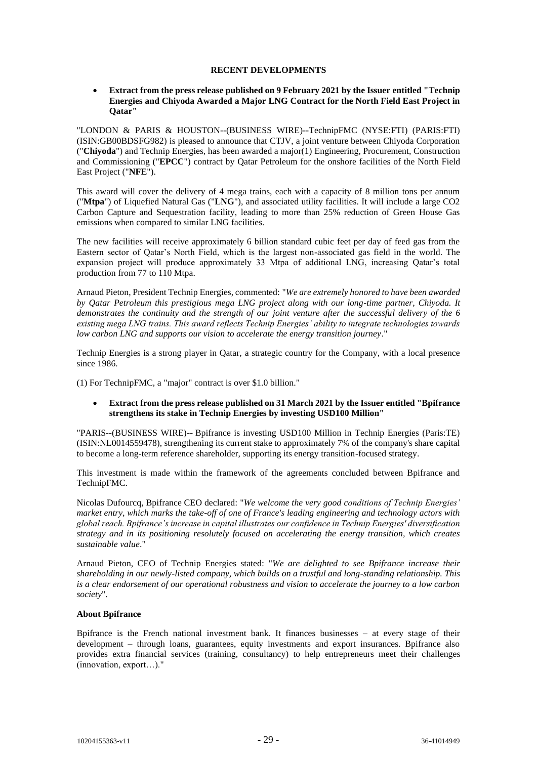## RECENT DEVELOPMENTS

- **Extract from the press release published on 9 February 2021 by the Issuer entitled "Technip Energies and Chiyoda Awarded a Major LNG Contract for the North Field East Project in Qatar"**

"LONDON & PARIS & HOUSTON--(BUSINESS WIRE)--TechnipFMC (NYSE:FTI) (PARIS:FTI) (ISIN:GB00BDSFG982) is pleased to announce that CTJV, a joint venture between Chiyoda Corporation ("**Chiyoda**") and Technip Energies, has been awarded a major(1) Engineering, Procurement, Construction and Commissioning ("**EPCC**") contract by Qatar Petroleum for the onshore facilities of the North Field East Project ("**NFE**").

This award will cover the delivery of 4 mega trains, each with a capacity of 8 million tons per annum ("**Mtpa**") of Liquefied Natural Gas ("**LNG**"), and associated utility facilities. It will include a large CO2 Carbon Capture and Sequestration facility, leading to more than 25% reduction of Green House Gas emissions when compared to similar LNG facilities.

The new facilities will receive approximately 6 billion standard cubic feet per day of feed gas from the Eastern sector of Qatar's North Field, which is the largest non-associated gas field in the world. The expansion project will produce approximately 33 Mtpa of additional LNG, increasing Qatar's total production from 77 to 110 Mtpa.

Arnaud Pieton, President Technip Energies, commented: "*We are extremely honored to have been awarded by Qatar Petroleum this prestigious mega LNG project along with our long-time partner, Chiyoda. It demonstrates the continuity and the strength of our joint venture after the successful delivery of the 6 existing mega LNG trains. This award reflects Technip Energies' ability to integrate technologies towards low carbon LNG and supports our vision to accelerate the energy transition journey*."

Technip Energies is a strong player in Qatar, a strategic country for the Company, with a local presence since 1986.

(1) For TechnipFMC, a "major" contract is over $1.0 billion."

- **Extract from the press release published on 31 March 2021 by the Issuer entitled "Bpifrance strengthens its stake in Technip Energies by investing USD100 Million"**

"PARIS--(BUSINESS WIRE)-- Bpifrance is investing USD100 Million in Technip Energies (Paris:TE) (ISIN:NL0014559478), strengthening its current stake to approximately 7% of the company's share capital to become a long-term reference shareholder, supporting its energy transition-focused strategy.

This investment is made within the framework of the agreements concluded between Bpifrance and TechnipFMC.

Nicolas Dufourcq, Bpifrance CEO declared: "*We welcome the very good conditions of Technip Energies' market entry, which marks the take-off of one of France's leading engineering and technology actors with global reach. Bpifrance's increase in capital illustrates our confidence in Technip Energies' diversification strategy and in its positioning resolutely focused on accelerating the energy transition, which creates sustainable value*."

Arnaud Pieton, CEO of Technip Energies stated: "*We are delighted to see Bpifrance increase their shareholding in our newly-listed company, which builds on a trustful and long-standing relationship. This is a clear endorsement of our operational robustness and vision to accelerate the journey to a low carbon society*".

**About Bpifrance**

Bpifrance is the French national investment bank. It finances businesses – at every stage of their development – through loans, guarantees, equity investments and export insurances. Bpifrance also provides extra financial services (training, consultancy) to help entrepreneurs meet their challenges (innovation, export…)."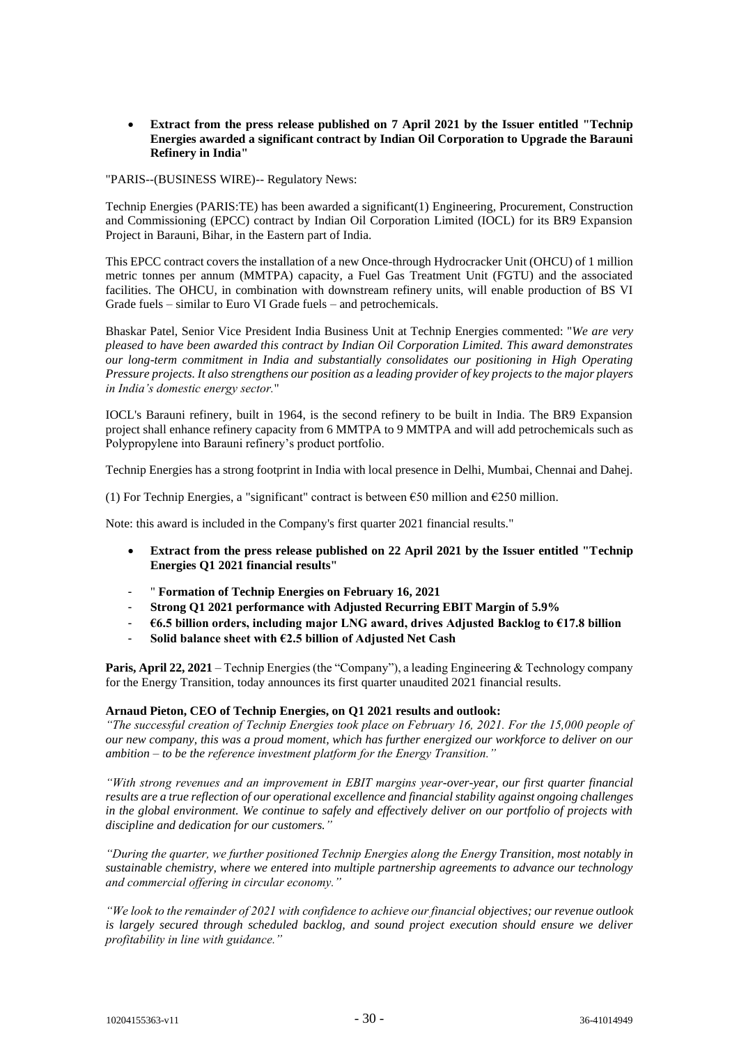- **Extract from the press release published on 7 April 2021 by the Issuer entitled "Technip Energies awarded a significant contract by Indian Oil Corporation to Upgrade the Barauni Refinery in India"**

"PARIS--(BUSINESS WIRE)-- Regulatory News:

Technip Energies (PARIS:TE) has been awarded a significant(1) Engineering, Procurement, Construction and Commissioning (EPCC) contract by Indian Oil Corporation Limited (IOCL) for its BR9 Expansion Project in Barauni, Bihar, in the Eastern part of India.

This EPCC contract covers the installation of a new Once-through Hydrocracker Unit (OHCU) of 1 million metric tonnes per annum (MMTPA) capacity, a Fuel Gas Treatment Unit (FGTU) and the associated facilities. The OHCU, in combination with downstream refinery units, will enable production of BS VI Grade fuels – similar to Euro VI Grade fuels – and petrochemicals.

Bhaskar Patel, Senior Vice President India Business Unit at Technip Energies commented: "*We are very pleased to have been awarded this contract by Indian Oil Corporation Limited. This award demonstrates our long-term commitment in India and substantially consolidates our positioning in High Operating Pressure projects. It also strengthens our position as a leading provider of key projects to the major players in India's domestic energy sector.*"

IOCL's Barauni refinery, built in 1964, is the second refinery to be built in India. The BR9 Expansion project shall enhance refinery capacity from 6 MMTPA to 9 MMTPA and will add petrochemicals such as Polypropylene into Barauni refinery's product portfolio.

Technip Energies has a strong footprint in India with local presence in Delhi, Mumbai, Chennai and Dahej.

(1) For Technip Energies, a "significant" contract is between €50 million and €250 million.

Note: this award is included in the Company's first quarter 2021 financial results."

- **Extract from the press release published on 22 April 2021 by the Issuer entitled "Technip Energies Q1 2021 financial results"**

- " **Formation of Technip Energies on February 16, 2021**
- **Strong Q1 2021 performance with Adjusted Recurring EBIT Margin of 5.9%**
- **€6.5 billion orders, including major LNG award, drives Adjusted Backlog to €17.8 billion**
- **Solid balance sheet with €2.5 billion of Adjusted Net Cash**

**Paris, April 22, 2021** – Technip Energies (the "Company"), a leading Engineering & Technology company for the Energy Transition, today announces its first quarter unaudited 2021 financial results.

**Arnaud Pieton, CEO of Technip Energies, on Q1 2021 results and outlook:**

*"The successful creation of Technip Energies took place on February 16, 2021. For the 15,000 people of our new company, this was a proud moment, which has further energized our workforce to deliver on our ambition – to be the reference investment platform for the Energy Transition."*

*"With strong revenues and an improvement in EBIT margins year-over-year, our first quarter financial results are a true reflection of our operational excellence and financial stability against ongoing challenges in the global environment. We continue to safely and effectively deliver on our portfolio of projects with discipline and dedication for our customers."*

*"During the quarter, we further positioned Technip Energies along the Energy Transition, most notably in sustainable chemistry, where we entered into multiple partnership agreements to advance our technology and commercial offering in circular economy."*

*"We look to the remainder of 2021 with confidence to achieve our financial objectives; our revenue outlook is largely secured through scheduled backlog, and sound project execution should ensure we deliver profitability in line with guidance."*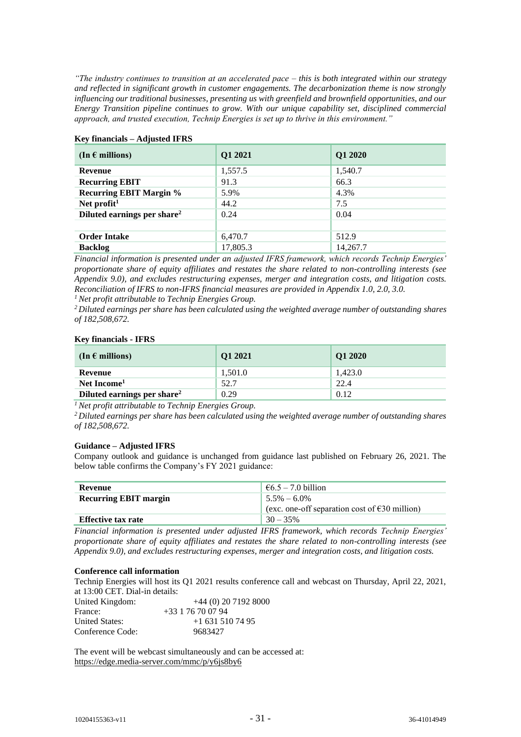*"The industry continues to transition at an accelerated pace – this is both integrated within our strategy and reflected in significant growth in customer engagements. The decarbonization theme is now strongly influencing our traditional businesses, presenting us with greenfield and brownfield opportunities, and our Energy Transition pipeline continues to grow. With our unique capability set, disciplined commercial approach, and trusted execution, Technip Energies is set up to thrive in this environment."*

**Key financials – Adjusted IFRS**

| (In € millions) | Q1 2021 | Q1 2020 |
|---|---|---|
| **Revenue** | 1,557.5 | 1,540.7 |
| **Recurring EBIT** | 91.3 | 66.3 |
| **Recurring EBIT Margin %** | 5.9% | 4.3% |
| **Net profit[1]** | 44.2 | 7.5 |
| **Diluted earnings per share[2]** | 0.24 | 0.04 |
| | | |
| **Order Intake** | 6,470.7 | 512.9 |
| **Backlog** | 17,805.3 | 14,267.7 |

*Financial information is presented under an adjusted IFRS framework, which records Technip Energies' proportionate share of equity affiliates and restates the share related to non-controlling interests (see Appendix 9.0), and excludes restructuring expenses, merger and integration costs, and litigation costs. Reconciliation of IFRS to non-IFRS financial measures are provided in Appendix 1.0, 2.0, 3.0.*

*[1] Net profit attributable to Technip Energies Group.*

*[2] Diluted earnings per share has been calculated using the weighted average number of outstanding shares of 182,508,672.*

**Key financials - IFRS**

| (In € millions) | Q1 2021 | Q1 2020 |
|---|---|---|
| **Revenue** | 1,501.0 | 1,423.0 |
| **Net Income[1]** | 52.7 | 22.4 |
| **Diluted earnings per share[2]** | 0.29 | 0.12 |

*[1] Net profit attributable to Technip Energies Group.*

*[2] Diluted earnings per share has been calculated using the weighted average number of outstanding shares of 182,508,672.*

**Guidance – Adjusted IFRS**

Company outlook and guidance is unchanged from guidance last published on February 26, 2021. The below table confirms the Company's FY 2021 guidance:

| | |
|---|---|
| **Revenue** | €6.5 – 7.0 billion |
| **Recurring EBIT margin** | 5.5% – 6.0%<br>(exc. one-off separation cost of €30 million) |
| **Effective tax rate** | 30 – 35% |

*Financial information is presented under adjusted IFRS framework, which records Technip Energies' proportionate share of equity affiliates and restates the share related to non-controlling interests (see Appendix 9.0), and excludes restructuring expenses, merger and integration costs, and litigation costs.*

**Conference call information**

Technip Energies will host its Q1 2021 results conference call and webcast on Thursday, April 22, 2021, at 13:00 CET. Dial-in details:

United Kingdom: +44 (0) 20 7192 8000
France: +33 1 76 70 07 94
United States: +1 631 510 74 95
Conference Code: 9683427

The event will be webcast simultaneously and can be accessed at:
https://edge.media-server.com/mmc/p/y6js8by6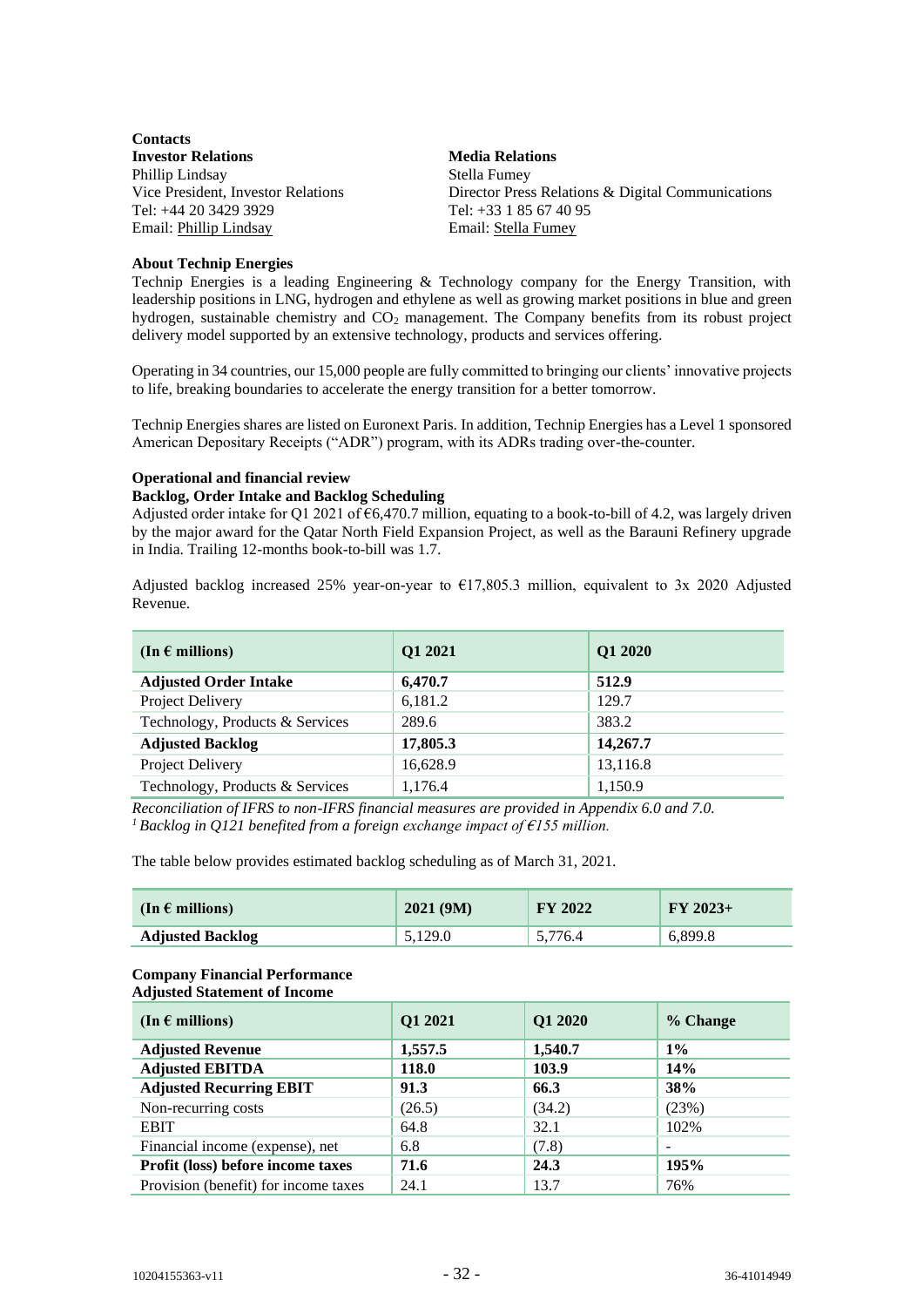**Contacts**

**Investor Relations**
Phillip Lindsay
Vice President, Investor Relations
Tel: +44 20 3429 3929
Email: Phillip Lindsay

**Media Relations**
Stella Fumey
Director Press Relations & Digital Communications
Tel: +33 1 85 67 40 95
Email: Stella Fumey

**About Technip Energies**

Technip Energies is a leading Engineering & Technology company for the Energy Transition, with leadership positions in LNG, hydrogen and ethylene as well as growing market positions in blue and green hydrogen, sustainable chemistry and $CO_2$ management. The Company benefits from its robust project delivery model supported by an extensive technology, products and services offering.

Operating in 34 countries, our 15,000 people are fully committed to bringing our clients' innovative projects to life, breaking boundaries to accelerate the energy transition for a better tomorrow.

Technip Energies shares are listed on Euronext Paris. In addition, Technip Energies has a Level 1 sponsored American Depositary Receipts ("ADR") program, with its ADRs trading over-the-counter.

**Operational and financial review**

**Backlog, Order Intake and Backlog Scheduling**

Adjusted order intake for Q1 2021 of €6,470.7 million, equating to a book-to-bill of 4.2, was largely driven by the major award for the Qatar North Field Expansion Project, as well as the Barauni Refinery upgrade in India. Trailing 12-months book-to-bill was 1.7.

Adjusted backlog increased 25% year-on-year to €17,805.3 million, equivalent to 3x 2020 Adjusted Revenue.

| (In € millions) | Q1 2021 | Q1 2020 |
|---|---|---|
| **Adjusted Order Intake** | **6,470.7** | **512.9** |
| Project Delivery | 6,181.2 | 129.7 |
| Technology, Products & Services | 289.6 | 383.2 |
| **Adjusted Backlog** | **17,805.3** | **14,267.7** |
| Project Delivery | 16,628.9 | 13,116.8 |
| Technology, Products & Services | 1,176.4 | 1,150.9 |

*Reconciliation of IFRS to non-IFRS financial measures are provided in Appendix 6.0 and 7.0.*
*[1] Backlog in Q121 benefited from a foreign exchange impact of €155 million.*

The table below provides estimated backlog scheduling as of March 31, 2021.

| (In € millions) | 2021 (9M) | FY 2022 | FY 2023+ |
|---|---|---|---|
| **Adjusted Backlog** | 5,129.0 | 5,776.4 | 6,899.8 |

**Company Financial Performance**

**Adjusted Statement of Income**

| (In € millions) | Q1 2021 | Q1 2020 | % Change |
|---|---|---|---|
| **Adjusted Revenue** | **1,557.5** | **1,540.7** | **1%** |
| **Adjusted EBITDA** | **118.0** | **103.9** | **14%** |
| **Adjusted Recurring EBIT** | **91.3** | **66.3** | **38%** |
| Non-recurring costs | (26.5) | (34.2) | (23%) |
| EBIT | 64.8 | 32.1 | 102% |
| Financial income (expense), net | 6.8 | (7.8) | - |
| **Profit (loss) before income taxes** | **71.6** | **24.3** | **195%** |
| Provision (benefit) for income taxes | 24.1 | 13.7 | 76% |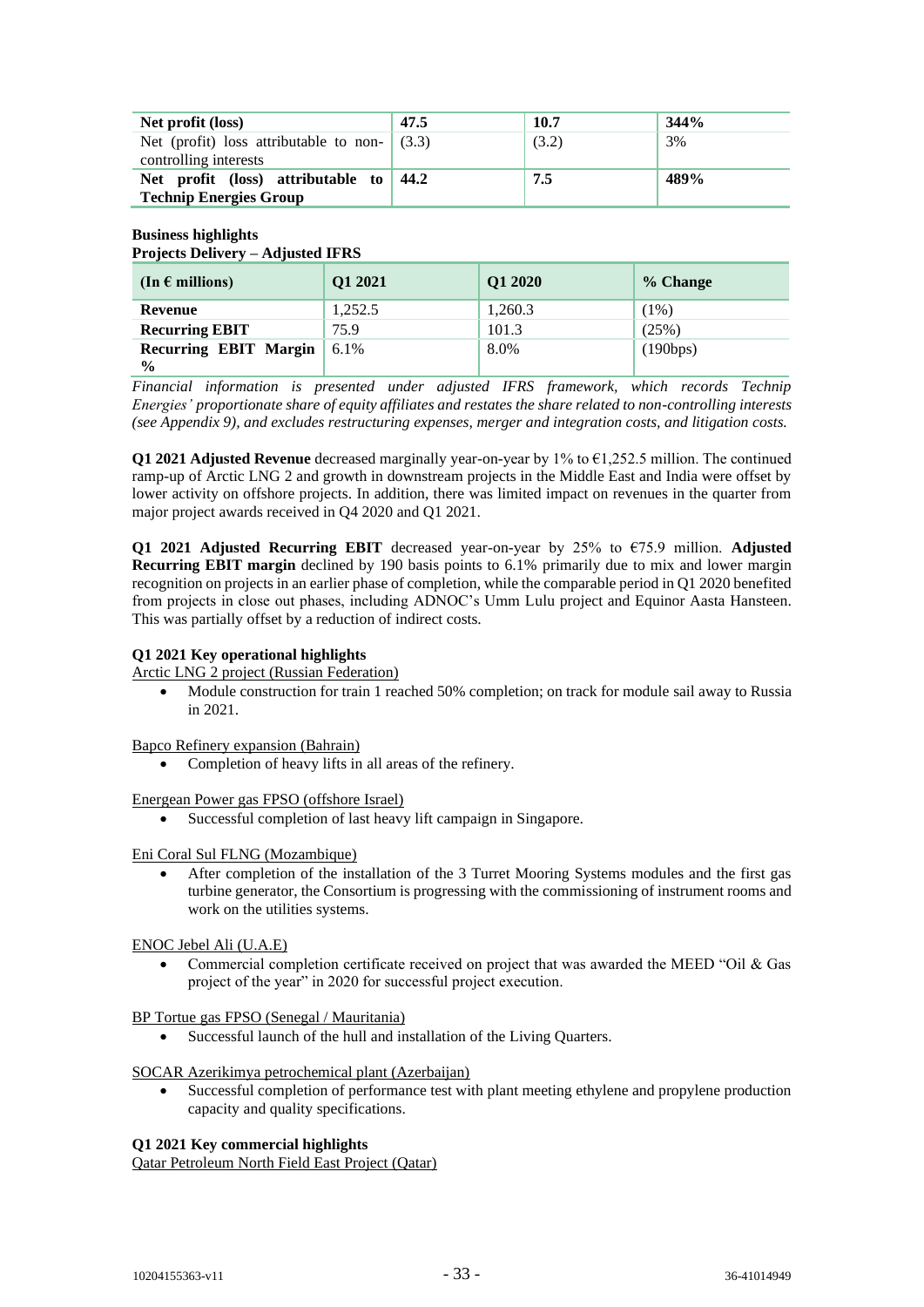| **Net profit (loss)** | **47.5** | **10.7** | **344%** |
|---|---|---|---|
| Net (profit) loss attributable to non-controlling interests | (3.3) | (3.2) | 3% |
| **Net profit (loss) attributable to Technip Energies Group** | **44.2** | **7.5** | **489%** |

**Business highlights**
**Projects Delivery – Adjusted IFRS**

| **(In € millions)** | **Q1 2021** | **Q1 2020** | **% Change** |
|---|---|---|---|
| **Revenue** | 1,252.5 | 1,260.3 | (1%) |
| **Recurring EBIT** | 75.9 | 101.3 | (25%) |
| **Recurring EBIT Margin %** | 6.1% | 8.0% | (190bps) |

*Financial information is presented under adjusted IFRS framework, which records Technip Energies' proportionate share of equity affiliates and restates the share related to non-controlling interests (see Appendix 9), and excludes restructuring expenses, merger and integration costs, and litigation costs.*

**Q1 2021 Adjusted Revenue** decreased marginally year-on-year by 1% to €1,252.5 million. The continued ramp-up of Arctic LNG 2 and growth in downstream projects in the Middle East and India were offset by lower activity on offshore projects. In addition, there was limited impact on revenues in the quarter from major project awards received in Q4 2020 and Q1 2021.

**Q1 2021 Adjusted Recurring EBIT** decreased year-on-year by 25% to €75.9 million. **Adjusted Recurring EBIT margin** declined by 190 basis points to 6.1% primarily due to mix and lower margin recognition on projects in an earlier phase of completion, while the comparable period in Q1 2020 benefited from projects in close out phases, including ADNOC's Umm Lulu project and Equinor Aasta Hansteen. This was partially offset by a reduction of indirect costs.

**Q1 2021 Key operational highlights**

Arctic LNG 2 project (Russian Federation)

- Module construction for train 1 reached 50% completion; on track for module sail away to Russia in 2021.

Bapco Refinery expansion (Bahrain)

- Completion of heavy lifts in all areas of the refinery.

Energean Power gas FPSO (offshore Israel)

- Successful completion of last heavy lift campaign in Singapore.

Eni Coral Sul FLNG (Mozambique)

- After completion of the installation of the 3 Turret Mooring Systems modules and the first gas turbine generator, the Consortium is progressing with the commissioning of instrument rooms and work on the utilities systems.

ENOC Jebel Ali (U.A.E)

- Commercial completion certificate received on project that was awarded the MEED "Oil & Gas project of the year" in 2020 for successful project execution.

BP Tortue gas FPSO (Senegal / Mauritania)

- Successful launch of the hull and installation of the Living Quarters.

SOCAR Azerikimya petrochemical plant (Azerbaijan)

- Successful completion of performance test with plant meeting ethylene and propylene production capacity and quality specifications.

**Q1 2021 Key commercial highlights**

Qatar Petroleum North Field East Project (Qatar)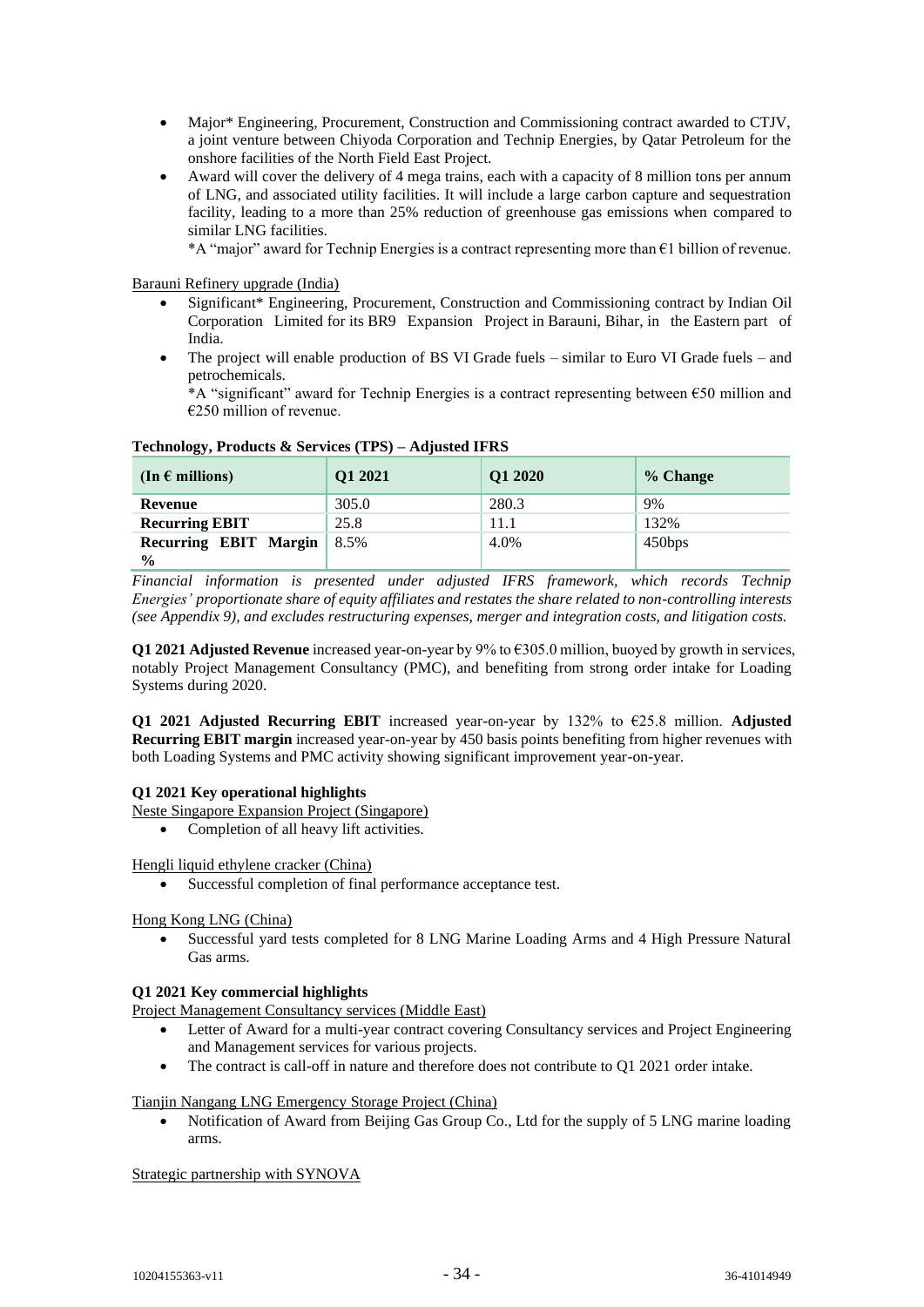- Major* Engineering, Procurement, Construction and Commissioning contract awarded to CTJV, a joint venture between Chiyoda Corporation and Technip Energies, by Qatar Petroleum for the onshore facilities of the North Field East Project.
- Award will cover the delivery of 4 mega trains, each with a capacity of 8 million tons per annum of LNG, and associated utility facilities. It will include a large carbon capture and sequestration facility, leading to a more than 25% reduction of greenhouse gas emissions when compared to similar LNG facilities.

  *A "major" award for Technip Energies is a contract representing more than €1 billion of revenue.

Barauni Refinery upgrade (India)

- Significant* Engineering, Procurement, Construction and Commissioning contract by Indian Oil Corporation Limited for its BR9 Expansion Project in Barauni, Bihar, in the Eastern part of India.
- The project will enable production of BS VI Grade fuels – similar to Euro VI Grade fuels – and petrochemicals.

  *A "significant" award for Technip Energies is a contract representing between €50 million and €250 million of revenue.

**Technology, Products & Services (TPS) – Adjusted IFRS**

| (In € millions) | Q1 2021 | Q1 2020 | % Change |
|---|---|---|---|
| **Revenue** | 305.0 | 280.3 | 9% |
| **Recurring EBIT** | 25.8 | 11.1 | 132% |
| **Recurring EBIT Margin %** | 8.5% | 4.0% | 450bps |

*Financial information is presented under adjusted IFRS framework, which records Technip Energies' proportionate share of equity affiliates and restates the share related to non-controlling interests (see Appendix 9), and excludes restructuring expenses, merger and integration costs, and litigation costs.*

**Q1 2021 Adjusted Revenue** increased year-on-year by 9% to €305.0 million, buoyed by growth in services, notably Project Management Consultancy (PMC), and benefiting from strong order intake for Loading Systems during 2020.

**Q1 2021 Adjusted Recurring EBIT** increased year-on-year by 132% to €25.8 million. **Adjusted Recurring EBIT margin** increased year-on-year by 450 basis points benefiting from higher revenues with both Loading Systems and PMC activity showing significant improvement year-on-year.

**Q1 2021 Key operational highlights**

Neste Singapore Expansion Project (Singapore)

- Completion of all heavy lift activities.

Hengli liquid ethylene cracker (China)

- Successful completion of final performance acceptance test.

Hong Kong LNG (China)

- Successful yard tests completed for 8 LNG Marine Loading Arms and 4 High Pressure Natural Gas arms.

**Q1 2021 Key commercial highlights**

Project Management Consultancy services (Middle East)

- Letter of Award for a multi-year contract covering Consultancy services and Project Engineering and Management services for various projects.
- The contract is call-off in nature and therefore does not contribute to Q1 2021 order intake.

Tianjin Nangang LNG Emergency Storage Project (China)

- Notification of Award from Beijing Gas Group Co., Ltd for the supply of 5 LNG marine loading arms.

Strategic partnership with SYNOVA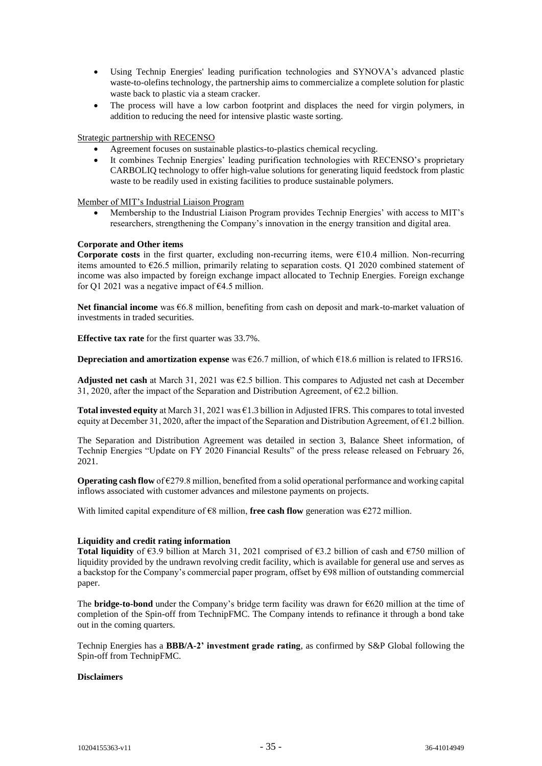- Using Technip Energies' leading purification technologies and SYNOVA's advanced plastic waste-to-olefins technology, the partnership aims to commercialize a complete solution for plastic waste back to plastic via a steam cracker.
- The process will have a low carbon footprint and displaces the need for virgin polymers, in addition to reducing the need for intensive plastic waste sorting.

Strategic partnership with RECENSO

- Agreement focuses on sustainable plastics-to-plastics chemical recycling.
- It combines Technip Energies' leading purification technologies with RECENSO's proprietary CARBOLIQ technology to offer high-value solutions for generating liquid feedstock from plastic waste to be readily used in existing facilities to produce sustainable polymers.

Member of MIT's Industrial Liaison Program

- Membership to the Industrial Liaison Program provides Technip Energies' with access to MIT's researchers, strengthening the Company's innovation in the energy transition and digital area.

**Corporate and Other items**

**Corporate costs** in the first quarter, excluding non-recurring items, were €10.4 million. Non-recurring items amounted to €26.5 million, primarily relating to separation costs. Q1 2020 combined statement of income was also impacted by foreign exchange impact allocated to Technip Energies. Foreign exchange for Q1 2021 was a negative impact of €4.5 million.

**Net financial income** was €6.8 million, benefiting from cash on deposit and mark-to-market valuation of investments in traded securities.

**Effective tax rate** for the first quarter was 33.7%.

**Depreciation and amortization expense** was €26.7 million, of which €18.6 million is related to IFRS16.

**Adjusted net cash** at March 31, 2021 was €2.5 billion. This compares to Adjusted net cash at December 31, 2020, after the impact of the Separation and Distribution Agreement, of €2.2 billion.

**Total invested equity** at March 31, 2021 was €1.3 billion in Adjusted IFRS. This compares to total invested equity at December 31, 2020, after the impact of the Separation and Distribution Agreement, of €1.2 billion.

The Separation and Distribution Agreement was detailed in section 3, Balance Sheet information, of Technip Energies "Update on FY 2020 Financial Results" of the press release released on February 26, 2021.

**Operating cash flow** of €279.8 million, benefited from a solid operational performance and working capital inflows associated with customer advances and milestone payments on projects.

With limited capital expenditure of €8 million, **free cash flow** generation was €272 million.

**Liquidity and credit rating information**

**Total liquidity** of €3.9 billion at March 31, 2021 comprised of €3.2 billion of cash and €750 million of liquidity provided by the undrawn revolving credit facility, which is available for general use and serves as a backstop for the Company's commercial paper program, offset by €98 million of outstanding commercial paper.

The **bridge-to-bond** under the Company's bridge term facility was drawn for €620 million at the time of completion of the Spin-off from TechnipFMC. The Company intends to refinance it through a bond take out in the coming quarters.

Technip Energies has a **BBB/A-2' investment grade rating**, as confirmed by S&P Global following the Spin-off from TechnipFMC.

**Disclaimers**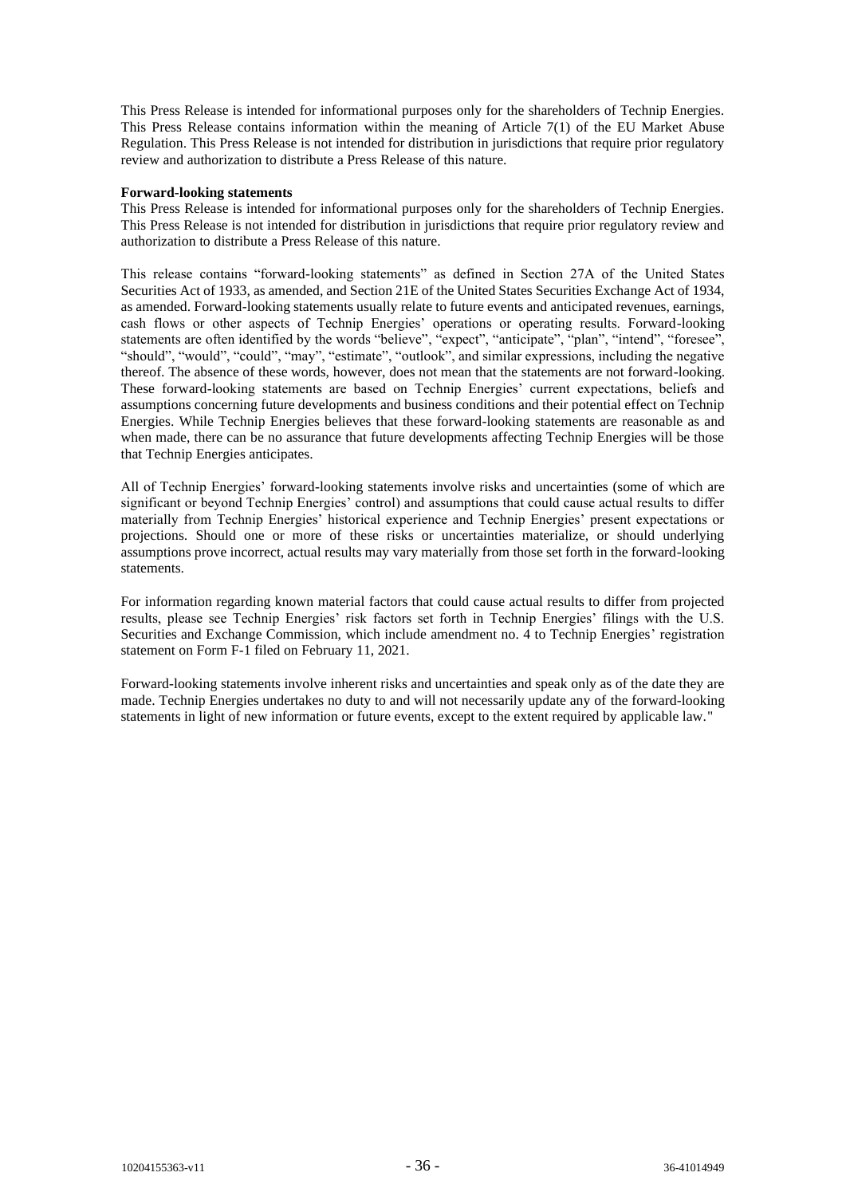This Press Release is intended for informational purposes only for the shareholders of Technip Energies. This Press Release contains information within the meaning of Article 7(1) of the EU Market Abuse Regulation. This Press Release is not intended for distribution in jurisdictions that require prior regulatory review and authorization to distribute a Press Release of this nature.

**Forward-looking statements**

This Press Release is intended for informational purposes only for the shareholders of Technip Energies. This Press Release is not intended for distribution in jurisdictions that require prior regulatory review and authorization to distribute a Press Release of this nature.

This release contains "forward-looking statements" as defined in Section 27A of the United States Securities Act of 1933, as amended, and Section 21E of the United States Securities Exchange Act of 1934, as amended. Forward-looking statements usually relate to future events and anticipated revenues, earnings, cash flows or other aspects of Technip Energies' operations or operating results. Forward-looking statements are often identified by the words "believe", "expect", "anticipate", "plan", "intend", "foresee", "should", "would", "could", "may", "estimate", "outlook", and similar expressions, including the negative thereof. The absence of these words, however, does not mean that the statements are not forward-looking. These forward-looking statements are based on Technip Energies' current expectations, beliefs and assumptions concerning future developments and business conditions and their potential effect on Technip Energies. While Technip Energies believes that these forward-looking statements are reasonable as and when made, there can be no assurance that future developments affecting Technip Energies will be those that Technip Energies anticipates.

All of Technip Energies' forward-looking statements involve risks and uncertainties (some of which are significant or beyond Technip Energies' control) and assumptions that could cause actual results to differ materially from Technip Energies' historical experience and Technip Energies' present expectations or projections. Should one or more of these risks or uncertainties materialize, or should underlying assumptions prove incorrect, actual results may vary materially from those set forth in the forward-looking statements.

For information regarding known material factors that could cause actual results to differ from projected results, please see Technip Energies' risk factors set forth in Technip Energies' filings with the U.S. Securities and Exchange Commission, which include amendment no. 4 to Technip Energies' registration statement on Form F-1 filed on February 11, 2021.

Forward-looking statements involve inherent risks and uncertainties and speak only as of the date they are made. Technip Energies undertakes no duty to and will not necessarily update any of the forward-looking statements in light of new information or future events, except to the extent required by applicable law."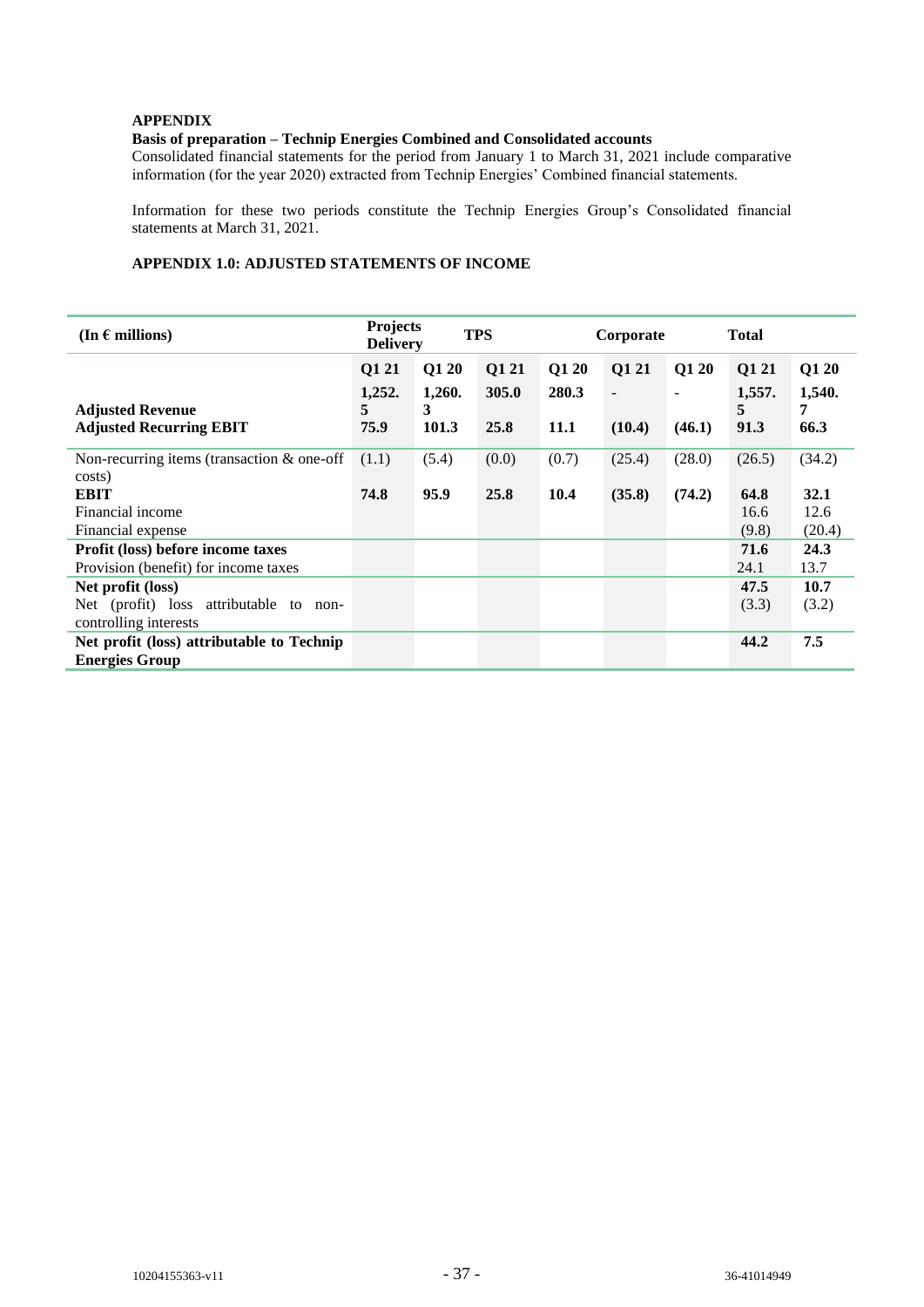**APPENDIX**

**Basis of preparation – Technip Energies Combined and Consolidated accounts**

Consolidated financial statements for the period from January 1 to March 31, 2021 include comparative information (for the year 2020) extracted from Technip Energies' Combined financial statements.

Information for these two periods constitute the Technip Energies Group's Consolidated financial statements at March 31, 2021.

**APPENDIX 1.0: ADJUSTED STATEMENTS OF INCOME**

| (In € millions) | Projects Delivery | | TPS | | Corporate | | Total | |
|---|---|---|---|---|---|---|---|---|
| | Q1 21 | Q1 20 | Q1 21 | Q1 20 | Q1 21 | Q1 20 | Q1 21 | Q1 20 |
| **Adjusted Revenue** | 1,252.5 | 1,260.3 | 305.0 | 280.3 | - | - | 1,557.5 | 1,540.7 |
| **Adjusted Recurring EBIT** | 75.9 | 101.3 | 25.8 | 11.1 | (10.4) | (46.1) | 91.3 | 66.3 |
| Non-recurring items (transaction & one-off costs) | (1.1) | (5.4) | (0.0) | (0.7) | (25.4) | (28.0) | (26.5) | (34.2) |
| **EBIT** | 74.8 | 95.9 | 25.8 | 10.4 | (35.8) | (74.2) | 64.8 | 32.1 |
| Financial income | | | | | | | 16.6 | 12.6 |
| Financial expense | | | | | | | (9.8) | (20.4) |
| **Profit (loss) before income taxes** | | | | | | | 71.6 | 24.3 |
| Provision (benefit) for income taxes | | | | | | | 24.1 | 13.7 |
| **Net profit (loss)** | | | | | | | 47.5 | 10.7 |
| Net (profit) loss attributable to non-controlling interests | | | | | | | (3.3) | (3.2) |
| **Net profit (loss) attributable to Technip Energies Group** | | | | | | | 44.2 | 7.5 |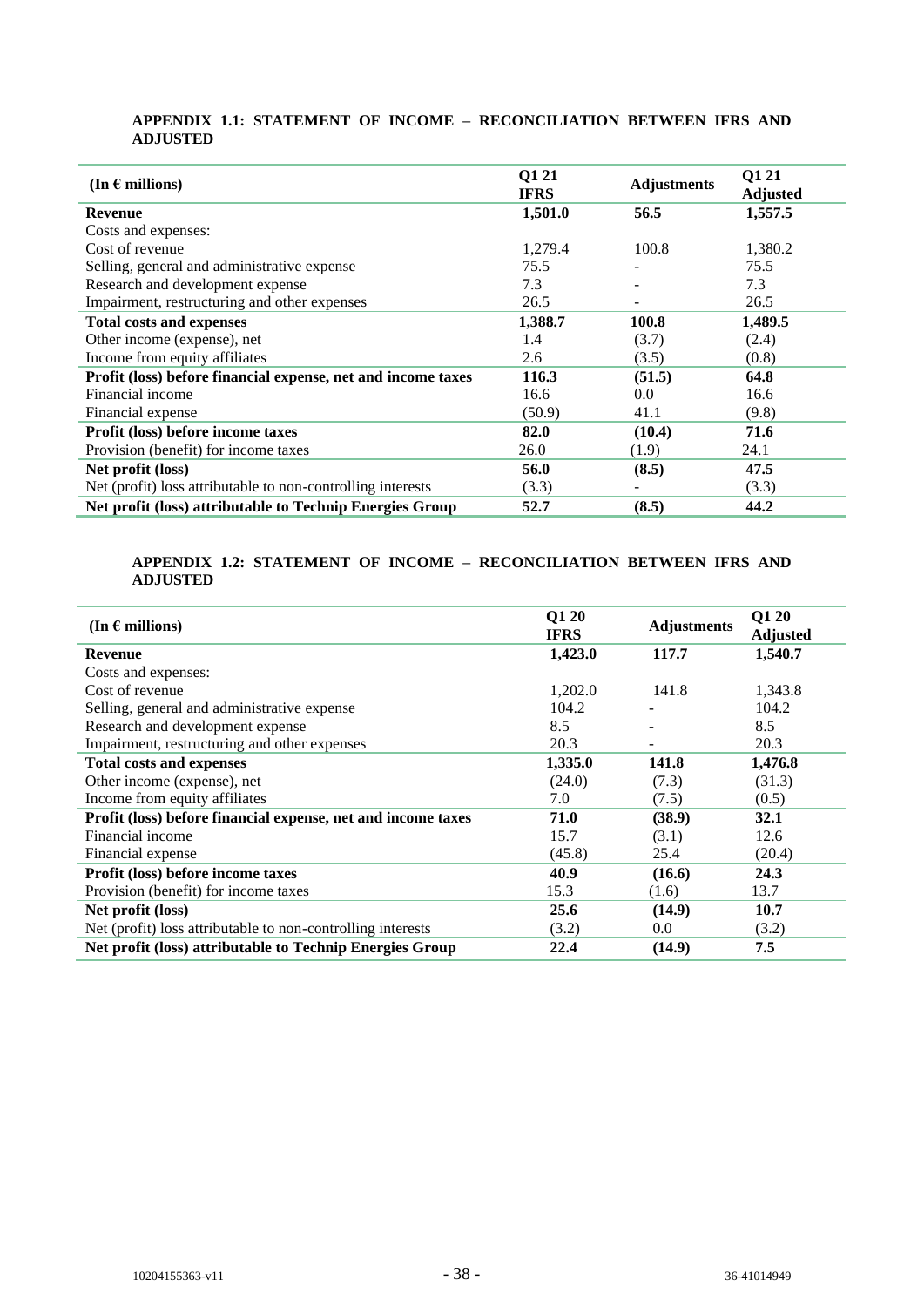### APPENDIX 1.1: STATEMENT OF INCOME – RECONCILIATION BETWEEN IFRS AND ADJUSTED

| (In € millions) | Q1 21 IFRS | Adjustments | Q1 21 Adjusted |
|---|---|---|---|
| **Revenue** | **1,501.0** | **56.5** | **1,557.5** |
| Costs and expenses: | | | |
| Cost of revenue | 1,279.4 | 100.8 | 1,380.2 |
| Selling, general and administrative expense | 75.5 | - | 75.5 |
| Research and development expense | 7.3 | - | 7.3 |
| Impairment, restructuring and other expenses | 26.5 | - | 26.5 |
| **Total costs and expenses** | **1,388.7** | **100.8** | **1,489.5** |
| Other income (expense), net | 1.4 | (3.7) | (2.4) |
| Income from equity affiliates | 2.6 | (3.5) | (0.8) |
| **Profit (loss) before financial expense, net and income taxes** | **116.3** | **(51.5)** | **64.8** |
| Financial income | 16.6 | 0.0 | 16.6 |
| Financial expense | (50.9) | 41.1 | (9.8) |
| **Profit (loss) before income taxes** | **82.0** | **(10.4)** | **71.6** |
| Provision (benefit) for income taxes | 26.0 | (1.9) | 24.1 |
| **Net profit (loss)** | **56.0** | **(8.5)** | **47.5** |
| Net (profit) loss attributable to non-controlling interests | (3.3) | - | (3.3) |
| **Net profit (loss) attributable to Technip Energies Group** | **52.7** | **(8.5)** | **44.2** |

### APPENDIX 1.2: STATEMENT OF INCOME – RECONCILIATION BETWEEN IFRS AND ADJUSTED

| (In € millions) | Q1 20 IFRS | Adjustments | Q1 20 Adjusted |
|---|---|---|---|
| **Revenue** | **1,423.0** | **117.7** | **1,540.7** |
| Costs and expenses: | | | |
| Cost of revenue | 1,202.0 | 141.8 | 1,343.8 |
| Selling, general and administrative expense | 104.2 | - | 104.2 |
| Research and development expense | 8.5 | - | 8.5 |
| Impairment, restructuring and other expenses | 20.3 | - | 20.3 |
| **Total costs and expenses** | **1,335.0** | **141.8** | **1,476.8** |
| Other income (expense), net | (24.0) | (7.3) | (31.3) |
| Income from equity affiliates | 7.0 | (7.5) | (0.5) |
| **Profit (loss) before financial expense, net and income taxes** | **71.0** | **(38.9)** | **32.1** |
| Financial income | 15.7 | (3.1) | 12.6 |
| Financial expense | (45.8) | 25.4 | (20.4) |
| **Profit (loss) before income taxes** | **40.9** | **(16.6)** | **24.3** |
| Provision (benefit) for income taxes | 15.3 | (1.6) | 13.7 |
| **Net profit (loss)** | **25.6** | **(14.9)** | **10.7** |
| Net (profit) loss attributable to non-controlling interests | (3.2) | 0.0 | (3.2) |
| **Net profit (loss) attributable to Technip Energies Group** | **22.4** | **(14.9)** | **7.5** |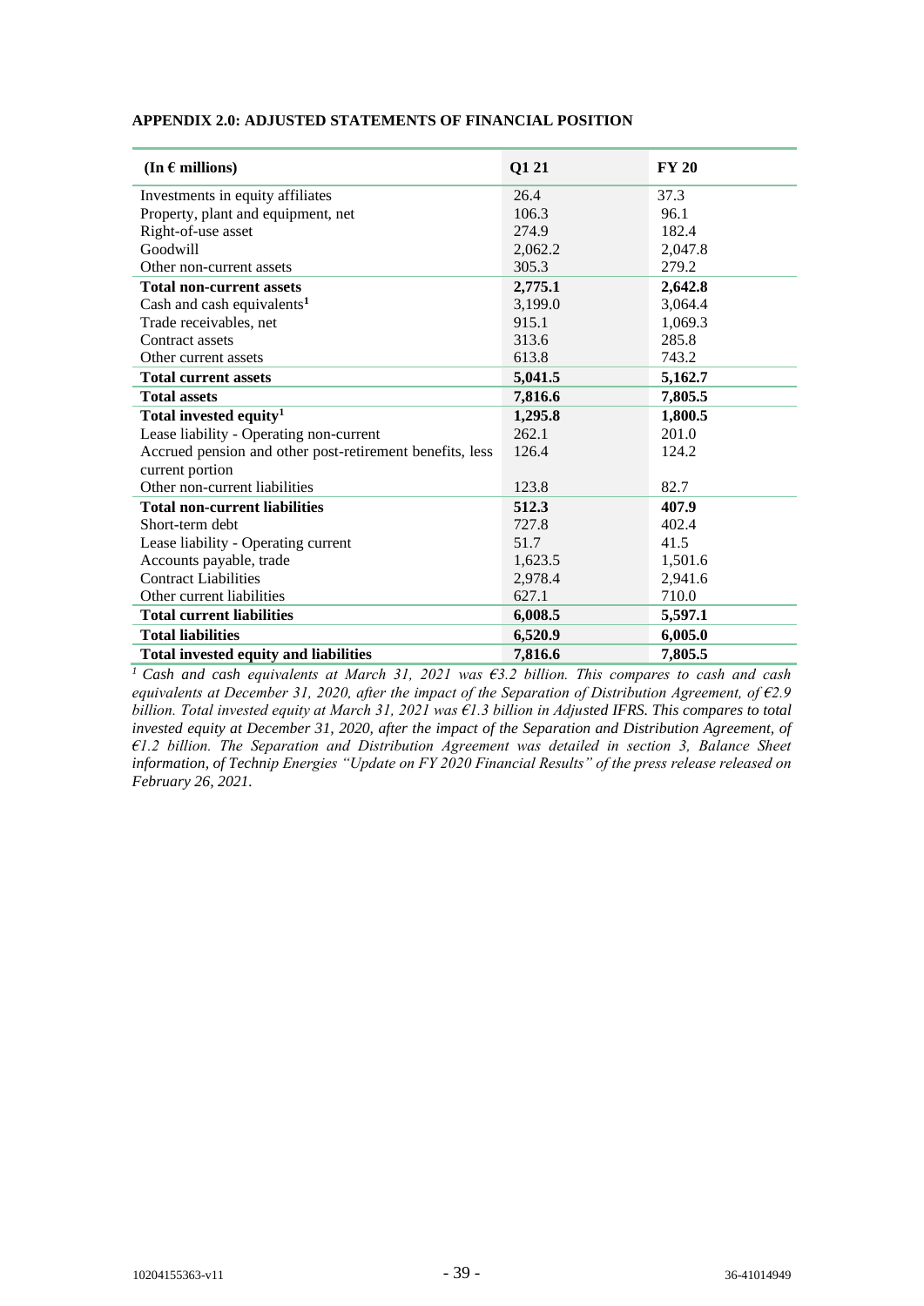**APPENDIX 2.0: ADJUSTED STATEMENTS OF FINANCIAL POSITION**

| (In € millions) | Q1 21 | FY 20 |
|---|---|---|
| Investments in equity affiliates | 26.4 | 37.3 |
| Property, plant and equipment, net | 106.3 | 96.1 |
| Right-of-use asset | 274.9 | 182.4 |
| Goodwill | 2,062.2 | 2,047.8 |
| Other non-current assets | 305.3 | 279.2 |
| **Total non-current assets** | **2,775.1** | **2,642.8** |
| Cash and cash equivalents[1] | 3,199.0 | 3,064.4 |
| Trade receivables, net | 915.1 | 1,069.3 |
| Contract assets | 313.6 | 285.8 |
| Other current assets | 613.8 | 743.2 |
| **Total current assets** | **5,041.5** | **5,162.7** |
| **Total assets** | **7,816.6** | **7,805.5** |
| **Total invested equity[1]** | **1,295.8** | **1,800.5** |
| Lease liability - Operating non-current | 262.1 | 201.0 |
| Accrued pension and other post-retirement benefits, less current portion | 126.4 | 124.2 |
| Other non-current liabilities | 123.8 | 82.7 |
| **Total non-current liabilities** | **512.3** | **407.9** |
| Short-term debt | 727.8 | 402.4 |
| Lease liability - Operating current | 51.7 | 41.5 |
| Accounts payable, trade | 1,623.5 | 1,501.6 |
| Contract Liabilities | 2,978.4 | 2,941.6 |
| Other current liabilities | 627.1 | 710.0 |
| **Total current liabilities** | **6,008.5** | **5,597.1** |
| **Total liabilities** | **6,520.9** | **6,005.0** |
| **Total invested equity and liabilities** | **7,816.6** | **7,805.5** |

*[1] Cash and cash equivalents at March 31, 2021 was €3.2 billion. This compares to cash and cash equivalents at December 31, 2020, after the impact of the Separation of Distribution Agreement, of €2.9 billion. Total invested equity at March 31, 2021 was €1.3 billion in Adjusted IFRS. This compares to total invested equity at December 31, 2020, after the impact of the Separation and Distribution Agreement, of €1.2 billion. The Separation and Distribution Agreement was detailed in section 3, Balance Sheet information, of Technip Energies "Update on FY 2020 Financial Results" of the press release released on February 26, 2021.*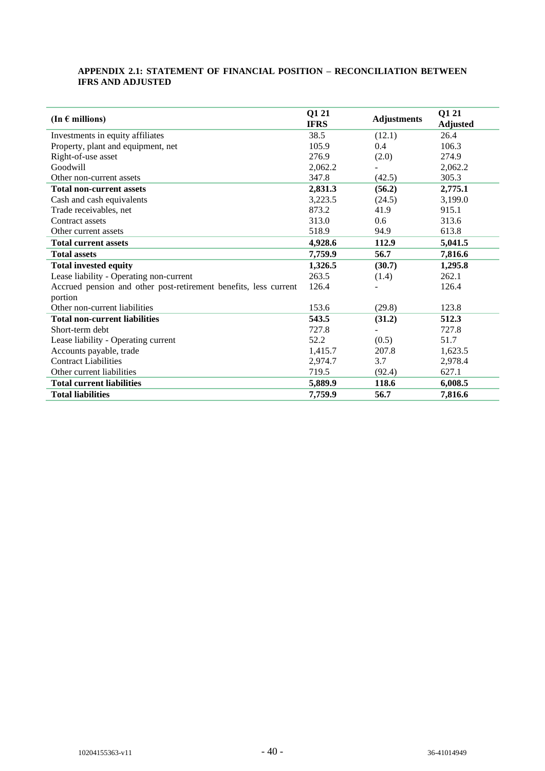**APPENDIX 2.1: STATEMENT OF FINANCIAL POSITION – RECONCILIATION BETWEEN IFRS AND ADJUSTED**

| (In € millions) | Q1 21 IFRS | Adjustments | Q1 21 Adjusted |
|---|---|---|---|
| Investments in equity affiliates | 38.5 | (12.1) | 26.4 |
| Property, plant and equipment, net | 105.9 | 0.4 | 106.3 |
| Right-of-use asset | 276.9 | (2.0) | 274.9 |
| Goodwill | 2,062.2 | - | 2,062.2 |
| Other non-current assets | 347.8 | (42.5) | 305.3 |
| **Total non-current assets** | **2,831.3** | **(56.2)** | **2,775.1** |
| Cash and cash equivalents | 3,223.5 | (24.5) | 3,199.0 |
| Trade receivables, net | 873.2 | 41.9 | 915.1 |
| Contract assets | 313.0 | 0.6 | 313.6 |
| Other current assets | 518.9 | 94.9 | 613.8 |
| **Total current assets** | **4,928.6** | **112.9** | **5,041.5** |
| **Total assets** | **7,759.9** | **56.7** | **7,816.6** |
| **Total invested equity** | **1,326.5** | **(30.7)** | **1,295.8** |
| Lease liability - Operating non-current | 263.5 | (1.4) | 262.1 |
| Accrued pension and other post-retirement benefits, less current portion | 126.4 | - | 126.4 |
| Other non-current liabilities | 153.6 | (29.8) | 123.8 |
| **Total non-current liabilities** | **543.5** | **(31.2)** | **512.3** |
| Short-term debt | 727.8 | - | 727.8 |
| Lease liability - Operating current | 52.2 | (0.5) | 51.7 |
| Accounts payable, trade | 1,415.7 | 207.8 | 1,623.5 |
| Contract Liabilities | 2,974.7 | 3.7 | 2,978.4 |
| Other current liabilities | 719.5 | (92.4) | 627.1 |
| **Total current liabilities** | **5,889.9** | **118.6** | **6,008.5** |
| **Total liabilities** | **7,759.9** | **56.7** | **7,816.6** |

10204155363-v11 36-41014949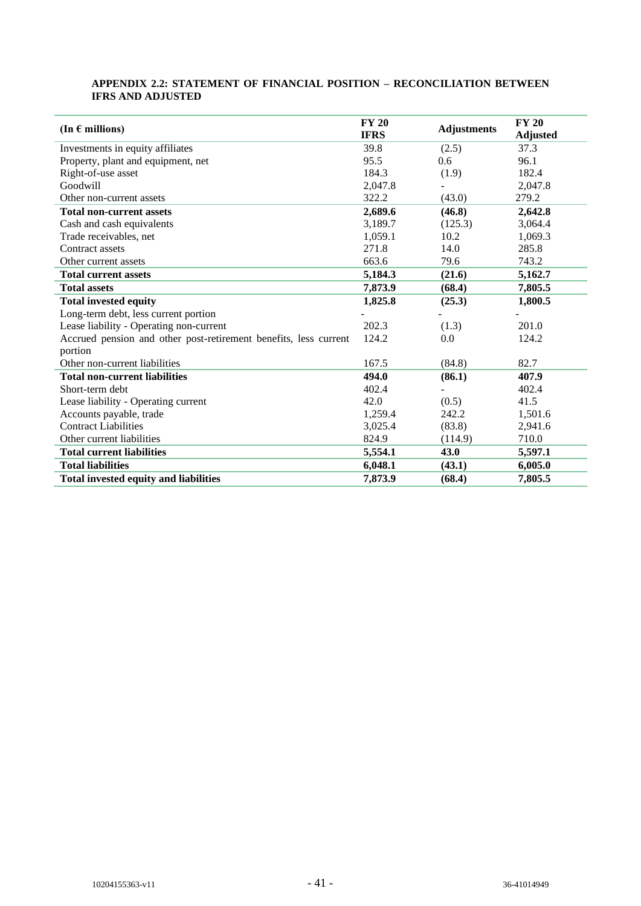**APPENDIX 2.2: STATEMENT OF FINANCIAL POSITION – RECONCILIATION BETWEEN IFRS AND ADJUSTED**

| (In € millions) | FY 20 IFRS | Adjustments | FY 20 Adjusted |
|---|---|---|---|
| Investments in equity affiliates | 39.8 | (2.5) | 37.3 |
| Property, plant and equipment, net | 95.5 | 0.6 | 96.1 |
| Right-of-use asset | 184.3 | (1.9) | 182.4 |
| Goodwill | 2,047.8 | - | 2,047.8 |
| Other non-current assets | 322.2 | (43.0) | 279.2 |
| **Total non-current assets** | **2,689.6** | **(46.8)** | **2,642.8** |
| Cash and cash equivalents | 3,189.7 | (125.3) | 3,064.4 |
| Trade receivables, net | 1,059.1 | 10.2 | 1,069.3 |
| Contract assets | 271.8 | 14.0 | 285.8 |
| Other current assets | 663.6 | 79.6 | 743.2 |
| **Total current assets** | **5,184.3** | **(21.6)** | **5,162.7** |
| **Total assets** | **7,873.9** | **(68.4)** | **7,805.5** |
| **Total invested equity** | **1,825.8** | **(25.3)** | **1,800.5** |
| Long-term debt, less current portion | - | - | - |
| Lease liability - Operating non-current | 202.3 | (1.3) | 201.0 |
| Accrued pension and other post-retirement benefits, less current portion | 124.2 | 0.0 | 124.2 |
| Other non-current liabilities | 167.5 | (84.8) | 82.7 |
| **Total non-current liabilities** | **494.0** | **(86.1)** | **407.9** |
| Short-term debt | 402.4 | - | 402.4 |
| Lease liability - Operating current | 42.0 | (0.5) | 41.5 |
| Accounts payable, trade | 1,259.4 | 242.2 | 1,501.6 |
| Contract Liabilities | 3,025.4 | (83.8) | 2,941.6 |
| Other current liabilities | 824.9 | (114.9) | 710.0 |
| **Total current liabilities** | **5,554.1** | **43.0** | **5,597.1** |
| **Total liabilities** | **6,048.1** | **(43.1)** | **6,005.0** |
| **Total invested equity and liabilities** | **7,873.9** | **(68.4)** | **7,805.5** |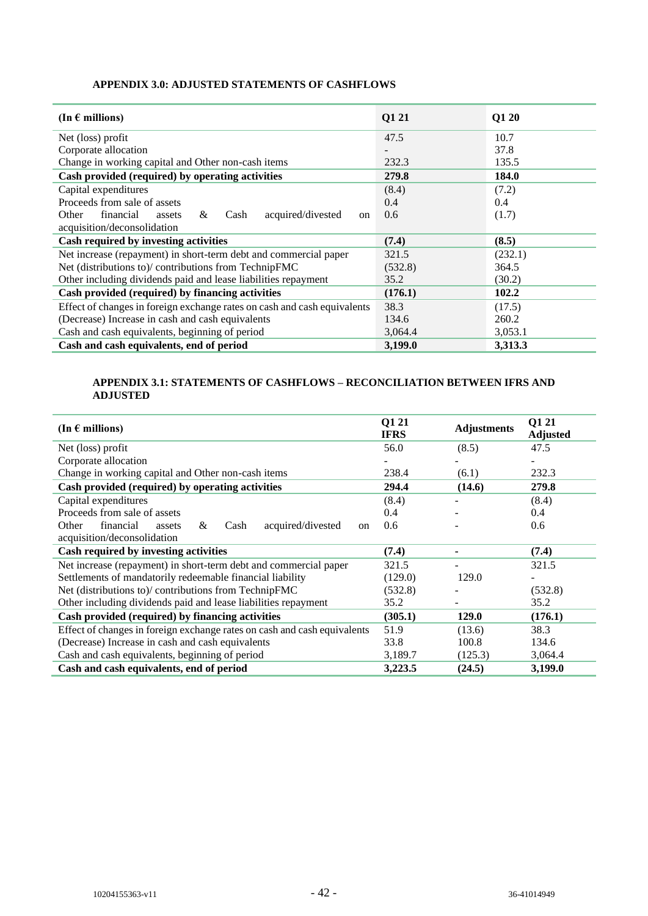**APPENDIX 3.0: ADJUSTED STATEMENTS OF CASHFLOWS**

| (In € millions) | Q1 21 | Q1 20 |
|---|---|---|
| Net (loss) profit | 47.5 | 10.7 |
| Corporate allocation | - | 37.8 |
| Change in working capital and Other non-cash items | 232.3 | 135.5 |
| **Cash provided (required) by operating activities** | **279.8** | **184.0** |
| Capital expenditures | (8.4) | (7.2) |
| Proceeds from sale of assets | 0.4 | 0.4 |
| Other financial assets & Cash acquired/divested on acquisition/deconsolidation | 0.6 | (1.7) |
| **Cash required by investing activities** | **(7.4)** | **(8.5)** |
| Net increase (repayment) in short-term debt and commercial paper | 321.5 | (232.1) |
| Net (distributions to)/ contributions from TechnipFMC | (532.8) | 364.5 |
| Other including dividends paid and lease liabilities repayment | 35.2 | (30.2) |
| **Cash provided (required) by financing activities** | **(176.1)** | **102.2** |
| Effect of changes in foreign exchange rates on cash and cash equivalents | 38.3 | (17.5) |
| (Decrease) Increase in cash and cash equivalents | 134.6 | 260.2 |
| Cash and cash equivalents, beginning of period | 3,064.4 | 3,053.1 |
| **Cash and cash equivalents, end of period** | **3,199.0** | **3,313.3** |

**APPENDIX 3.1: STATEMENTS OF CASHFLOWS – RECONCILIATION BETWEEN IFRS AND ADJUSTED**

| (In € millions) | Q1 21 IFRS | Adjustments | Q1 21 Adjusted |
|---|---|---|---|
| Net (loss) profit | 56.0 | (8.5) | 47.5 |
| Corporate allocation | - | - | - |
| Change in working capital and Other non-cash items | 238.4 | (6.1) | 232.3 |
| **Cash provided (required) by operating activities** | **294.4** | **(14.6)** | **279.8** |
| Capital expenditures | (8.4) | - | (8.4) |
| Proceeds from sale of assets | 0.4 | - | 0.4 |
| Other financial assets & Cash acquired/divested on acquisition/deconsolidation | 0.6 | - | 0.6 |
| **Cash required by investing activities** | **(7.4)** | **-** | **(7.4)** |
| Net increase (repayment) in short-term debt and commercial paper | 321.5 | - | 321.5 |
| Settlements of mandatorily redeemable financial liability | (129.0) | 129.0 | - |
| Net (distributions to)/ contributions from TechnipFMC | (532.8) | - | (532.8) |
| Other including dividends paid and lease liabilities repayment | 35.2 | - | 35.2 |
| **Cash provided (required) by financing activities** | **(305.1)** | **129.0** | **(176.1)** |
| Effect of changes in foreign exchange rates on cash and cash equivalents | 51.9 | (13.6) | 38.3 |
| (Decrease) Increase in cash and cash equivalents | 33.8 | 100.8 | 134.6 |
| Cash and cash equivalents, beginning of period | 3,189.7 | (125.3) | 3,064.4 |
| **Cash and cash equivalents, end of period** | **3,223.5** | **(24.5)** | **3,199.0** |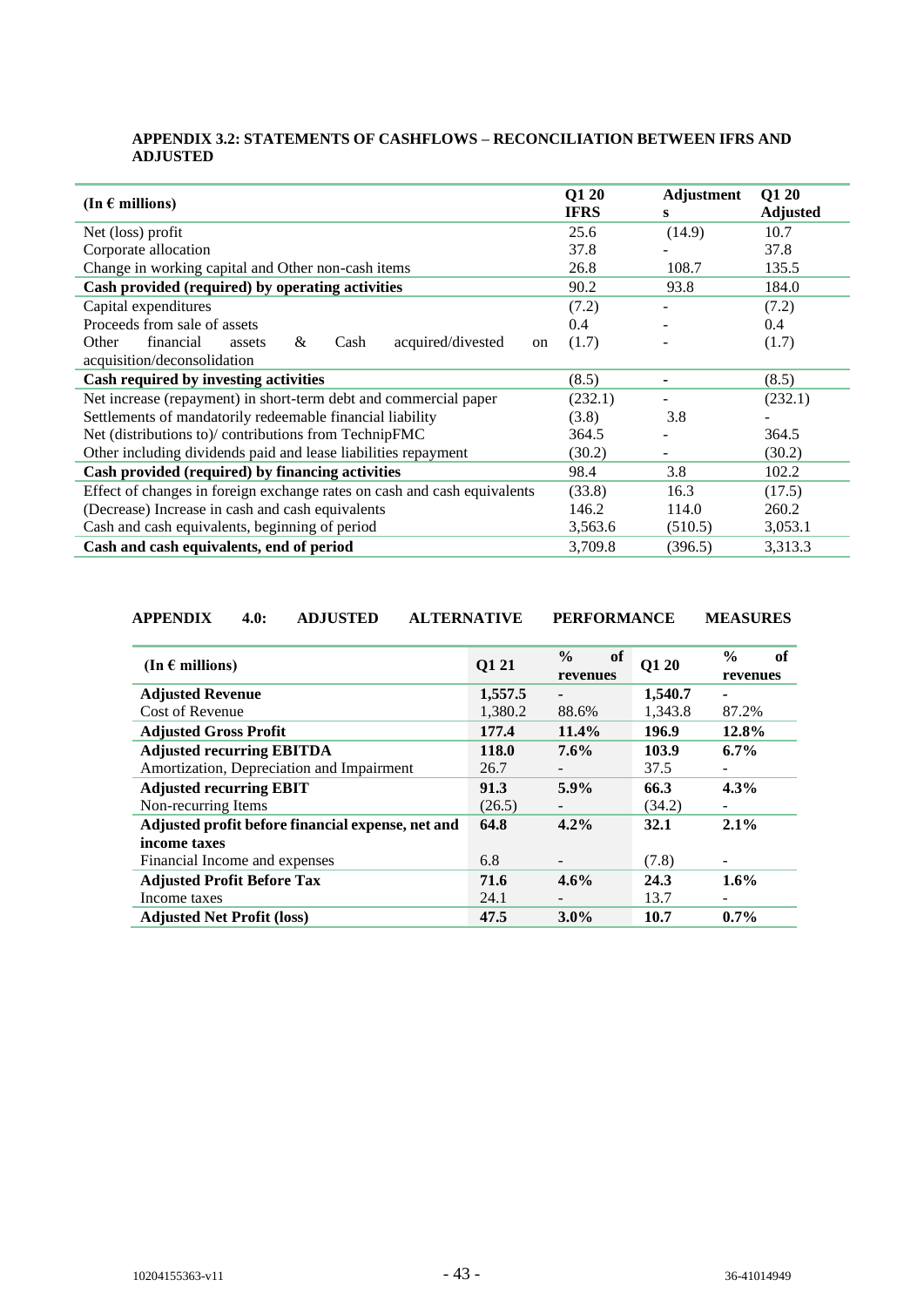**APPENDIX 3.2: STATEMENTS OF CASHFLOWS – RECONCILIATION BETWEEN IFRS AND ADJUSTED**

| (In € millions) | Q1 20 IFRS | Adjustments | Q1 20 Adjusted |
|---|---|---|---|
| Net (loss) profit | 25.6 | (14.9) | 10.7 |
| Corporate allocation | 37.8 | - | 37.8 |
| Change in working capital and Other non-cash items | 26.8 | 108.7 | 135.5 |
| **Cash provided (required) by operating activities** | 90.2 | 93.8 | 184.0 |
| Capital expenditures | (7.2) | - | (7.2) |
| Proceeds from sale of assets | 0.4 | - | 0.4 |
| Other financial assets & Cash acquired/divested on acquisition/deconsolidation | (1.7) | - | (1.7) |
| **Cash required by investing activities** | (8.5) | - | (8.5) |
| Net increase (repayment) in short-term debt and commercial paper | (232.1) | - | (232.1) |
| Settlements of mandatorily redeemable financial liability | (3.8) | 3.8 | - |
| Net (distributions to)/ contributions from TechnipFMC | 364.5 | - | 364.5 |
| Other including dividends paid and lease liabilities repayment | (30.2) | - | (30.2) |
| **Cash provided (required) by financing activities** | 98.4 | 3.8 | 102.2 |
| Effect of changes in foreign exchange rates on cash and cash equivalents | (33.8) | 16.3 | (17.5) |
| (Decrease) Increase in cash and cash equivalents | 146.2 | 114.0 | 260.2 |
| Cash and cash equivalents, beginning of period | 3,563.6 | (510.5) | 3,053.1 |
| **Cash and cash equivalents, end of period** | 3,709.8 | (396.5) | 3,313.3 |

**APPENDIX 4.0: ADJUSTED ALTERNATIVE PERFORMANCE MEASURES**

| (In € millions) | Q1 21 | % of revenues | Q1 20 | % of revenues |
|---|---|---|---|---|
| **Adjusted Revenue** | **1,557.5** | **-** | **1,540.7** | **-** |
| Cost of Revenue | 1,380.2 | 88.6% | 1,343.8 | 87.2% |
| **Adjusted Gross Profit** | **177.4** | **11.4%** | **196.9** | **12.8%** |
| **Adjusted recurring EBITDA** | **118.0** | **7.6%** | **103.9** | **6.7%** |
| Amortization, Depreciation and Impairment | 26.7 | - | 37.5 | - |
| **Adjusted recurring EBIT** | **91.3** | **5.9%** | **66.3** | **4.3%** |
| Non-recurring Items | (26.5) | - | (34.2) | - |
| **Adjusted profit before financial expense, net and income taxes** | **64.8** | **4.2%** | **32.1** | **2.1%** |
| Financial Income and expenses | 6.8 | - | (7.8) | - |
| **Adjusted Profit Before Tax** | **71.6** | **4.6%** | **24.3** | **1.6%** |
| Income taxes | 24.1 | - | 13.7 | - |
| **Adjusted Net Profit (loss)** | **47.5** | **3.0%** | **10.7** | **0.7%** |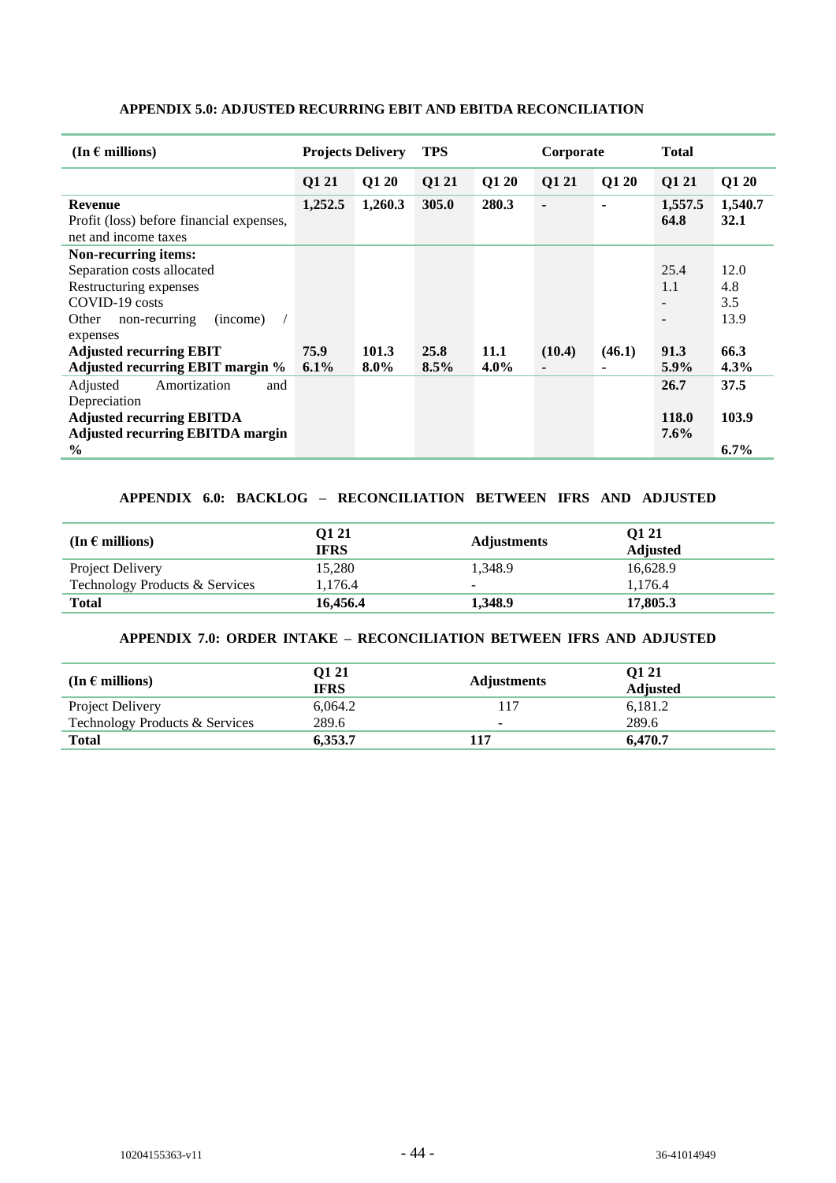#### APPENDIX 5.0: ADJUSTED RECURRING EBIT AND EBITDA RECONCILIATION

| (In € millions) | Projects Delivery | | TPS | | Corporate | | Total | |
|---|---|---|---|---|---|---|---|---|
| | Q1 21 | Q1 20 | Q1 21 | Q1 20 | Q1 21 | Q1 20 | Q1 21 | Q1 20 |
| **Revenue** | **1,252.5** | **1,260.3** | **305.0** | **280.3** | **-** | **-** | **1,557.5** | **1,540.7** |
| Profit (loss) before financial expenses, net and income taxes | | | | | | | **64.8** | **32.1** |
| **Non-recurring items:** | | | | | | | | |
| Separation costs allocated | | | | | | | 25.4 | 12.0 |
| Restructuring expenses | | | | | | | 1.1 | 4.8 |
| COVID-19 costs | | | | | | | - | 3.5 |
| Other non-recurring (income) / expenses | | | | | | | - | 13.9 |
| **Adjusted recurring EBIT** | **75.9** | **101.3** | **25.8** | **11.1** | **(10.4)** | **(46.1)** | **91.3** | **66.3** |
| **Adjusted recurring EBIT margin %** | **6.1%** | **8.0%** | **8.5%** | **4.0%** | **-** | **-** | **5.9%** | **4.3%** |
| Adjusted Amortization and Depreciation | | | | | | | **26.7** | **37.5** |
| **Adjusted recurring EBITDA** | | | | | | | **118.0** | **103.9** |
| **Adjusted recurring EBITDA margin %** | | | | | | | **7.6%** | **6.7%** |

#### APPENDIX 6.0: BACKLOG – RECONCILIATION BETWEEN IFRS AND ADJUSTED

| (In € millions) | Q1 21 IFRS | Adjustments | Q1 21 Adjusted |
|---|---|---|---|
| Project Delivery | 15,280 | 1,348.9 | 16,628.9 |
| Technology Products & Services | 1,176.4 | - | 1,176.4 |
| **Total** | **16,456.4** | **1,348.9** | **17,805.3** |

#### APPENDIX 7.0: ORDER INTAKE – RECONCILIATION BETWEEN IFRS AND ADJUSTED

| (In € millions) | Q1 21 IFRS | Adjustments | Q1 21 Adjusted |
|---|---|---|---|
| Project Delivery | 6,064.2 | 117 | 6,181.2 |
| Technology Products & Services | 289.6 | - | 289.6 |
| **Total** | **6,353.7** | **117** | **6,470.7** |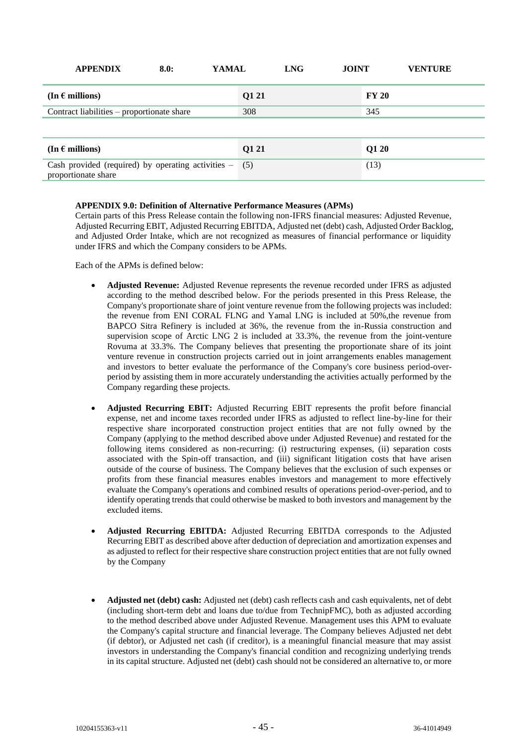## APPENDIX 8.0: YAMAL LNG JOINT VENTURE

| (In € millions) | Q1 21 | FY 20 |
|---|---|---|
| Contract liabilities – proportionate share | 308 | 345 |

| (In € millions) | Q1 21 | Q1 20 |
|---|---|---|
| Cash provided (required) by operating activities – proportionate share | (5) | (13) |

**APPENDIX 9.0: Definition of Alternative Performance Measures (APMs)**

Certain parts of this Press Release contain the following non-IFRS financial measures: Adjusted Revenue, Adjusted Recurring EBIT, Adjusted Recurring EBITDA, Adjusted net (debt) cash, Adjusted Order Backlog, and Adjusted Order Intake, which are not recognized as measures of financial performance or liquidity under IFRS and which the Company considers to be APMs.

Each of the APMs is defined below:

- **Adjusted Revenue:** Adjusted Revenue represents the revenue recorded under IFRS as adjusted according to the method described below. For the periods presented in this Press Release, the Company's proportionate share of joint venture revenue from the following projects was included: the revenue from ENI CORAL FLNG and Yamal LNG is included at 50%,the revenue from BAPCO Sitra Refinery is included at 36%, the revenue from the in-Russia construction and supervision scope of Arctic LNG 2 is included at 33.3%, the revenue from the joint-venture Rovuma at 33.3%. The Company believes that presenting the proportionate share of its joint venture revenue in construction projects carried out in joint arrangements enables management and investors to better evaluate the performance of the Company's core business period-over-period by assisting them in more accurately understanding the activities actually performed by the Company regarding these projects.

- **Adjusted Recurring EBIT:** Adjusted Recurring EBIT represents the profit before financial expense, net and income taxes recorded under IFRS as adjusted to reflect line-by-line for their respective share incorporated construction project entities that are not fully owned by the Company (applying to the method described above under Adjusted Revenue) and restated for the following items considered as non-recurring: (i) restructuring expenses, (ii) separation costs associated with the Spin-off transaction, and (iii) significant litigation costs that have arisen outside of the course of business. The Company believes that the exclusion of such expenses or profits from these financial measures enables investors and management to more effectively evaluate the Company's operations and combined results of operations period-over-period, and to identify operating trends that could otherwise be masked to both investors and management by the excluded items.

- **Adjusted Recurring EBITDA:** Adjusted Recurring EBITDA corresponds to the Adjusted Recurring EBIT as described above after deduction of depreciation and amortization expenses and as adjusted to reflect for their respective share construction project entities that are not fully owned by the Company

- **Adjusted net (debt) cash:** Adjusted net (debt) cash reflects cash and cash equivalents, net of debt (including short-term debt and loans due to/due from TechnipFMC), both as adjusted according to the method described above under Adjusted Revenue. Management uses this APM to evaluate the Company's capital structure and financial leverage. The Company believes Adjusted net debt (if debtor), or Adjusted net cash (if creditor), is a meaningful financial measure that may assist investors in understanding the Company's financial condition and recognizing underlying trends in its capital structure. Adjusted net (debt) cash should not be considered an alternative to, or more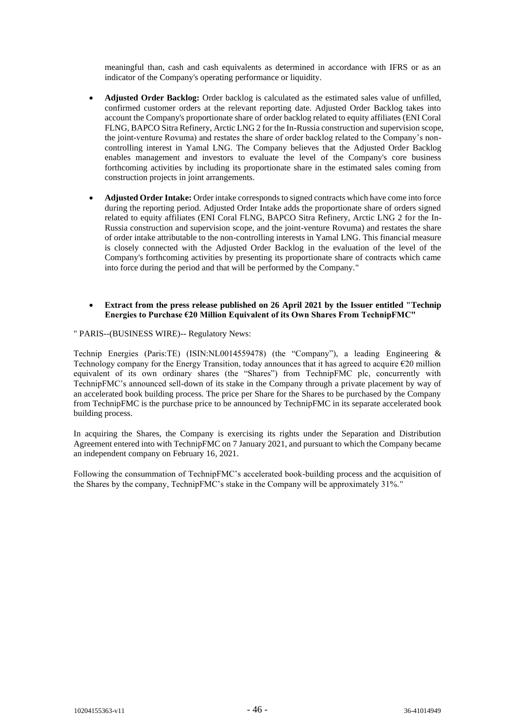meaningful than, cash and cash equivalents as determined in accordance with IFRS or as an indicator of the Company's operating performance or liquidity.

- **Adjusted Order Backlog:** Order backlog is calculated as the estimated sales value of unfilled, confirmed customer orders at the relevant reporting date. Adjusted Order Backlog takes into account the Company's proportionate share of order backlog related to equity affiliates (ENI Coral FLNG, BAPCO Sitra Refinery, Arctic LNG 2 for the In-Russia construction and supervision scope, the joint-venture Rovuma) and restates the share of order backlog related to the Company's non-controlling interest in Yamal LNG. The Company believes that the Adjusted Order Backlog enables management and investors to evaluate the level of the Company's core business forthcoming activities by including its proportionate share in the estimated sales coming from construction projects in joint arrangements.

- **Adjusted Order Intake:** Order intake corresponds to signed contracts which have come into force during the reporting period. Adjusted Order Intake adds the proportionate share of orders signed related to equity affiliates (ENI Coral FLNG, BAPCO Sitra Refinery, Arctic LNG 2 for the In-Russia construction and supervision scope, and the joint-venture Rovuma) and restates the share of order intake attributable to the non-controlling interests in Yamal LNG. This financial measure is closely connected with the Adjusted Order Backlog in the evaluation of the level of the Company's forthcoming activities by presenting its proportionate share of contracts which came into force during the period and that will be performed by the Company."

- **Extract from the press release published on 26 April 2021 by the Issuer entitled "Technip Energies to Purchase €20 Million Equivalent of its Own Shares From TechnipFMC"**

" PARIS--(BUSINESS WIRE)-- Regulatory News:

Technip Energies (Paris:TE) (ISIN:NL0014559478) (the "Company"), a leading Engineering & Technology company for the Energy Transition, today announces that it has agreed to acquire €20 million equivalent of its own ordinary shares (the "Shares") from TechnipFMC plc, concurrently with TechnipFMC's announced sell-down of its stake in the Company through a private placement by way of an accelerated book building process. The price per Share for the Shares to be purchased by the Company from TechnipFMC is the purchase price to be announced by TechnipFMC in its separate accelerated book building process.

In acquiring the Shares, the Company is exercising its rights under the Separation and Distribution Agreement entered into with TechnipFMC on 7 January 2021, and pursuant to which the Company became an independent company on February 16, 2021.

Following the consummation of TechnipFMC's accelerated book-building process and the acquisition of the Shares by the company, TechnipFMC's stake in the Company will be approximately 31%."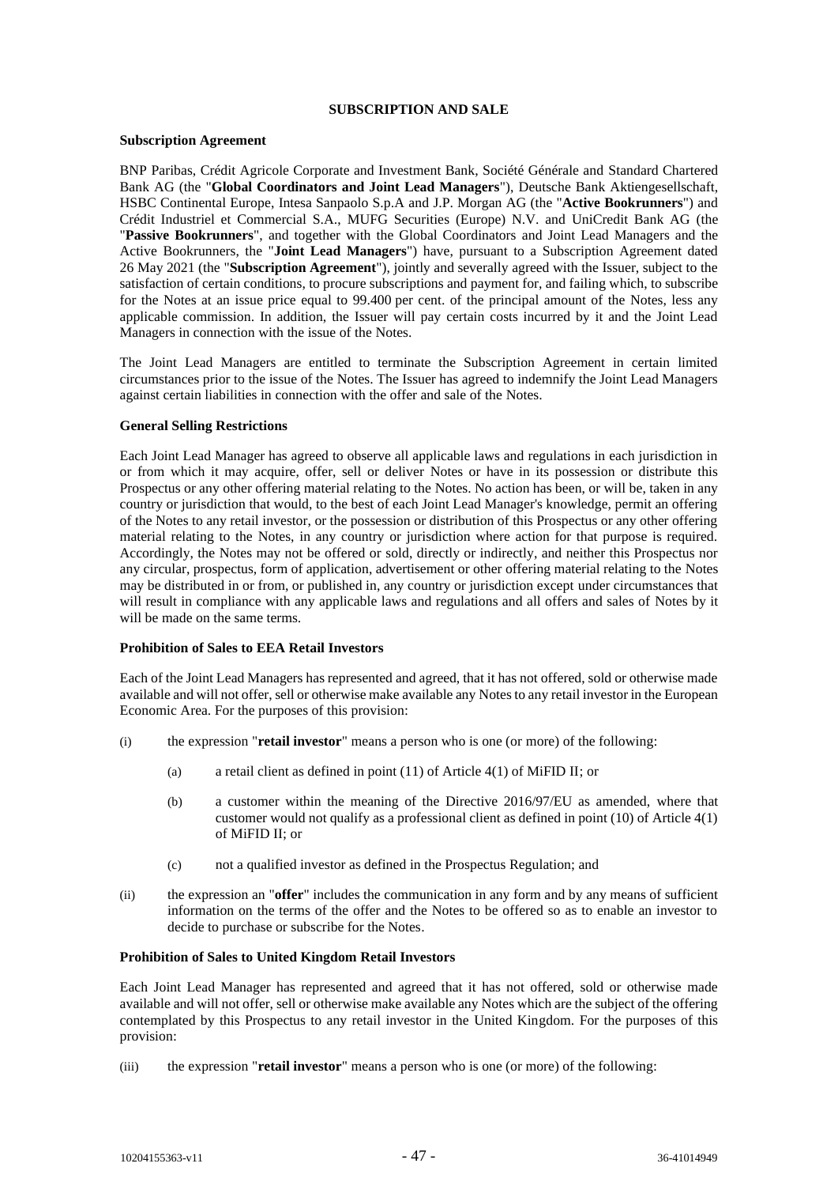## SUBSCRIPTION AND SALE

### Subscription Agreement

BNP Paribas, Crédit Agricole Corporate and Investment Bank, Société Générale and Standard Chartered Bank AG (the "**Global Coordinators and Joint Lead Managers**"), Deutsche Bank Aktiengesellschaft, HSBC Continental Europe, Intesa Sanpaolo S.p.A and J.P. Morgan AG (the "**Active Bookrunners**") and Crédit Industriel et Commercial S.A., MUFG Securities (Europe) N.V. and UniCredit Bank AG (the "**Passive Bookrunners**", and together with the Global Coordinators and Joint Lead Managers and the Active Bookrunners, the "**Joint Lead Managers**") have, pursuant to a Subscription Agreement dated 26 May 2021 (the "**Subscription Agreement**"), jointly and severally agreed with the Issuer, subject to the satisfaction of certain conditions, to procure subscriptions and payment for, and failing which, to subscribe for the Notes at an issue price equal to 99.400 per cent. of the principal amount of the Notes, less any applicable commission. In addition, the Issuer will pay certain costs incurred by it and the Joint Lead Managers in connection with the issue of the Notes.

The Joint Lead Managers are entitled to terminate the Subscription Agreement in certain limited circumstances prior to the issue of the Notes. The Issuer has agreed to indemnify the Joint Lead Managers against certain liabilities in connection with the offer and sale of the Notes.

### General Selling Restrictions

Each Joint Lead Manager has agreed to observe all applicable laws and regulations in each jurisdiction in or from which it may acquire, offer, sell or deliver Notes or have in its possession or distribute this Prospectus or any other offering material relating to the Notes. No action has been, or will be, taken in any country or jurisdiction that would, to the best of each Joint Lead Manager's knowledge, permit an offering of the Notes to any retail investor, or the possession or distribution of this Prospectus or any other offering material relating to the Notes, in any country or jurisdiction where action for that purpose is required. Accordingly, the Notes may not be offered or sold, directly or indirectly, and neither this Prospectus nor any circular, prospectus, form of application, advertisement or other offering material relating to the Notes may be distributed in or from, or published in, any country or jurisdiction except under circumstances that will result in compliance with any applicable laws and regulations and all offers and sales of Notes by it will be made on the same terms.

### Prohibition of Sales to EEA Retail Investors

Each of the Joint Lead Managers has represented and agreed, that it has not offered, sold or otherwise made available and will not offer, sell or otherwise make available any Notes to any retail investor in the European Economic Area. For the purposes of this provision:

(i) the expression "**retail investor**" means a person who is one (or more) of the following:

   (a) a retail client as defined in point (11) of Article 4(1) of MiFID II; or

   (b) a customer within the meaning of the Directive 2016/97/EU as amended, where that customer would not qualify as a professional client as defined in point (10) of Article 4(1) of MiFID II; or

   (c) not a qualified investor as defined in the Prospectus Regulation; and

(ii) the expression an "**offer**" includes the communication in any form and by any means of sufficient information on the terms of the offer and the Notes to be offered so as to enable an investor to decide to purchase or subscribe for the Notes.

### Prohibition of Sales to United Kingdom Retail Investors

Each Joint Lead Manager has represented and agreed that it has not offered, sold or otherwise made available and will not offer, sell or otherwise make available any Notes which are the subject of the offering contemplated by this Prospectus to any retail investor in the United Kingdom. For the purposes of this provision:

(iii) the expression "**retail investor**" means a person who is one (or more) of the following: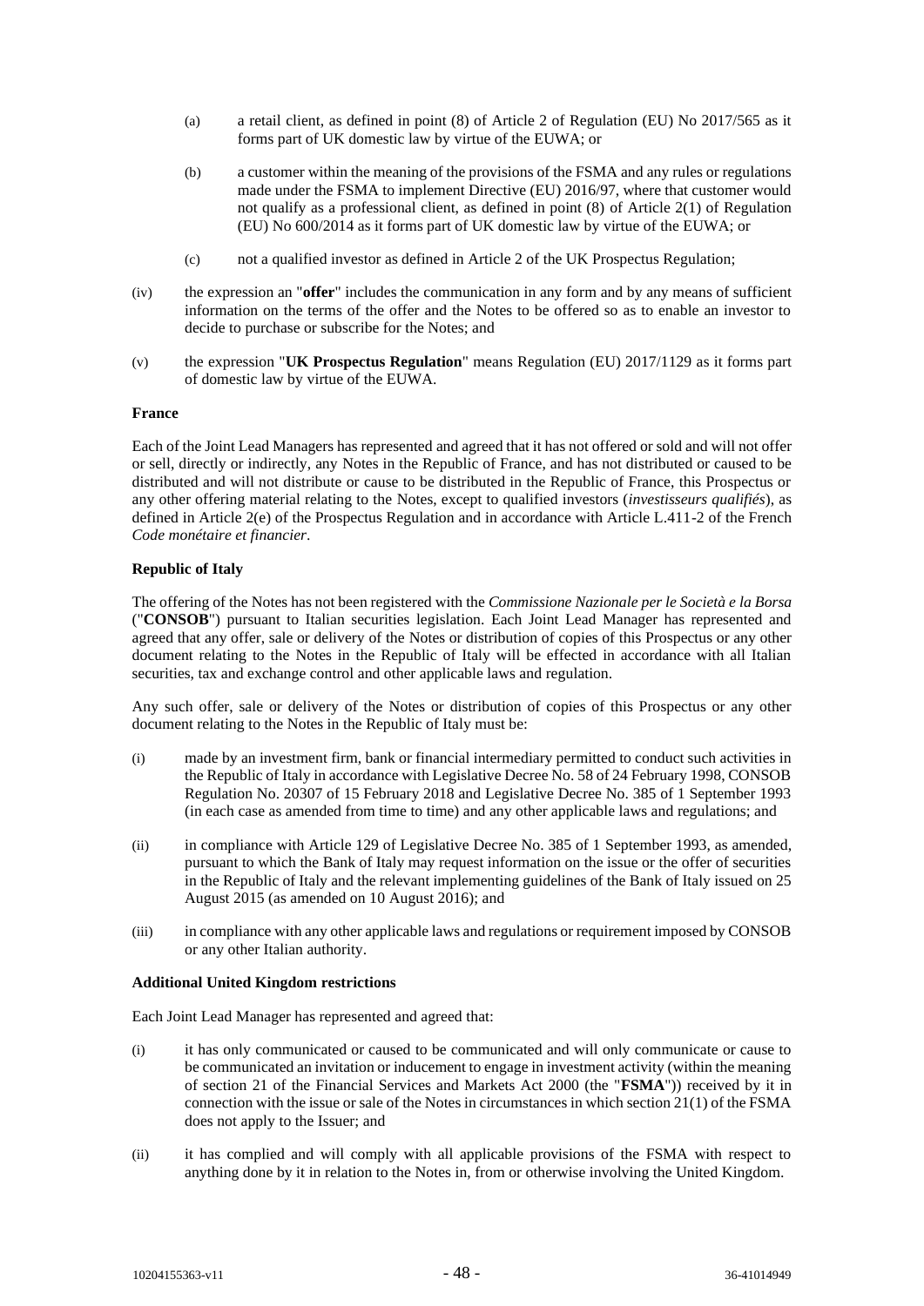(a) a retail client, as defined in point (8) of Article 2 of Regulation (EU) No 2017/565 as it forms part of UK domestic law by virtue of the EUWA; or

(b) a customer within the meaning of the provisions of the FSMA and any rules or regulations made under the FSMA to implement Directive (EU) 2016/97, where that customer would not qualify as a professional client, as defined in point (8) of Article 2(1) of Regulation (EU) No 600/2014 as it forms part of UK domestic law by virtue of the EUWA; or

(c) not a qualified investor as defined in Article 2 of the UK Prospectus Regulation;

(iv) the expression an "**offer**" includes the communication in any form and by any means of sufficient information on the terms of the offer and the Notes to be offered so as to enable an investor to decide to purchase or subscribe for the Notes; and

(v) the expression "**UK Prospectus Regulation**" means Regulation (EU) 2017/1129 as it forms part of domestic law by virtue of the EUWA.

**France**

Each of the Joint Lead Managers has represented and agreed that it has not offered or sold and will not offer or sell, directly or indirectly, any Notes in the Republic of France, and has not distributed or caused to be distributed and will not distribute or cause to be distributed in the Republic of France, this Prospectus or any other offering material relating to the Notes, except to qualified investors (*investisseurs qualifiés*), as defined in Article 2(e) of the Prospectus Regulation and in accordance with Article L.411-2 of the French *Code monétaire et financier*.

**Republic of Italy**

The offering of the Notes has not been registered with the *Commissione Nazionale per le Società e la Borsa* ("**CONSOB**") pursuant to Italian securities legislation. Each Joint Lead Manager has represented and agreed that any offer, sale or delivery of the Notes or distribution of copies of this Prospectus or any other document relating to the Notes in the Republic of Italy will be effected in accordance with all Italian securities, tax and exchange control and other applicable laws and regulation.

Any such offer, sale or delivery of the Notes or distribution of copies of this Prospectus or any other document relating to the Notes in the Republic of Italy must be:

(i) made by an investment firm, bank or financial intermediary permitted to conduct such activities in the Republic of Italy in accordance with Legislative Decree No. 58 of 24 February 1998, CONSOB Regulation No. 20307 of 15 February 2018 and Legislative Decree No. 385 of 1 September 1993 (in each case as amended from time to time) and any other applicable laws and regulations; and

(ii) in compliance with Article 129 of Legislative Decree No. 385 of 1 September 1993, as amended, pursuant to which the Bank of Italy may request information on the issue or the offer of securities in the Republic of Italy and the relevant implementing guidelines of the Bank of Italy issued on 25 August 2015 (as amended on 10 August 2016); and

(iii) in compliance with any other applicable laws and regulations or requirement imposed by CONSOB or any other Italian authority.

**Additional United Kingdom restrictions**

Each Joint Lead Manager has represented and agreed that:

(i) it has only communicated or caused to be communicated and will only communicate or cause to be communicated an invitation or inducement to engage in investment activity (within the meaning of section 21 of the Financial Services and Markets Act 2000 (the "**FSMA**")) received by it in connection with the issue or sale of the Notes in circumstances in which section 21(1) of the FSMA does not apply to the Issuer; and

(ii) it has complied and will comply with all applicable provisions of the FSMA with respect to anything done by it in relation to the Notes in, from or otherwise involving the United Kingdom.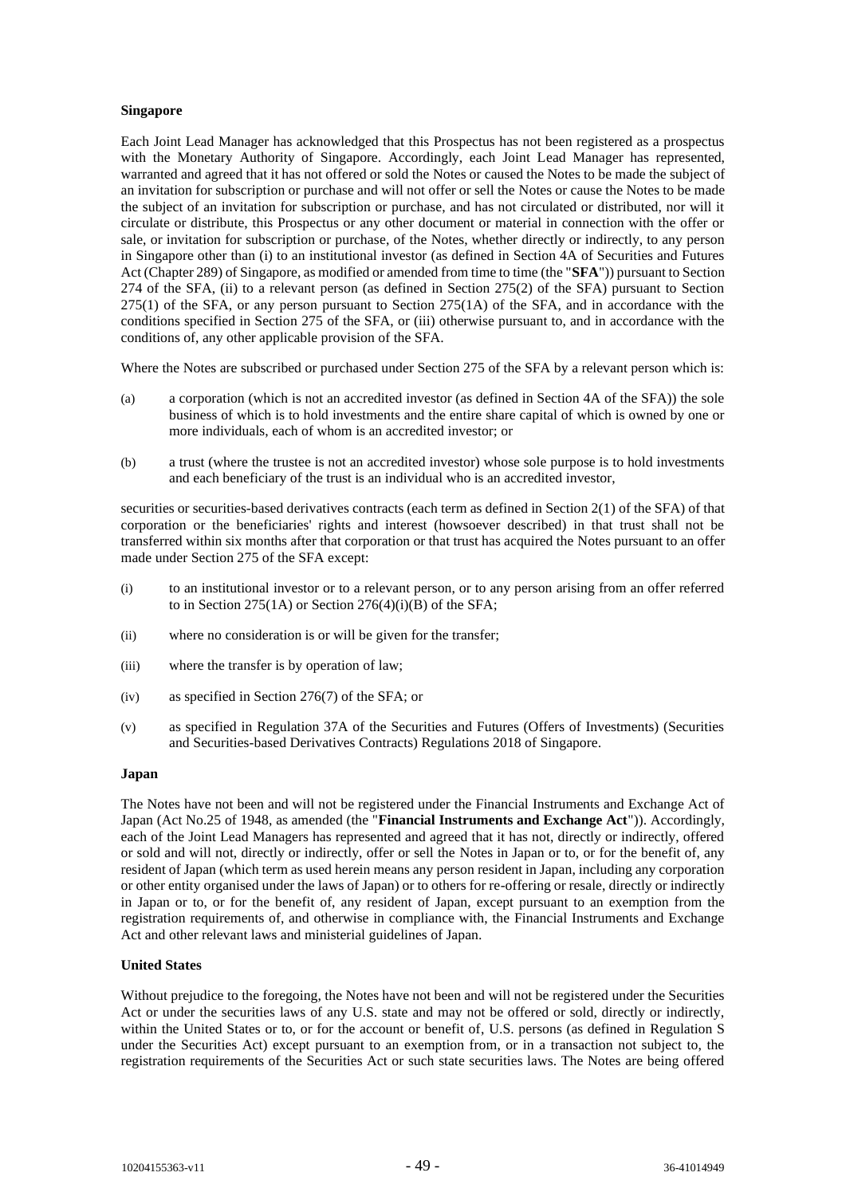### Singapore

Each Joint Lead Manager has acknowledged that this Prospectus has not been registered as a prospectus with the Monetary Authority of Singapore. Accordingly, each Joint Lead Manager has represented, warranted and agreed that it has not offered or sold the Notes or caused the Notes to be made the subject of an invitation for subscription or purchase and will not offer or sell the Notes or cause the Notes to be made the subject of an invitation for subscription or purchase, and has not circulated or distributed, nor will it circulate or distribute, this Prospectus or any other document or material in connection with the offer or sale, or invitation for subscription or purchase, of the Notes, whether directly or indirectly, to any person in Singapore other than (i) to an institutional investor (as defined in Section 4A of Securities and Futures Act (Chapter 289) of Singapore, as modified or amended from time to time (the "**SFA**")) pursuant to Section 274 of the SFA, (ii) to a relevant person (as defined in Section 275(2) of the SFA) pursuant to Section 275(1) of the SFA, or any person pursuant to Section 275(1A) of the SFA, and in accordance with the conditions specified in Section 275 of the SFA, or (iii) otherwise pursuant to, and in accordance with the conditions of, any other applicable provision of the SFA.

Where the Notes are subscribed or purchased under Section 275 of the SFA by a relevant person which is:

(a) a corporation (which is not an accredited investor (as defined in Section 4A of the SFA)) the sole business of which is to hold investments and the entire share capital of which is owned by one or more individuals, each of whom is an accredited investor; or

(b) a trust (where the trustee is not an accredited investor) whose sole purpose is to hold investments and each beneficiary of the trust is an individual who is an accredited investor,

securities or securities-based derivatives contracts (each term as defined in Section 2(1) of the SFA) of that corporation or the beneficiaries' rights and interest (howsoever described) in that trust shall not be transferred within six months after that corporation or that trust has acquired the Notes pursuant to an offer made under Section 275 of the SFA except:

(i) to an institutional investor or to a relevant person, or to any person arising from an offer referred to in Section 275(1A) or Section 276(4)(i)(B) of the SFA;

(ii) where no consideration is or will be given for the transfer;

(iii) where the transfer is by operation of law;

(iv) as specified in Section 276(7) of the SFA; or

(v) as specified in Regulation 37A of the Securities and Futures (Offers of Investments) (Securities and Securities-based Derivatives Contracts) Regulations 2018 of Singapore.

### Japan

The Notes have not been and will not be registered under the Financial Instruments and Exchange Act of Japan (Act No.25 of 1948, as amended (the "**Financial Instruments and Exchange Act**")). Accordingly, each of the Joint Lead Managers has represented and agreed that it has not, directly or indirectly, offered or sold and will not, directly or indirectly, offer or sell the Notes in Japan or to, or for the benefit of, any resident of Japan (which term as used herein means any person resident in Japan, including any corporation or other entity organised under the laws of Japan) or to others for re-offering or resale, directly or indirectly in Japan or to, or for the benefit of, any resident of Japan, except pursuant to an exemption from the registration requirements of, and otherwise in compliance with, the Financial Instruments and Exchange Act and other relevant laws and ministerial guidelines of Japan.

### United States

Without prejudice to the foregoing, the Notes have not been and will not be registered under the Securities Act or under the securities laws of any U.S. state and may not be offered or sold, directly or indirectly, within the United States or to, or for the account or benefit of, U.S. persons (as defined in Regulation S under the Securities Act) except pursuant to an exemption from, or in a transaction not subject to, the registration requirements of the Securities Act or such state securities laws. The Notes are being offered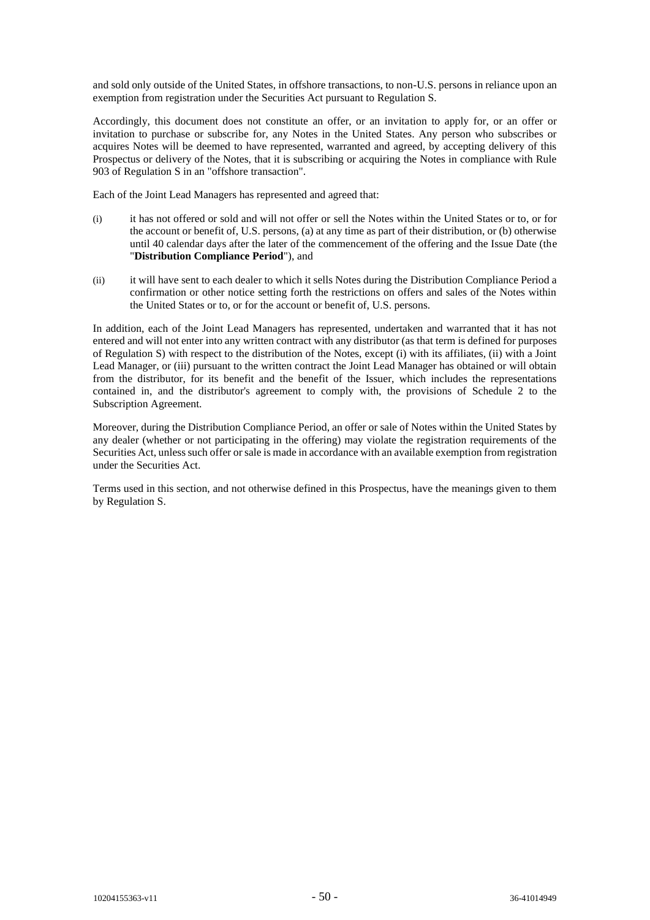and sold only outside of the United States, in offshore transactions, to non-U.S. persons in reliance upon an exemption from registration under the Securities Act pursuant to Regulation S.

Accordingly, this document does not constitute an offer, or an invitation to apply for, or an offer or invitation to purchase or subscribe for, any Notes in the United States. Any person who subscribes or acquires Notes will be deemed to have represented, warranted and agreed, by accepting delivery of this Prospectus or delivery of the Notes, that it is subscribing or acquiring the Notes in compliance with Rule 903 of Regulation S in an "offshore transaction".

Each of the Joint Lead Managers has represented and agreed that:

(i) it has not offered or sold and will not offer or sell the Notes within the United States or to, or for the account or benefit of, U.S. persons, (a) at any time as part of their distribution, or (b) otherwise until 40 calendar days after the later of the commencement of the offering and the Issue Date (the "**Distribution Compliance Period**"), and

(ii) it will have sent to each dealer to which it sells Notes during the Distribution Compliance Period a confirmation or other notice setting forth the restrictions on offers and sales of the Notes within the United States or to, or for the account or benefit of, U.S. persons.

In addition, each of the Joint Lead Managers has represented, undertaken and warranted that it has not entered and will not enter into any written contract with any distributor (as that term is defined for purposes of Regulation S) with respect to the distribution of the Notes, except (i) with its affiliates, (ii) with a Joint Lead Manager, or (iii) pursuant to the written contract the Joint Lead Manager has obtained or will obtain from the distributor, for its benefit and the benefit of the Issuer, which includes the representations contained in, and the distributor's agreement to comply with, the provisions of Schedule 2 to the Subscription Agreement.

Moreover, during the Distribution Compliance Period, an offer or sale of Notes within the United States by any dealer (whether or not participating in the offering) may violate the registration requirements of the Securities Act, unless such offer or sale is made in accordance with an available exemption from registration under the Securities Act.

Terms used in this section, and not otherwise defined in this Prospectus, have the meanings given to them by Regulation S.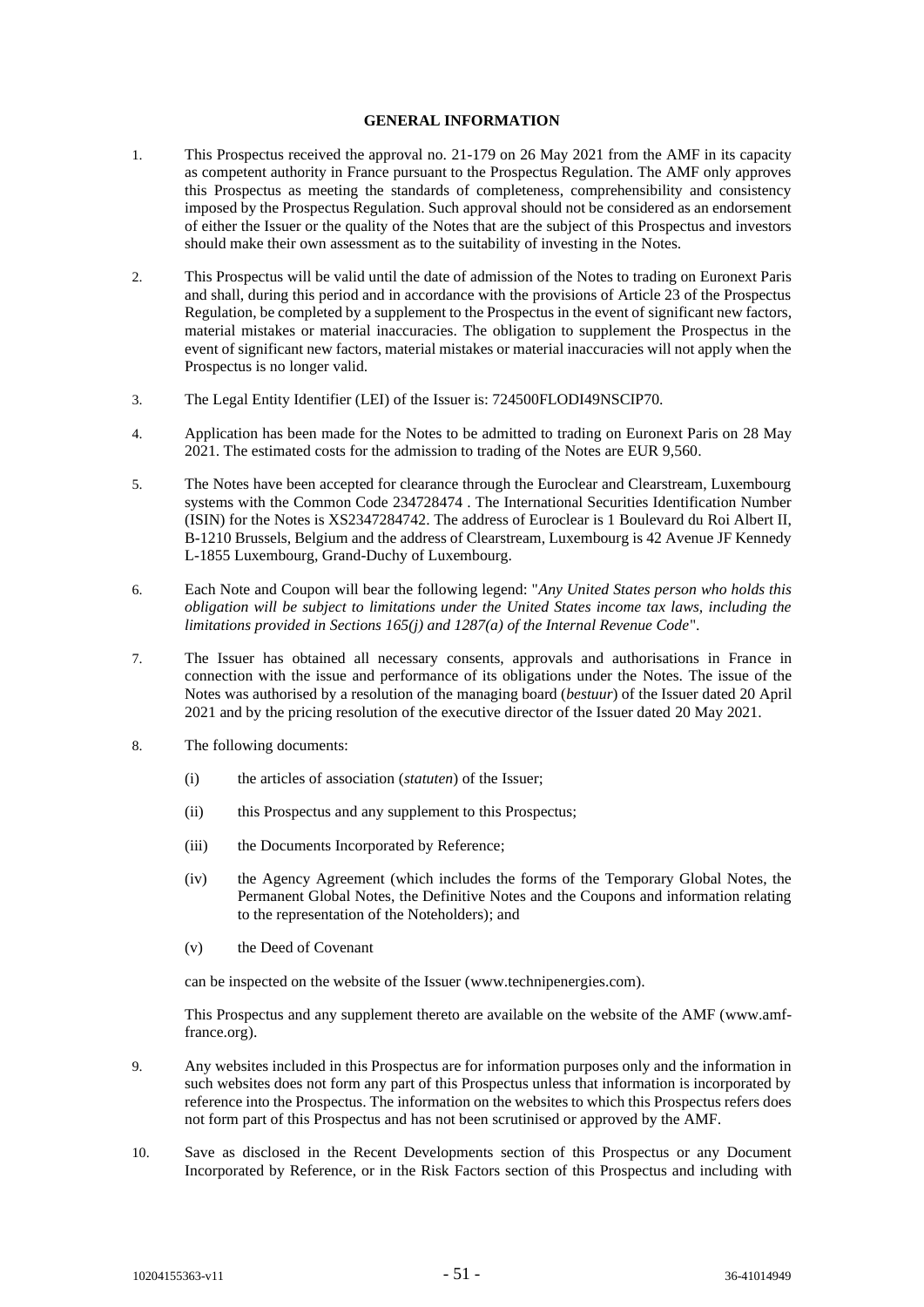## GENERAL INFORMATION

1. This Prospectus received the approval no. 21-179 on 26 May 2021 from the AMF in its capacity as competent authority in France pursuant to the Prospectus Regulation. The AMF only approves this Prospectus as meeting the standards of completeness, comprehensibility and consistency imposed by the Prospectus Regulation. Such approval should not be considered as an endorsement of either the Issuer or the quality of the Notes that are the subject of this Prospectus and investors should make their own assessment as to the suitability of investing in the Notes.

2. This Prospectus will be valid until the date of admission of the Notes to trading on Euronext Paris and shall, during this period and in accordance with the provisions of Article 23 of the Prospectus Regulation, be completed by a supplement to the Prospectus in the event of significant new factors, material mistakes or material inaccuracies. The obligation to supplement the Prospectus in the event of significant new factors, material mistakes or material inaccuracies will not apply when the Prospectus is no longer valid.

3. The Legal Entity Identifier (LEI) of the Issuer is: 724500FLODI49NSCIP70.

4. Application has been made for the Notes to be admitted to trading on Euronext Paris on 28 May 2021. The estimated costs for the admission to trading of the Notes are EUR 9,560.

5. The Notes have been accepted for clearance through the Euroclear and Clearstream, Luxembourg systems with the Common Code 234728474 . The International Securities Identification Number (ISIN) for the Notes is XS2347284742. The address of Euroclear is 1 Boulevard du Roi Albert II, B-1210 Brussels, Belgium and the address of Clearstream, Luxembourg is 42 Avenue JF Kennedy L-1855 Luxembourg, Grand-Duchy of Luxembourg.

6. Each Note and Coupon will bear the following legend: "*Any United States person who holds this obligation will be subject to limitations under the United States income tax laws, including the limitations provided in Sections 165(j) and 1287(a) of the Internal Revenue Code*".

7. The Issuer has obtained all necessary consents, approvals and authorisations in France in connection with the issue and performance of its obligations under the Notes. The issue of the Notes was authorised by a resolution of the managing board (*bestuur*) of the Issuer dated 20 April 2021 and by the pricing resolution of the executive director of the Issuer dated 20 May 2021.

8. The following documents:

   (i) the articles of association (*statuten*) of the Issuer;

   (ii) this Prospectus and any supplement to this Prospectus;

   (iii) the Documents Incorporated by Reference;

   (iv) the Agency Agreement (which includes the forms of the Temporary Global Notes, the Permanent Global Notes, the Definitive Notes and the Coupons and information relating to the representation of the Noteholders); and

   (v) the Deed of Covenant

   can be inspected on the website of the Issuer (www.technipenergies.com).

   This Prospectus and any supplement thereto are available on the website of the AMF (www.amf-france.org).

9. Any websites included in this Prospectus are for information purposes only and the information in such websites does not form any part of this Prospectus unless that information is incorporated by reference into the Prospectus. The information on the websites to which this Prospectus refers does not form part of this Prospectus and has not been scrutinised or approved by the AMF.

10. Save as disclosed in the Recent Developments section of this Prospectus or any Document Incorporated by Reference, or in the Risk Factors section of this Prospectus and including with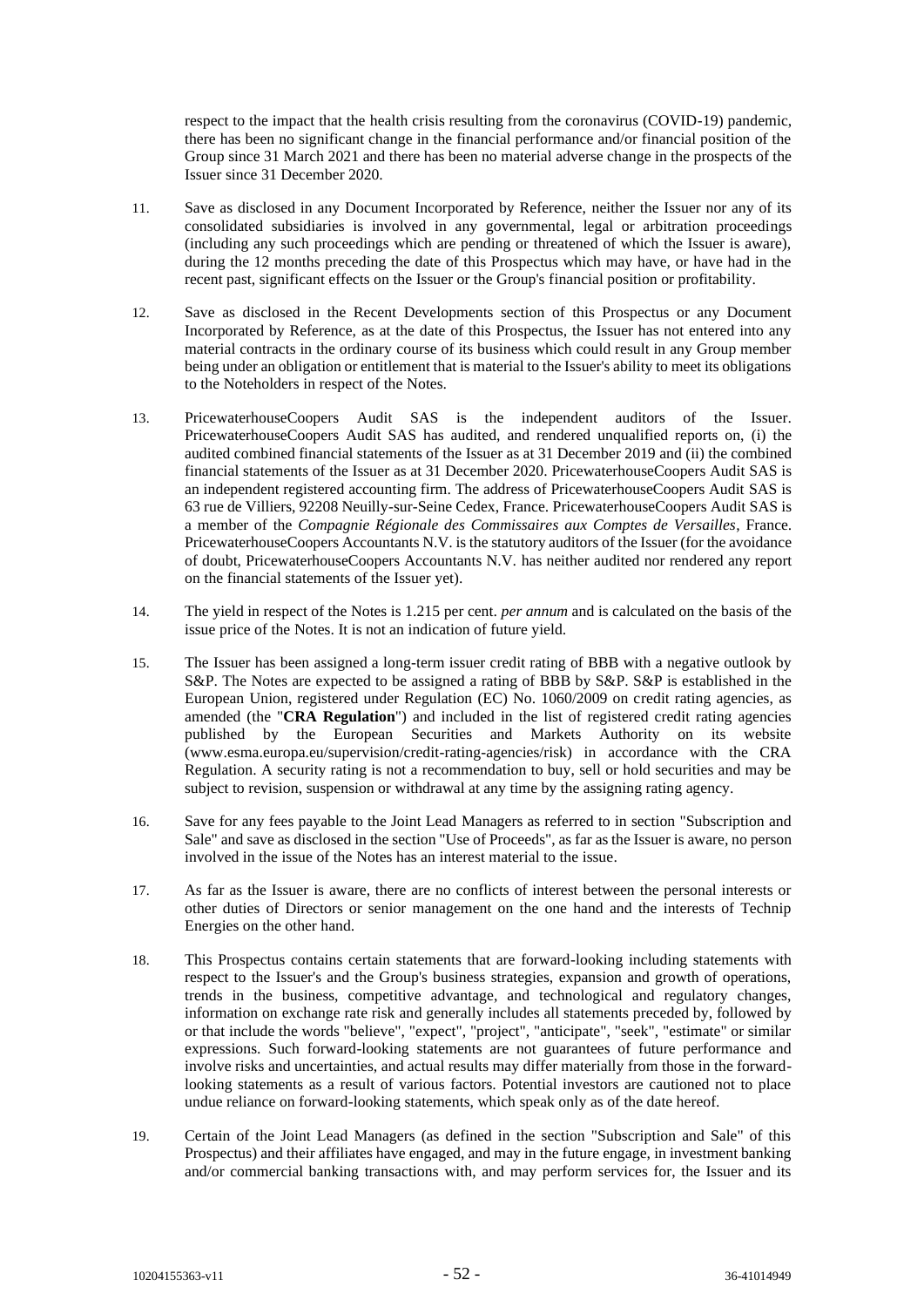respect to the impact that the health crisis resulting from the coronavirus (COVID-19) pandemic, there has been no significant change in the financial performance and/or financial position of the Group since 31 March 2021 and there has been no material adverse change in the prospects of the Issuer since 31 December 2020.

11. Save as disclosed in any Document Incorporated by Reference, neither the Issuer nor any of its consolidated subsidiaries is involved in any governmental, legal or arbitration proceedings (including any such proceedings which are pending or threatened of which the Issuer is aware), during the 12 months preceding the date of this Prospectus which may have, or have had in the recent past, significant effects on the Issuer or the Group's financial position or profitability.

12. Save as disclosed in the Recent Developments section of this Prospectus or any Document Incorporated by Reference, as at the date of this Prospectus, the Issuer has not entered into any material contracts in the ordinary course of its business which could result in any Group member being under an obligation or entitlement that is material to the Issuer's ability to meet its obligations to the Noteholders in respect of the Notes.

13. PricewaterhouseCoopers Audit SAS is the independent auditors of the Issuer. PricewaterhouseCoopers Audit SAS has audited, and rendered unqualified reports on, (i) the audited combined financial statements of the Issuer as at 31 December 2019 and (ii) the combined financial statements of the Issuer as at 31 December 2020. PricewaterhouseCoopers Audit SAS is an independent registered accounting firm. The address of PricewaterhouseCoopers Audit SAS is 63 rue de Villiers, 92208 Neuilly-sur-Seine Cedex, France. PricewaterhouseCoopers Audit SAS is a member of the *Compagnie Régionale des Commissaires aux Comptes de Versailles*, France. PricewaterhouseCoopers Accountants N.V. is the statutory auditors of the Issuer (for the avoidance of doubt, PricewaterhouseCoopers Accountants N.V. has neither audited nor rendered any report on the financial statements of the Issuer yet).

14. The yield in respect of the Notes is 1.215 per cent. *per annum* and is calculated on the basis of the issue price of the Notes. It is not an indication of future yield.

15. The Issuer has been assigned a long-term issuer credit rating of BBB with a negative outlook by S&P. The Notes are expected to be assigned a rating of BBB by S&P. S&P is established in the European Union, registered under Regulation (EC) No. 1060/2009 on credit rating agencies, as amended (the "**CRA Regulation**") and included in the list of registered credit rating agencies published by the European Securities and Markets Authority on its website (www.esma.europa.eu/supervision/credit-rating-agencies/risk) in accordance with the CRA Regulation. A security rating is not a recommendation to buy, sell or hold securities and may be subject to revision, suspension or withdrawal at any time by the assigning rating agency.

16. Save for any fees payable to the Joint Lead Managers as referred to in section "Subscription and Sale" and save as disclosed in the section "Use of Proceeds", as far as the Issuer is aware, no person involved in the issue of the Notes has an interest material to the issue.

17. As far as the Issuer is aware, there are no conflicts of interest between the personal interests or other duties of Directors or senior management on the one hand and the interests of Technip Energies on the other hand.

18. This Prospectus contains certain statements that are forward-looking including statements with respect to the Issuer's and the Group's business strategies, expansion and growth of operations, trends in the business, competitive advantage, and technological and regulatory changes, information on exchange rate risk and generally includes all statements preceded by, followed by or that include the words "believe", "expect", "project", "anticipate", "seek", "estimate" or similar expressions. Such forward-looking statements are not guarantees of future performance and involve risks and uncertainties, and actual results may differ materially from those in the forward-looking statements as a result of various factors. Potential investors are cautioned not to place undue reliance on forward-looking statements, which speak only as of the date hereof.

19. Certain of the Joint Lead Managers (as defined in the section "Subscription and Sale" of this Prospectus) and their affiliates have engaged, and may in the future engage, in investment banking and/or commercial banking transactions with, and may perform services for, the Issuer and its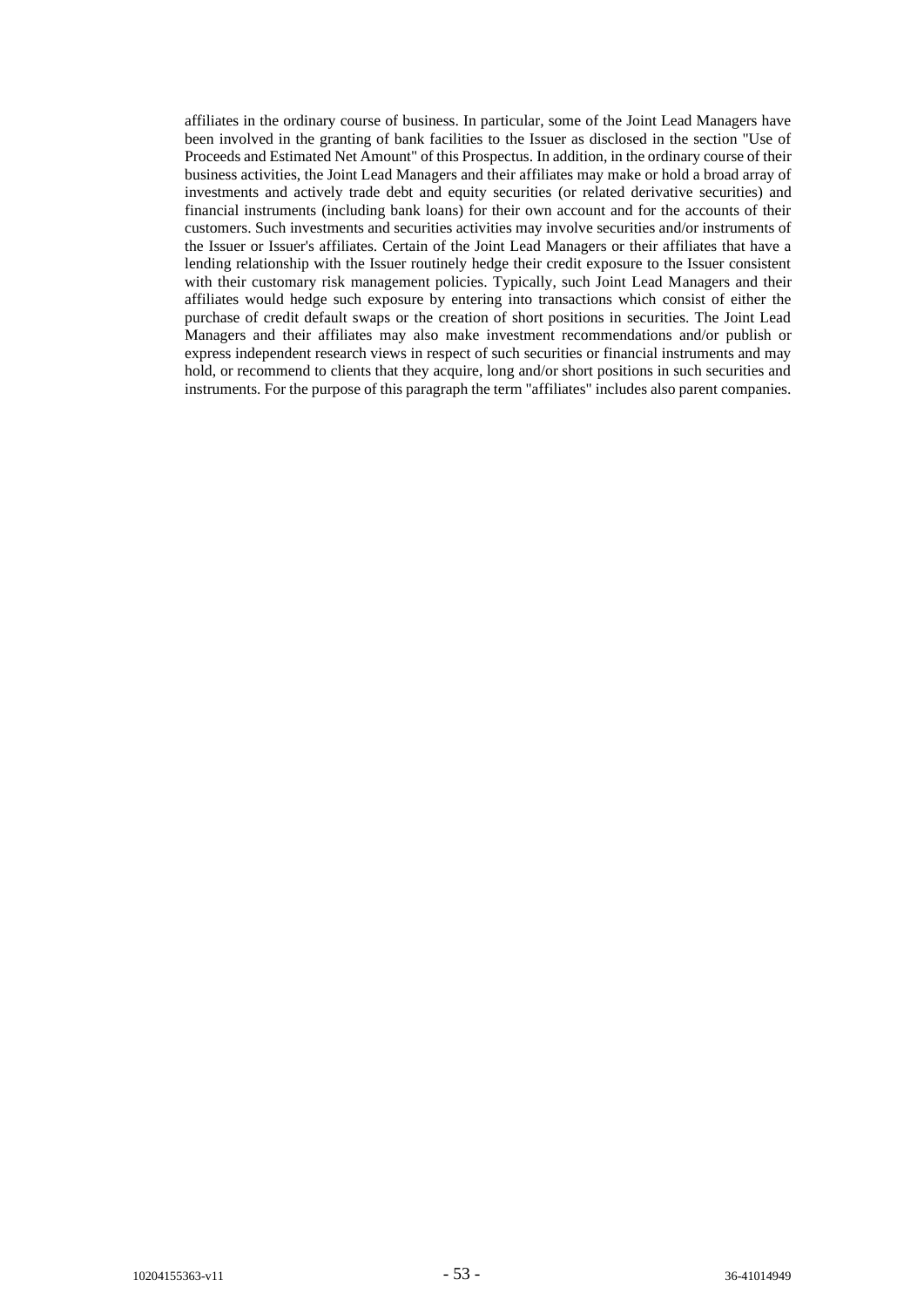affiliates in the ordinary course of business. In particular, some of the Joint Lead Managers have been involved in the granting of bank facilities to the Issuer as disclosed in the section "Use of Proceeds and Estimated Net Amount" of this Prospectus. In addition, in the ordinary course of their business activities, the Joint Lead Managers and their affiliates may make or hold a broad array of investments and actively trade debt and equity securities (or related derivative securities) and financial instruments (including bank loans) for their own account and for the accounts of their customers. Such investments and securities activities may involve securities and/or instruments of the Issuer or Issuer's affiliates. Certain of the Joint Lead Managers or their affiliates that have a lending relationship with the Issuer routinely hedge their credit exposure to the Issuer consistent with their customary risk management policies. Typically, such Joint Lead Managers and their affiliates would hedge such exposure by entering into transactions which consist of either the purchase of credit default swaps or the creation of short positions in securities. The Joint Lead Managers and their affiliates may also make investment recommendations and/or publish or express independent research views in respect of such securities or financial instruments and may hold, or recommend to clients that they acquire, long and/or short positions in such securities and instruments. For the purpose of this paragraph the term "affiliates" includes also parent companies.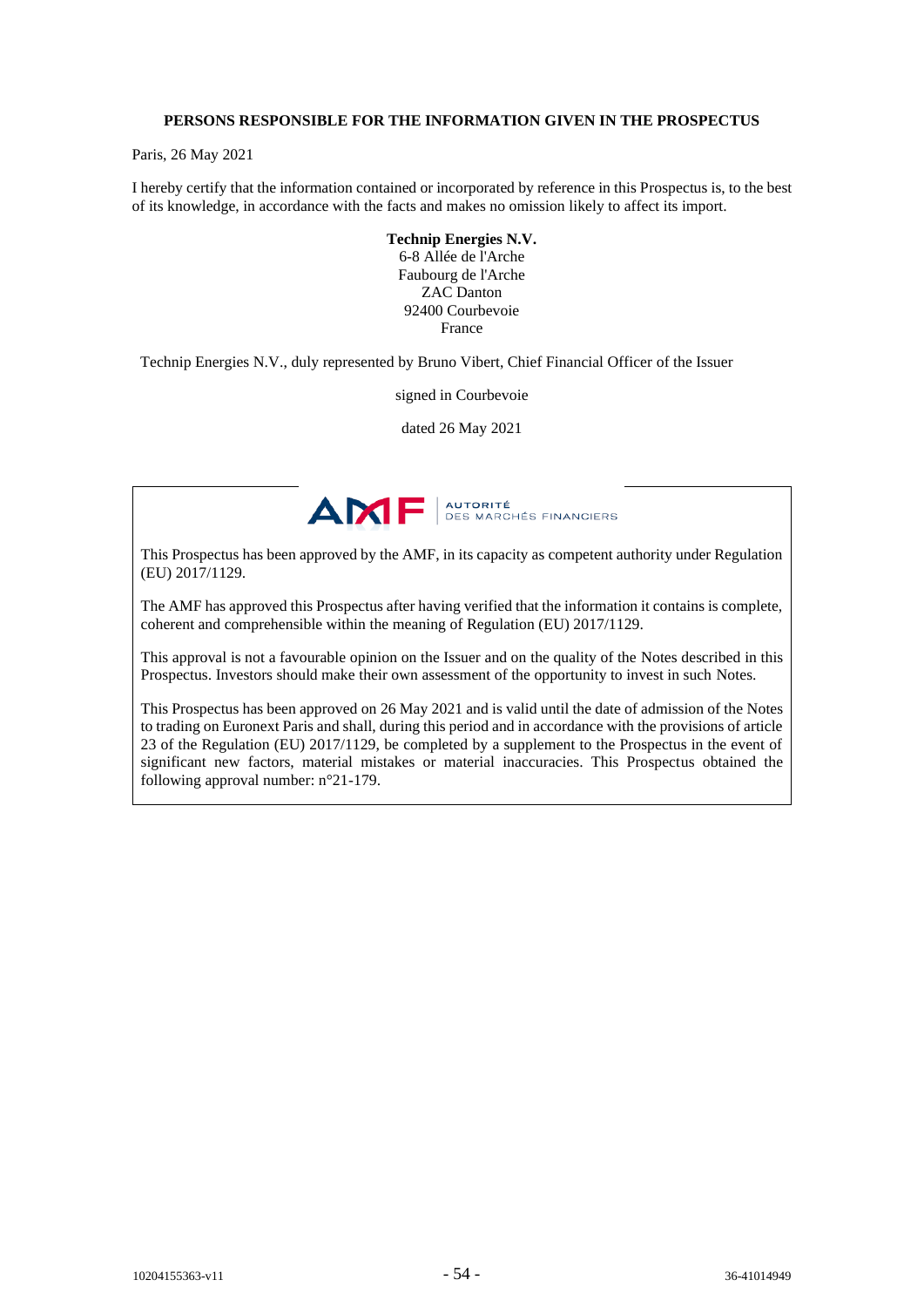**PERSONS RESPONSIBLE FOR THE INFORMATION GIVEN IN THE PROSPECTUS**

Paris, 26 May 2021

I hereby certify that the information contained or incorporated by reference in this Prospectus is, to the best of its knowledge, in accordance with the facts and makes no omission likely to affect its import.

**Technip Energies N.V.**
6-8 Allée de l'Arche
Faubourg de l'Arche
ZAC Danton
92400 Courbevoie
France

Technip Energies N.V., duly represented by Bruno Vibert, Chief Financial Officer of the Issuer

signed in Courbevoie

dated 26 May 2021

AMF | AUTORITÉ DES MARCHÉS FINANCIERS

This Prospectus has been approved by the AMF, in its capacity as competent authority under Regulation (EU) 2017/1129.

The AMF has approved this Prospectus after having verified that the information it contains is complete, coherent and comprehensible within the meaning of Regulation (EU) 2017/1129.

This approval is not a favourable opinion on the Issuer and on the quality of the Notes described in this Prospectus. Investors should make their own assessment of the opportunity to invest in such Notes.

This Prospectus has been approved on 26 May 2021 and is valid until the date of admission of the Notes to trading on Euronext Paris and shall, during this period and in accordance with the provisions of article 23 of the Regulation (EU) 2017/1129, be completed by a supplement to the Prospectus in the event of significant new factors, material mistakes or material inaccuracies. This Prospectus obtained the following approval number: n°21-179.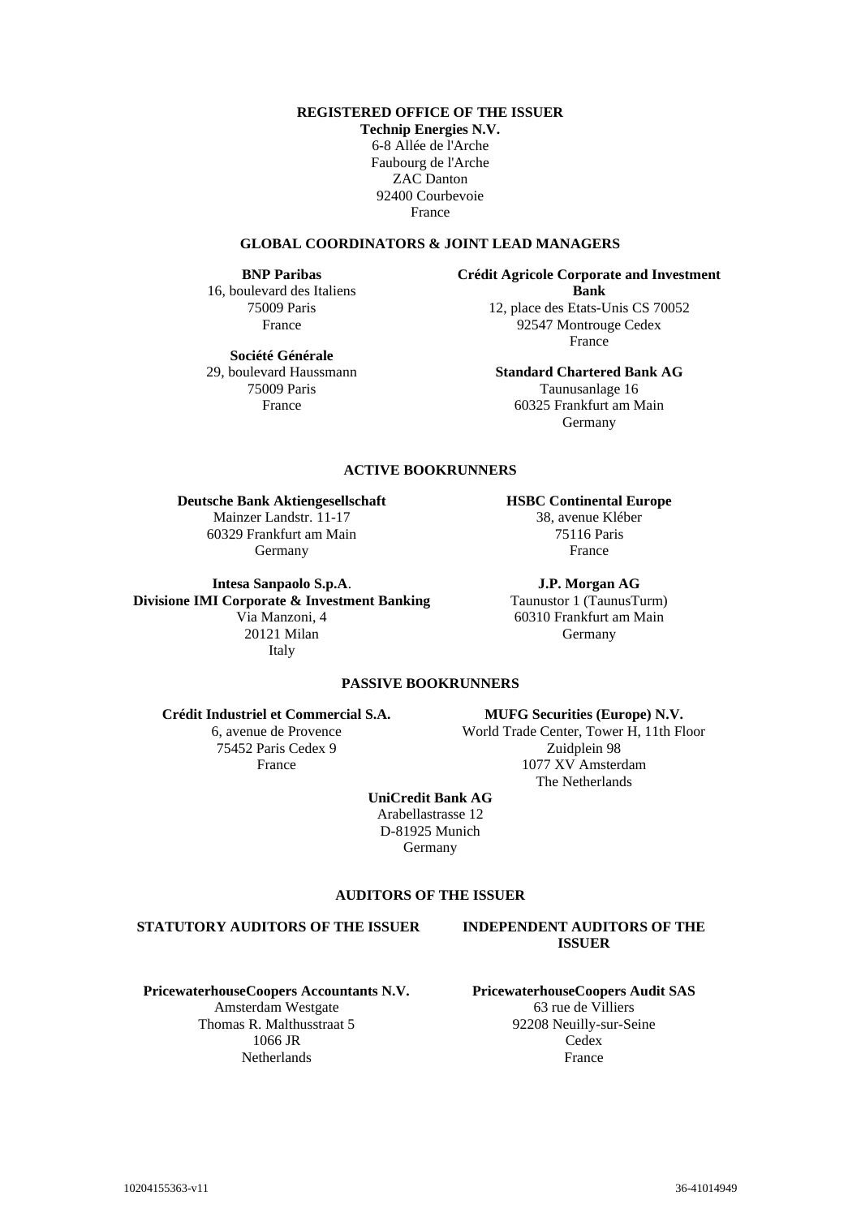**REGISTERED OFFICE OF THE ISSUER**

**Technip Energies N.V.**
6-8 Allée de l'Arche
Faubourg de l'Arche
ZAC Danton
92400 Courbevoie
France

**GLOBAL COORDINATORS & JOINT LEAD MANAGERS**

**BNP Paribas**
16, boulevard des Italiens
75009 Paris
France

**Crédit Agricole Corporate and Investment Bank**
12, place des Etats-Unis CS 70052
92547 Montrouge Cedex
France

**Société Générale**
29, boulevard Haussmann
75009 Paris
France

**Standard Chartered Bank AG**
Taunusanlage 16
60325 Frankfurt am Main
Germany

**ACTIVE BOOKRUNNERS**

**Deutsche Bank Aktiengesellschaft**
Mainzer Landstr. 11-17
60329 Frankfurt am Main
Germany

**HSBC Continental Europe**
38, avenue Kléber
75116 Paris
France

**Intesa Sanpaolo S.p.A**.
**Divisione IMI Corporate & Investment Banking**
Via Manzoni, 4
20121 Milan
Italy

**J.P. Morgan AG**
Taunustor 1 (TaunusTurm)
60310 Frankfurt am Main
Germany

**PASSIVE BOOKRUNNERS**

**Crédit Industriel et Commercial S.A.**
6, avenue de Provence
75452 Paris Cedex 9
France

**MUFG Securities (Europe) N.V.**
World Trade Center, Tower H, 11th Floor
Zuidplein 98
1077 XV Amsterdam
The Netherlands

**UniCredit Bank AG**
Arabellastrasse 12
D-81925 Munich
Germany

**AUDITORS OF THE ISSUER**

**STATUTORY AUDITORS OF THE ISSUER**

**PricewaterhouseCoopers Accountants N.V.**
Amsterdam Westgate
Thomas R. Malthusstraat 5
1066 JR
Netherlands

**INDEPENDENT AUDITORS OF THE ISSUER**

**PricewaterhouseCoopers Audit SAS**
63 rue de Villiers
92208 Neuilly-sur-Seine
Cedex
France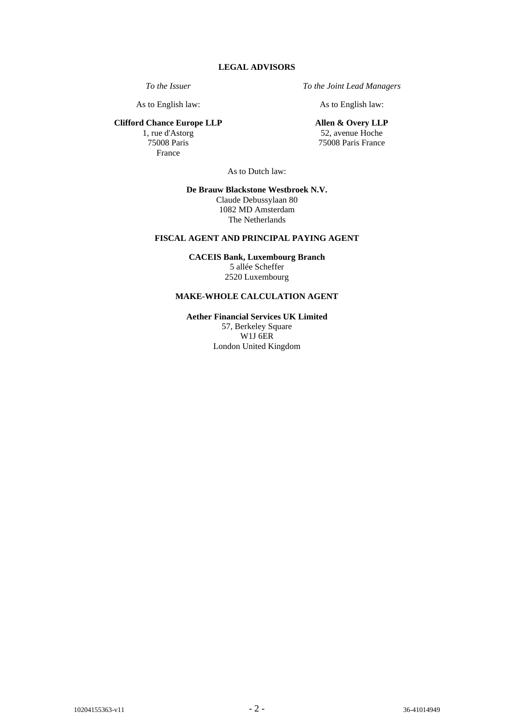## LEGAL ADVISORS

*To the Issuer*

As to English law:

**Clifford Chance Europe LLP**
1, rue d'Astorg
75008 Paris
France

*To the Joint Lead Managers*

As to English law:

**Allen & Overy LLP**
52, avenue Hoche
75008 Paris France

As to Dutch law:

**De Brauw Blackstone Westbroek N.V.**
Claude Debussylaan 80
1082 MD Amsterdam
The Netherlands

## FISCAL AGENT AND PRINCIPAL PAYING AGENT

**CACEIS Bank, Luxembourg Branch**
5 allée Scheffer
2520 Luxembourg

## MAKE-WHOLE CALCULATION AGENT

**Aether Financial Services UK Limited**
57, Berkeley Square
W1J 6ER
London United Kingdom